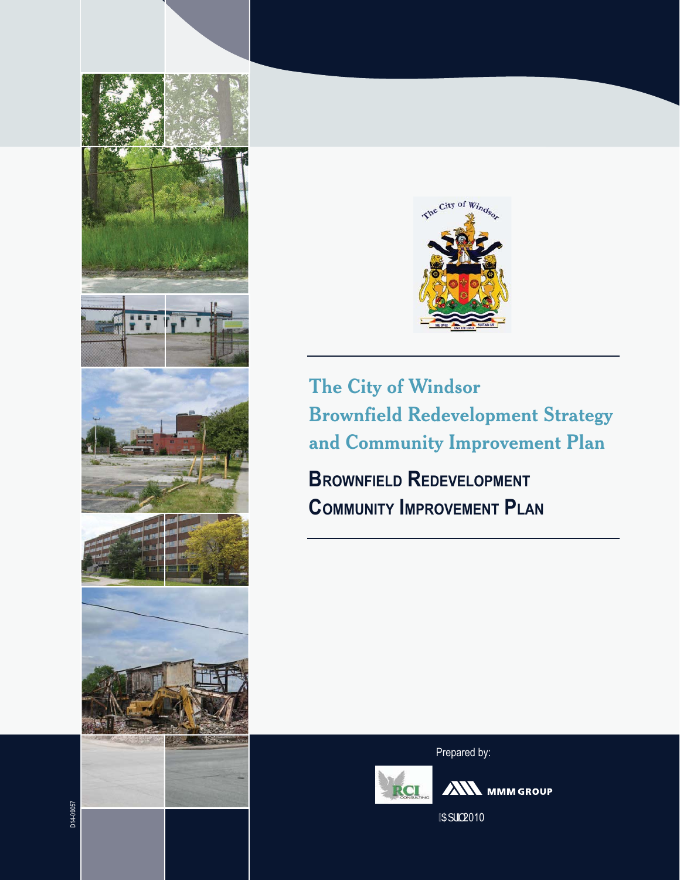# The City of Windsor Brownfield Redevelopment Strategy and Community Improvement Plan

## BROWNFIELD REDEVELOPMENT COMMUNITY IMPROVEMENT PLAN

Prepared by:

RCI Consulting

MMM GROUP

April 2010

D14-09057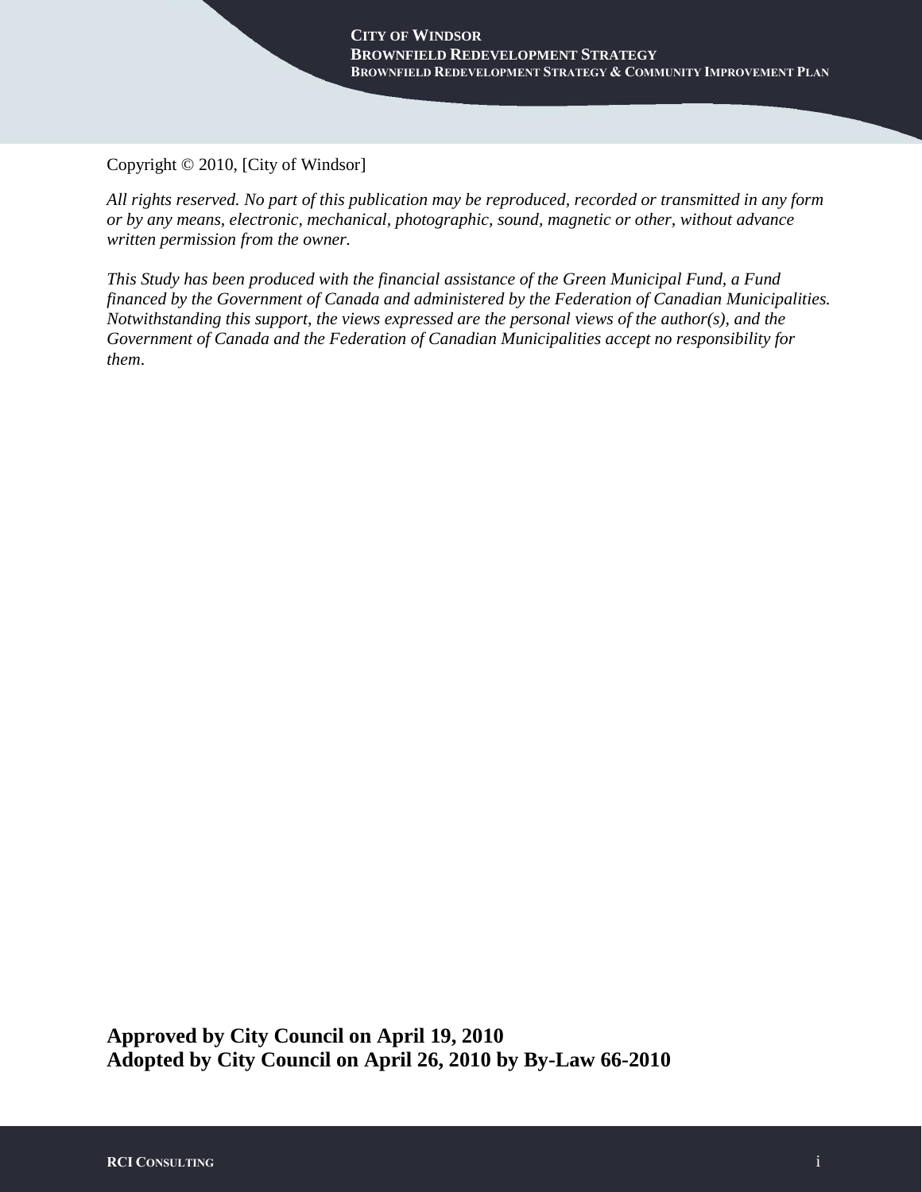Copyright © 2010, [City of Windsor]

*All rights reserved. No part of this publication may be reproduced, recorded or transmitted in any form or by any means, electronic, mechanical, photographic, sound, magnetic or other, without advance written permission from the owner.*

*This Study has been produced with the financial assistance of the Green Municipal Fund, a Fund financed by the Government of Canada and administered by the Federation of Canadian Municipalities. Notwithstanding this support, the views expressed are the personal views of the author(s), and the Government of Canada and the Federation of Canadian Municipalities accept no responsibility for them.*

**Approved by City Council on April 19, 2010**
**Adopted by City Council on April 26, 2010 by By-Law 66-2010**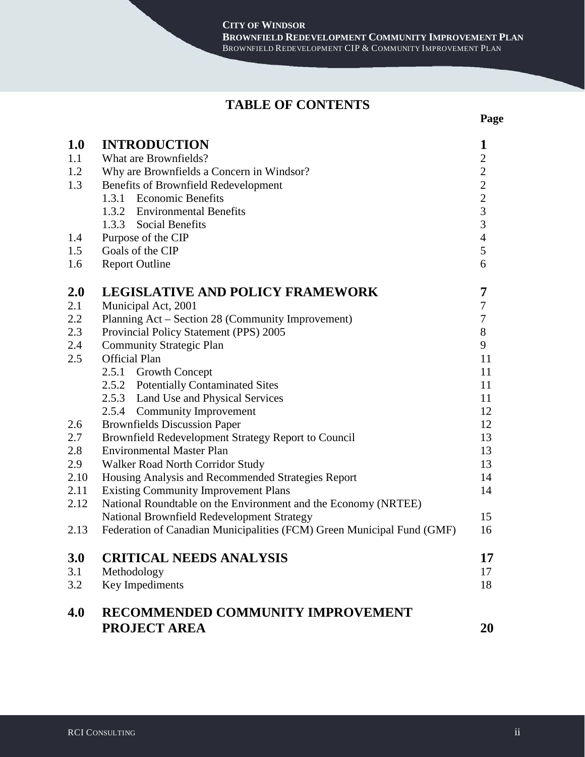## TABLE OF CONTENTS

| | | Page |
|---|---|---|
| **1.0** | **INTRODUCTION** | **1** |
| 1.1 | What are Brownfields? | 2 |
| 1.2 | Why are Brownfields a Concern in Windsor? | 2 |
| 1.3 | Benefits of Brownfield Redevelopment | 2 |
| | 1.3.1 Economic Benefits | 2 |
| | 1.3.2 Environmental Benefits | 3 |
| | 1.3.3 Social Benefits | 3 |
| 1.4 | Purpose of the CIP | 4 |
| 1.5 | Goals of the CIP | 5 |
| 1.6 | Report Outline | 6 |
| **2.0** | **LEGISLATIVE AND POLICY FRAMEWORK** | **7** |
| 2.1 | Municipal Act, 2001 | 7 |
| 2.2 | Planning Act – Section 28 (Community Improvement) | 7 |
| 2.3 | Provincial Policy Statement (PPS) 2005 | 8 |
| 2.4 | Community Strategic Plan | 9 |
| 2.5 | Official Plan | 11 |
| | 2.5.1 Growth Concept | 11 |
| | 2.5.2 Potentially Contaminated Sites | 11 |
| | 2.5.3 Land Use and Physical Services | 11 |
| | 2.5.4 Community Improvement | 12 |
| 2.6 | Brownfields Discussion Paper | 12 |
| 2.7 | Brownfield Redevelopment Strategy Report to Council | 13 |
| 2.8 | Environmental Master Plan | 13 |
| 2.9 | Walker Road North Corridor Study | 13 |
| 2.10 | Housing Analysis and Recommended Strategies Report | 14 |
| 2.11 | Existing Community Improvement Plans | 14 |
| 2.12 | National Roundtable on the Environment and the Economy (NRTEE) National Brownfield Redevelopment Strategy | 15 |
| 2.13 | Federation of Canadian Municipalities (FCM) Green Municipal Fund (GMF) | 16 |
| **3.0** | **CRITICAL NEEDS ANALYSIS** | **17** |
| 3.1 | Methodology | 17 |
| 3.2 | Key Impediments | 18 |
| **4.0** | **RECOMMENDED COMMUNITY IMPROVEMENT PROJECT AREA** | **20** |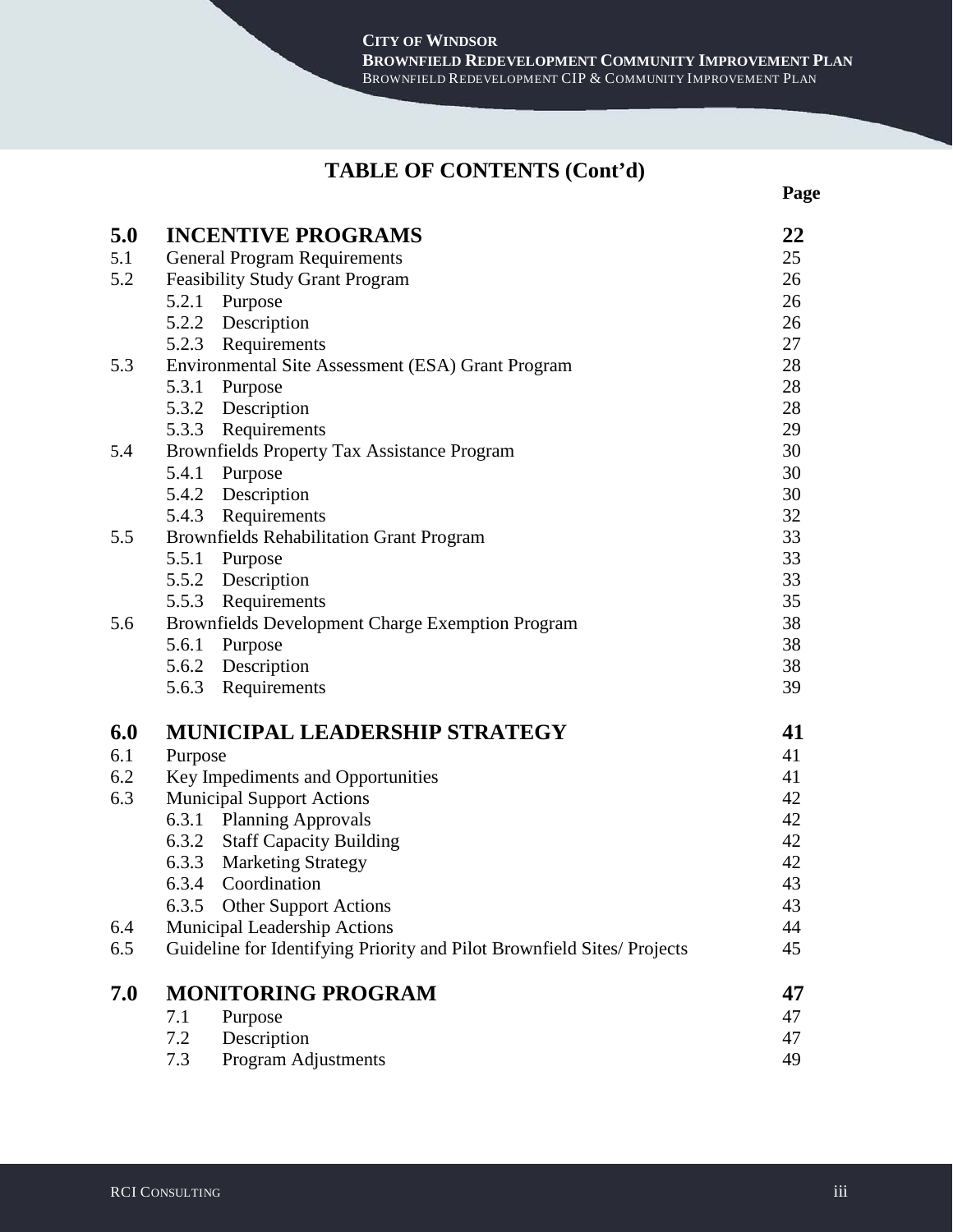## TABLE OF CONTENTS (Cont'd)

| | | Page |
|---|---|---|
| **5.0** | **INCENTIVE PROGRAMS** | **22** |
| 5.1 | General Program Requirements | 25 |
| 5.2 | Feasibility Study Grant Program | 26 |
| | 5.2.1 Purpose | 26 |
| | 5.2.2 Description | 26 |
| | 5.2.3 Requirements | 27 |
| 5.3 | Environmental Site Assessment (ESA) Grant Program | 28 |
| | 5.3.1 Purpose | 28 |
| | 5.3.2 Description | 28 |
| | 5.3.3 Requirements | 29 |
| 5.4 | Brownfields Property Tax Assistance Program | 30 |
| | 5.4.1 Purpose | 30 |
| | 5.4.2 Description | 30 |
| | 5.4.3 Requirements | 32 |
| 5.5 | Brownfields Rehabilitation Grant Program | 33 |
| | 5.5.1 Purpose | 33 |
| | 5.5.2 Description | 33 |
| | 5.5.3 Requirements | 35 |
| 5.6 | Brownfields Development Charge Exemption Program | 38 |
| | 5.6.1 Purpose | 38 |
| | 5.6.2 Description | 38 |
| | 5.6.3 Requirements | 39 |
| **6.0** | **MUNICIPAL LEADERSHIP STRATEGY** | **41** |
| 6.1 | Purpose | 41 |
| 6.2 | Key Impediments and Opportunities | 41 |
| 6.3 | Municipal Support Actions | 42 |
| | 6.3.1 Planning Approvals | 42 |
| | 6.3.2 Staff Capacity Building | 42 |
| | 6.3.3 Marketing Strategy | 42 |
| | 6.3.4 Coordination | 43 |
| | 6.3.5 Other Support Actions | 43 |
| 6.4 | Municipal Leadership Actions | 44 |
| 6.5 | Guideline for Identifying Priority and Pilot Brownfield Sites/ Projects | 45 |
| **7.0** | **MONITORING PROGRAM** | **47** |
| | 7.1 Purpose | 47 |
| | 7.2 Description | 47 |
| | 7.3 Program Adjustments | 49 |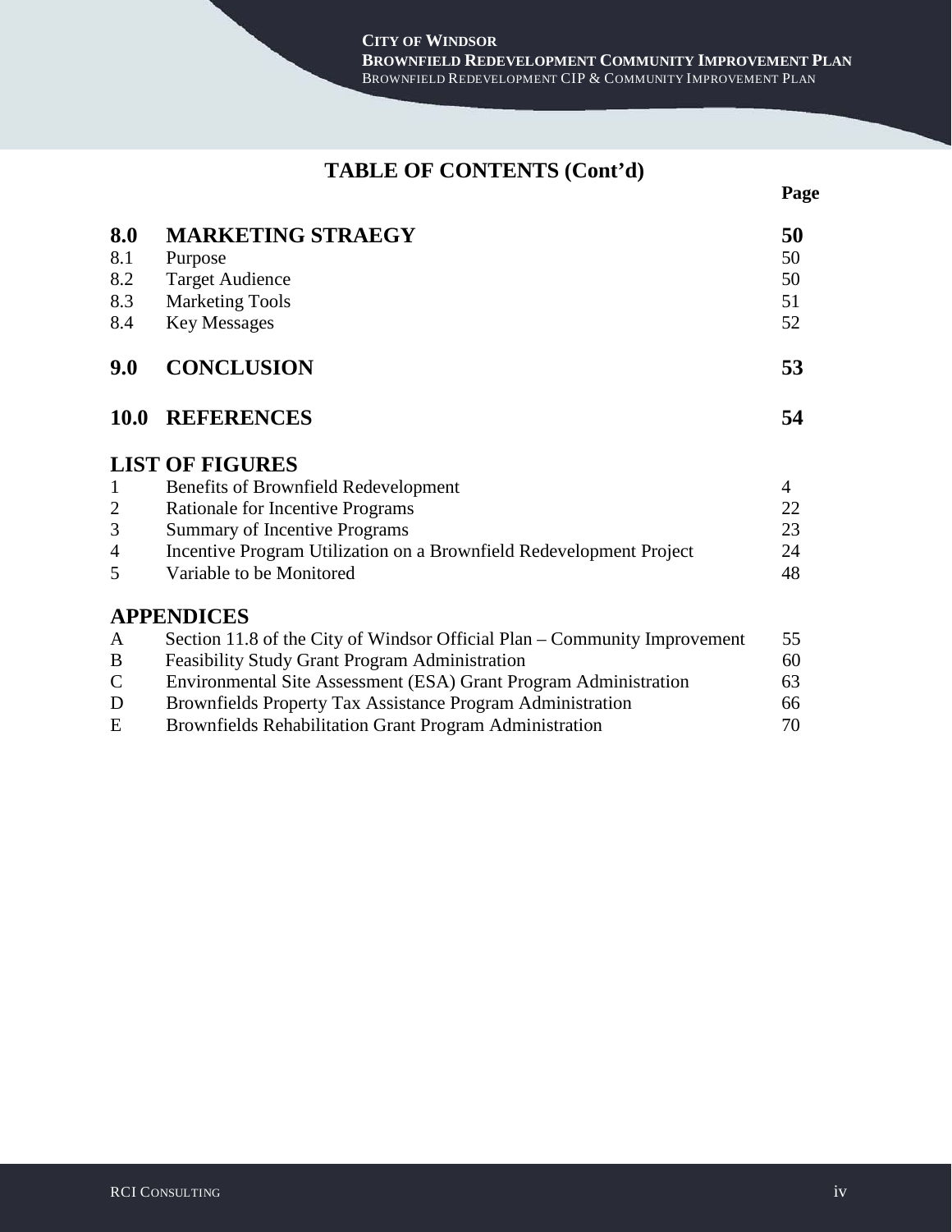# TABLE OF CONTENTS (Cont'd)

| | | Page |
|---|---|---|
| **8.0** | **MARKETING STRAEGY** | **50** |
| 8.1 | Purpose | 50 |
| 8.2 | Target Audience | 50 |
| 8.3 | Marketing Tools | 51 |
| 8.4 | Key Messages | 52 |
| **9.0** | **CONCLUSION** | **53** |
| **10.0** | **REFERENCES** | **54** |

## LIST OF FIGURES

| | | |
|---|---|---|
| 1 | Benefits of Brownfield Redevelopment | 4 |
| 2 | Rationale for Incentive Programs | 22 |
| 3 | Summary of Incentive Programs | 23 |
| 4 | Incentive Program Utilization on a Brownfield Redevelopment Project | 24 |
| 5 | Variable to be Monitored | 48 |

## APPENDICES

| | | |
|---|---|---|
| A | Section 11.8 of the City of Windsor Official Plan – Community Improvement | 55 |
| B | Feasibility Study Grant Program Administration | 60 |
| C | Environmental Site Assessment (ESA) Grant Program Administration | 63 |
| D | Brownfields Property Tax Assistance Program Administration | 66 |
| E | Brownfields Rehabilitation Grant Program Administration | 70 |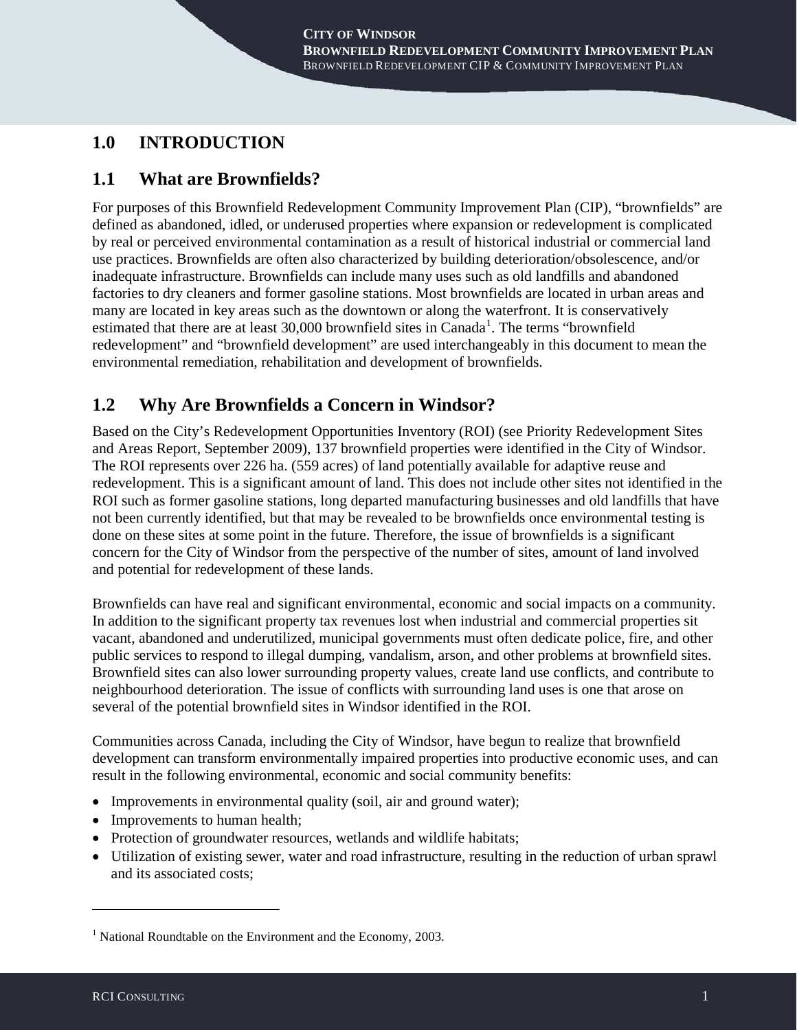# 1.0 INTRODUCTION

## 1.1 What are Brownfields?

For purposes of this Brownfield Redevelopment Community Improvement Plan (CIP), "brownfields" are defined as abandoned, idled, or underused properties where expansion or redevelopment is complicated by real or perceived environmental contamination as a result of historical industrial or commercial land use practices. Brownfields are often also characterized by building deterioration/obsolescence, and/or inadequate infrastructure. Brownfields can include many uses such as old landfills and abandoned factories to dry cleaners and former gasoline stations. Most brownfields are located in urban areas and many are located in key areas such as the downtown or along the waterfront. It is conservatively estimated that there are at least 30,000 brownfield sites in Canada[1]. The terms "brownfield redevelopment" and "brownfield development" are used interchangeably in this document to mean the environmental remediation, rehabilitation and development of brownfields.

## 1.2 Why Are Brownfields a Concern in Windsor?

Based on the City's Redevelopment Opportunities Inventory (ROI) (see Priority Redevelopment Sites and Areas Report, September 2009), 137 brownfield properties were identified in the City of Windsor. The ROI represents over 226 ha. (559 acres) of land potentially available for adaptive reuse and redevelopment. This is a significant amount of land. This does not include other sites not identified in the ROI such as former gasoline stations, long departed manufacturing businesses and old landfills that have not been currently identified, but that may be revealed to be brownfields once environmental testing is done on these sites at some point in the future. Therefore, the issue of brownfields is a significant concern for the City of Windsor from the perspective of the number of sites, amount of land involved and potential for redevelopment of these lands.

Brownfields can have real and significant environmental, economic and social impacts on a community. In addition to the significant property tax revenues lost when industrial and commercial properties sit vacant, abandoned and underutilized, municipal governments must often dedicate police, fire, and other public services to respond to illegal dumping, vandalism, arson, and other problems at brownfield sites. Brownfield sites can also lower surrounding property values, create land use conflicts, and contribute to neighbourhood deterioration. The issue of conflicts with surrounding land uses is one that arose on several of the potential brownfield sites in Windsor identified in the ROI.

Communities across Canada, including the City of Windsor, have begun to realize that brownfield development can transform environmentally impaired properties into productive economic uses, and can result in the following environmental, economic and social community benefits:

- Improvements in environmental quality (soil, air and ground water);
- Improvements to human health;
- Protection of groundwater resources, wetlands and wildlife habitats;
- Utilization of existing sewer, water and road infrastructure, resulting in the reduction of urban sprawl and its associated costs;

[1] National Roundtable on the Environment and the Economy, 2003.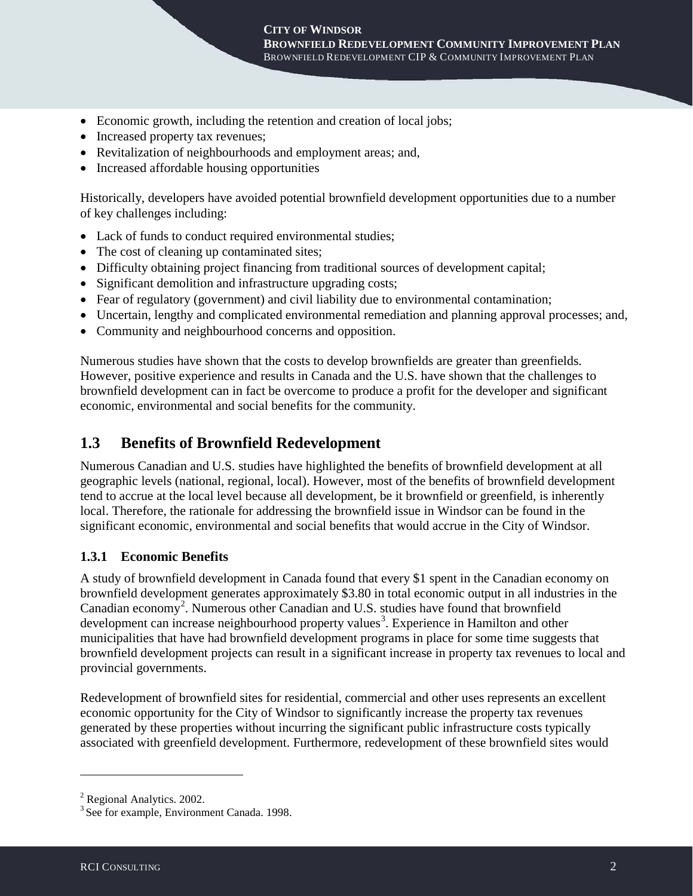- Economic growth, including the retention and creation of local jobs;
- Increased property tax revenues;
- Revitalization of neighbourhoods and employment areas; and,
- Increased affordable housing opportunities

Historically, developers have avoided potential brownfield development opportunities due to a number of key challenges including:

- Lack of funds to conduct required environmental studies;
- The cost of cleaning up contaminated sites;
- Difficulty obtaining project financing from traditional sources of development capital;
- Significant demolition and infrastructure upgrading costs;
- Fear of regulatory (government) and civil liability due to environmental contamination;
- Uncertain, lengthy and complicated environmental remediation and planning approval processes; and,
- Community and neighbourhood concerns and opposition.

Numerous studies have shown that the costs to develop brownfields are greater than greenfields. However, positive experience and results in Canada and the U.S. have shown that the challenges to brownfield development can in fact be overcome to produce a profit for the developer and significant economic, environmental and social benefits for the community.

## 1.3 Benefits of Brownfield Redevelopment

Numerous Canadian and U.S. studies have highlighted the benefits of brownfield development at all geographic levels (national, regional, local). However, most of the benefits of brownfield development tend to accrue at the local level because all development, be it brownfield or greenfield, is inherently local. Therefore, the rationale for addressing the brownfield issue in Windsor can be found in the significant economic, environmental and social benefits that would accrue in the City of Windsor.

### 1.3.1 Economic Benefits

A study of brownfield development in Canada found that every $1 spent in the Canadian economy on brownfield development generates approximately $3.80 in total economic output in all industries in the Canadian economy[2]. Numerous other Canadian and U.S. studies have found that brownfield development can increase neighbourhood property values[3]. Experience in Hamilton and other municipalities that have had brownfield development programs in place for some time suggests that brownfield development projects can result in a significant increase in property tax revenues to local and provincial governments.

Redevelopment of brownfield sites for residential, commercial and other uses represents an excellent economic opportunity for the City of Windsor to significantly increase the property tax revenues generated by these properties without incurring the significant public infrastructure costs typically associated with greenfield development. Furthermore, redevelopment of these brownfield sites would

---

[2] Regional Analytics. 2002.

[3] See for example, Environment Canada. 1998.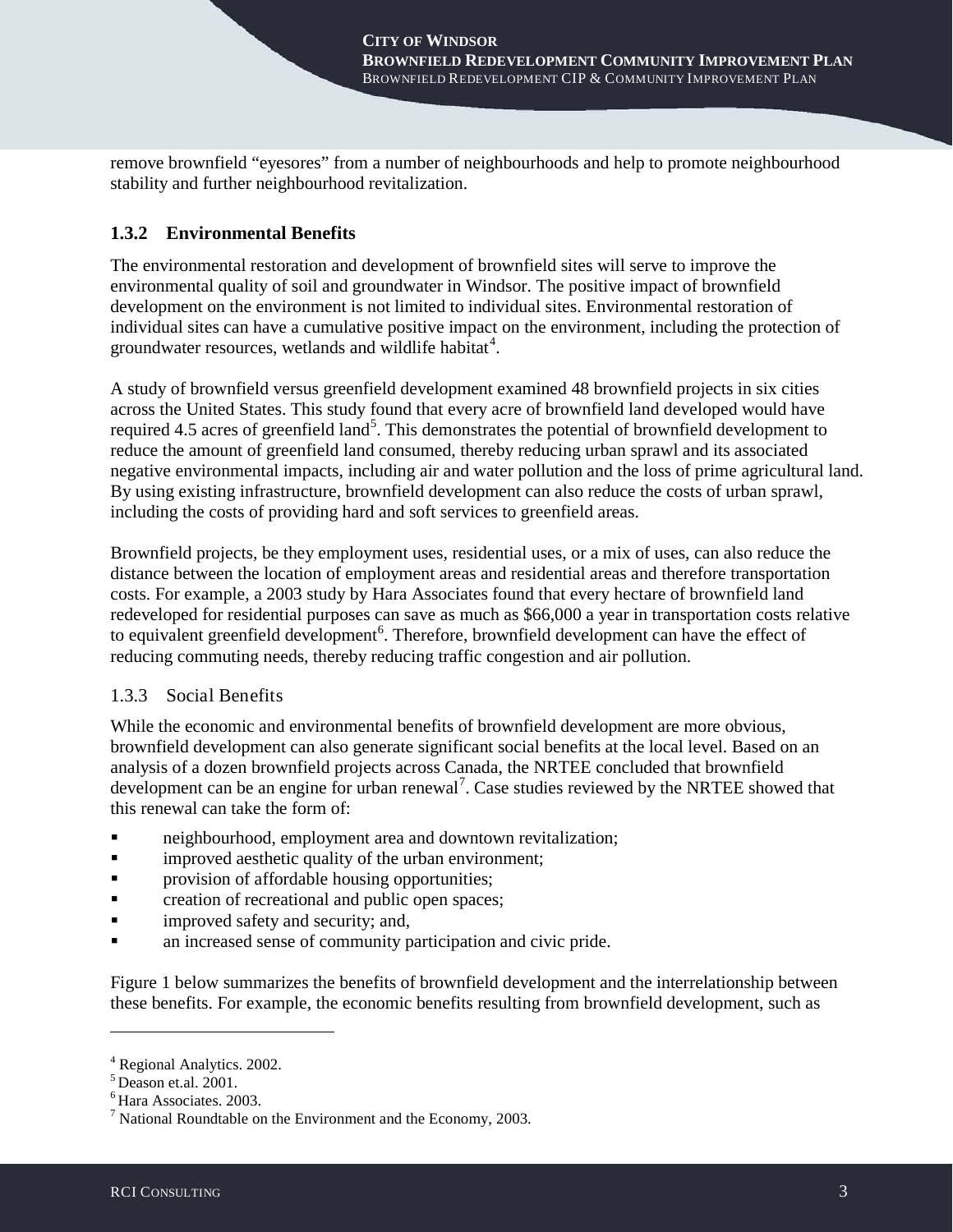remove brownfield "eyesores" from a number of neighbourhoods and help to promote neighbourhood stability and further neighbourhood revitalization.

### 1.3.2 Environmental Benefits

The environmental restoration and development of brownfield sites will serve to improve the environmental quality of soil and groundwater in Windsor. The positive impact of brownfield development on the environment is not limited to individual sites. Environmental restoration of individual sites can have a cumulative positive impact on the environment, including the protection of groundwater resources, wetlands and wildlife habitat[4].

A study of brownfield versus greenfield development examined 48 brownfield projects in six cities across the United States. This study found that every acre of brownfield land developed would have required 4.5 acres of greenfield land[5]. This demonstrates the potential of brownfield development to reduce the amount of greenfield land consumed, thereby reducing urban sprawl and its associated negative environmental impacts, including air and water pollution and the loss of prime agricultural land. By using existing infrastructure, brownfield development can also reduce the costs of urban sprawl, including the costs of providing hard and soft services to greenfield areas.

Brownfield projects, be they employment uses, residential uses, or a mix of uses, can also reduce the distance between the location of employment areas and residential areas and therefore transportation costs. For example, a 2003 study by Hara Associates found that every hectare of brownfield land redeveloped for residential purposes can save as much as $66,000 a year in transportation costs relative to equivalent greenfield development[6]. Therefore, brownfield development can have the effect of reducing commuting needs, thereby reducing traffic congestion and air pollution.

### 1.3.3 Social Benefits

While the economic and environmental benefits of brownfield development are more obvious, brownfield development can also generate significant social benefits at the local level. Based on an analysis of a dozen brownfield projects across Canada, the NRTEE concluded that brownfield development can be an engine for urban renewal[7]. Case studies reviewed by the NRTEE showed that this renewal can take the form of:

- neighbourhood, employment area and downtown revitalization;
- improved aesthetic quality of the urban environment;
- provision of affordable housing opportunities;
- creation of recreational and public open spaces;
- improved safety and security; and,
- an increased sense of community participation and civic pride.

Figure 1 below summarizes the benefits of brownfield development and the interrelationship between these benefits. For example, the economic benefits resulting from brownfield development, such as

---

[4] Regional Analytics. 2002.
[5] Deason et.al. 2001.
[6] Hara Associates. 2003.
[7] National Roundtable on the Environment and the Economy, 2003.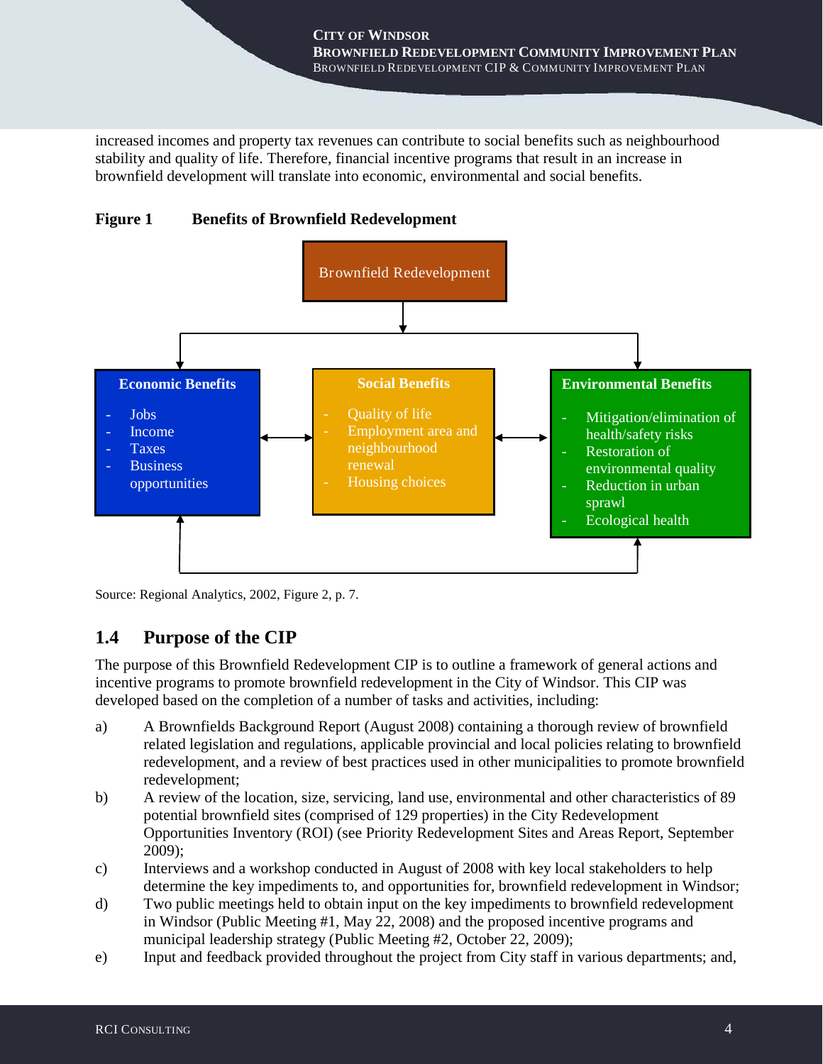increased incomes and property tax revenues can contribute to social benefits such as neighbourhood stability and quality of life. Therefore, financial incentive programs that result in an increase in brownfield development will translate into economic, environmental and social benefits.

**Figure 1 Benefits of Brownfield Redevelopment**

Brownfield Redevelopment

**Economic Benefits**
- Jobs
- Income
- Taxes
- Business opportunities

**Social Benefits**
- Quality of life
- Employment area and neighbourhood renewal
- Housing choices

**Environmental Benefits**
- Mitigation/elimination of health/safety risks
- Restoration of environmental quality
- Reduction in urban sprawl
- Ecological health

Source: Regional Analytics, 2002, Figure 2, p. 7.

## 1.4 Purpose of the CIP

The purpose of this Brownfield Redevelopment CIP is to outline a framework of general actions and incentive programs to promote brownfield redevelopment in the City of Windsor. This CIP was developed based on the completion of a number of tasks and activities, including:

a) A Brownfields Background Report (August 2008) containing a thorough review of brownfield related legislation and regulations, applicable provincial and local policies relating to brownfield redevelopment, and a review of best practices used in other municipalities to promote brownfield redevelopment;

b) A review of the location, size, servicing, land use, environmental and other characteristics of 89 potential brownfield sites (comprised of 129 properties) in the City Redevelopment Opportunities Inventory (ROI) (see Priority Redevelopment Sites and Areas Report, September 2009);

c) Interviews and a workshop conducted in August of 2008 with key local stakeholders to help determine the key impediments to, and opportunities for, brownfield redevelopment in Windsor;

d) Two public meetings held to obtain input on the key impediments to brownfield redevelopment in Windsor (Public Meeting #1, May 22, 2008) and the proposed incentive programs and municipal leadership strategy (Public Meeting #2, October 22, 2009);

e) Input and feedback provided throughout the project from City staff in various departments; and,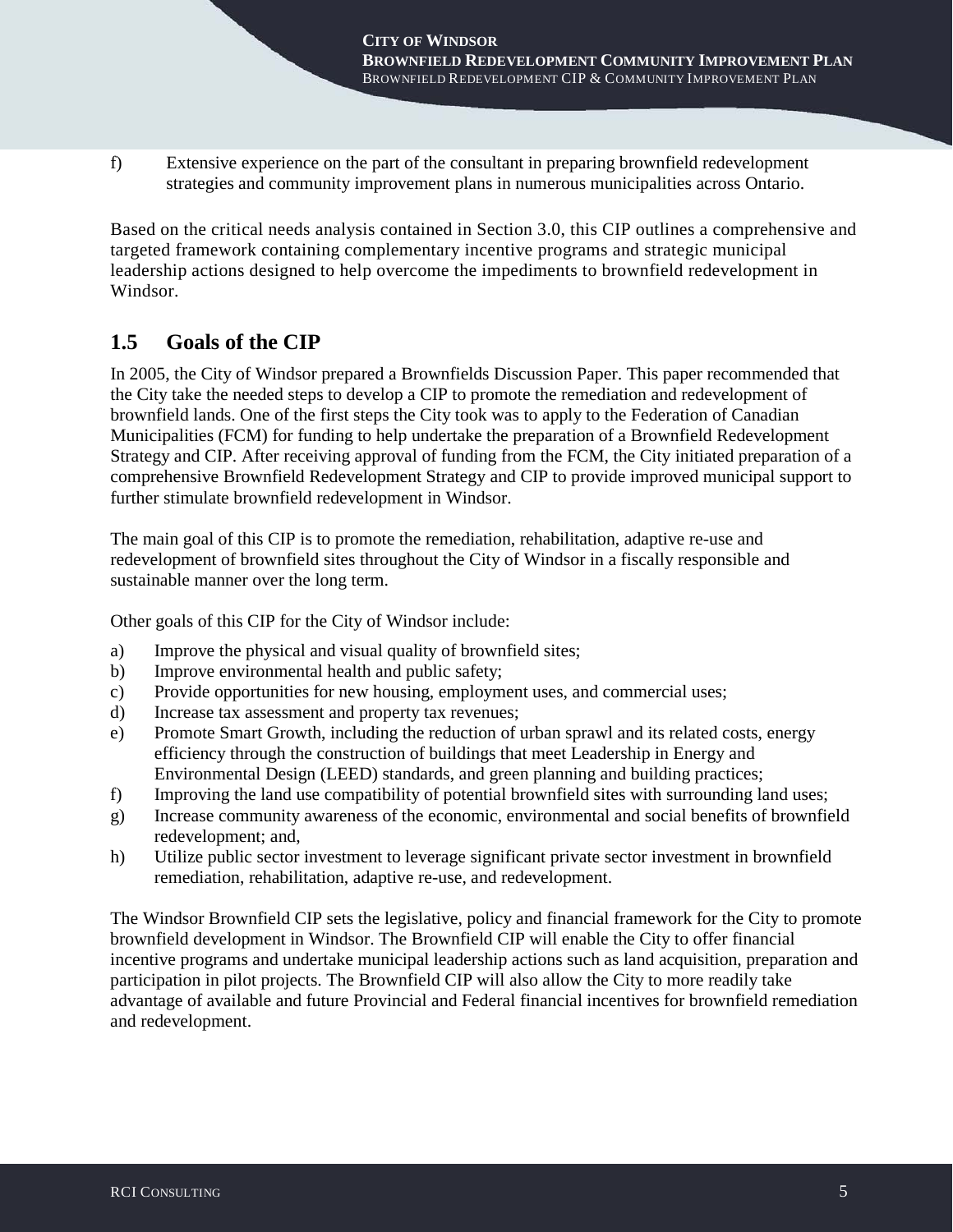f) Extensive experience on the part of the consultant in preparing brownfield redevelopment strategies and community improvement plans in numerous municipalities across Ontario.

Based on the critical needs analysis contained in Section 3.0, this CIP outlines a comprehensive and targeted framework containing complementary incentive programs and strategic municipal leadership actions designed to help overcome the impediments to brownfield redevelopment in Windsor.

## 1.5 Goals of the CIP

In 2005, the City of Windsor prepared a Brownfields Discussion Paper. This paper recommended that the City take the needed steps to develop a CIP to promote the remediation and redevelopment of brownfield lands. One of the first steps the City took was to apply to the Federation of Canadian Municipalities (FCM) for funding to help undertake the preparation of a Brownfield Redevelopment Strategy and CIP. After receiving approval of funding from the FCM, the City initiated preparation of a comprehensive Brownfield Redevelopment Strategy and CIP to provide improved municipal support to further stimulate brownfield redevelopment in Windsor.

The main goal of this CIP is to promote the remediation, rehabilitation, adaptive re-use and redevelopment of brownfield sites throughout the City of Windsor in a fiscally responsible and sustainable manner over the long term.

Other goals of this CIP for the City of Windsor include:

a) Improve the physical and visual quality of brownfield sites;
b) Improve environmental health and public safety;
c) Provide opportunities for new housing, employment uses, and commercial uses;
d) Increase tax assessment and property tax revenues;
e) Promote Smart Growth, including the reduction of urban sprawl and its related costs, energy efficiency through the construction of buildings that meet Leadership in Energy and Environmental Design (LEED) standards, and green planning and building practices;
f) Improving the land use compatibility of potential brownfield sites with surrounding land uses;
g) Increase community awareness of the economic, environmental and social benefits of brownfield redevelopment; and,
h) Utilize public sector investment to leverage significant private sector investment in brownfield remediation, rehabilitation, adaptive re-use, and redevelopment.

The Windsor Brownfield CIP sets the legislative, policy and financial framework for the City to promote brownfield development in Windsor. The Brownfield CIP will enable the City to offer financial incentive programs and undertake municipal leadership actions such as land acquisition, preparation and participation in pilot projects. The Brownfield CIP will also allow the City to more readily take advantage of available and future Provincial and Federal financial incentives for brownfield remediation and redevelopment.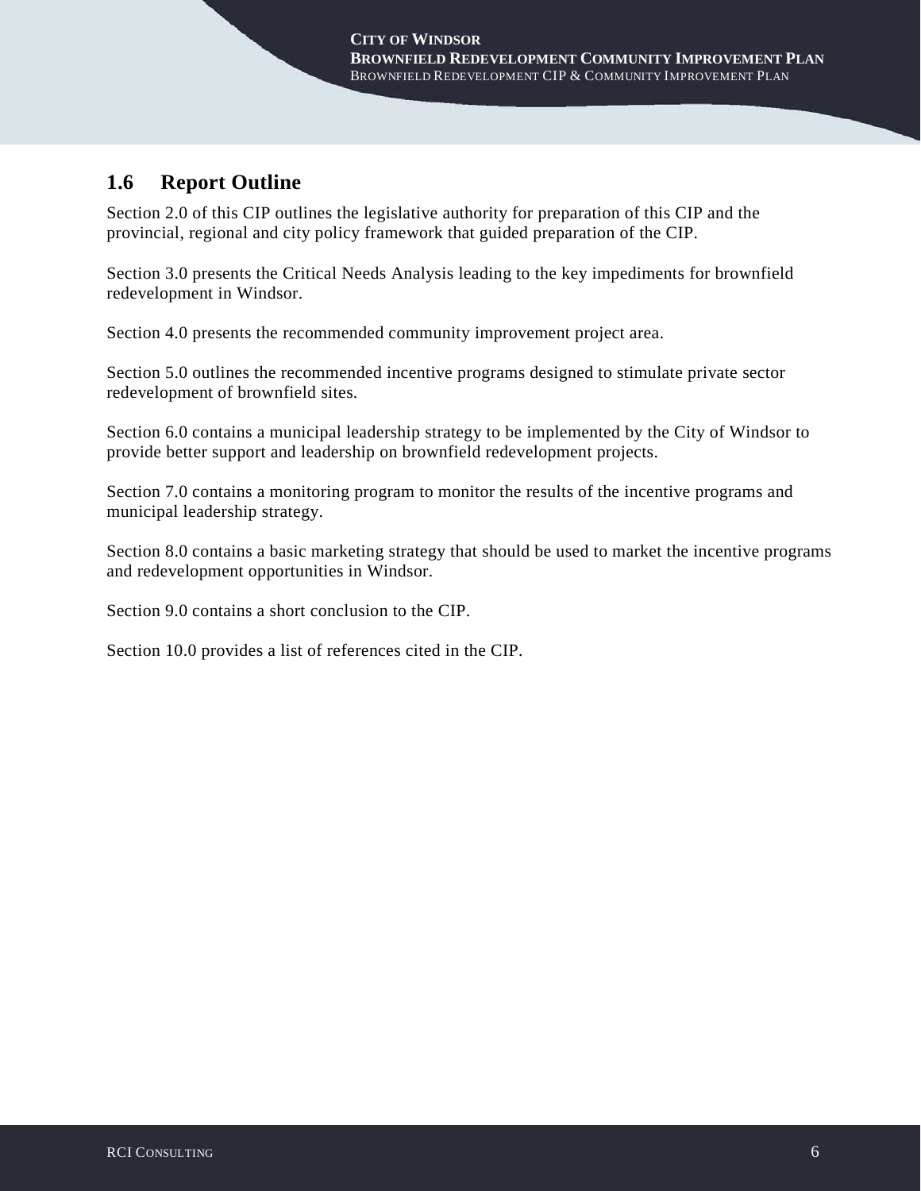## 1.6 Report Outline

Section 2.0 of this CIP outlines the legislative authority for preparation of this CIP and the provincial, regional and city policy framework that guided preparation of the CIP.

Section 3.0 presents the Critical Needs Analysis leading to the key impediments for brownfield redevelopment in Windsor.

Section 4.0 presents the recommended community improvement project area.

Section 5.0 outlines the recommended incentive programs designed to stimulate private sector redevelopment of brownfield sites.

Section 6.0 contains a municipal leadership strategy to be implemented by the City of Windsor to provide better support and leadership on brownfield redevelopment projects.

Section 7.0 contains a monitoring program to monitor the results of the incentive programs and municipal leadership strategy.

Section 8.0 contains a basic marketing strategy that should be used to market the incentive programs and redevelopment opportunities in Windsor.

Section 9.0 contains a short conclusion to the CIP.

Section 10.0 provides a list of references cited in the CIP.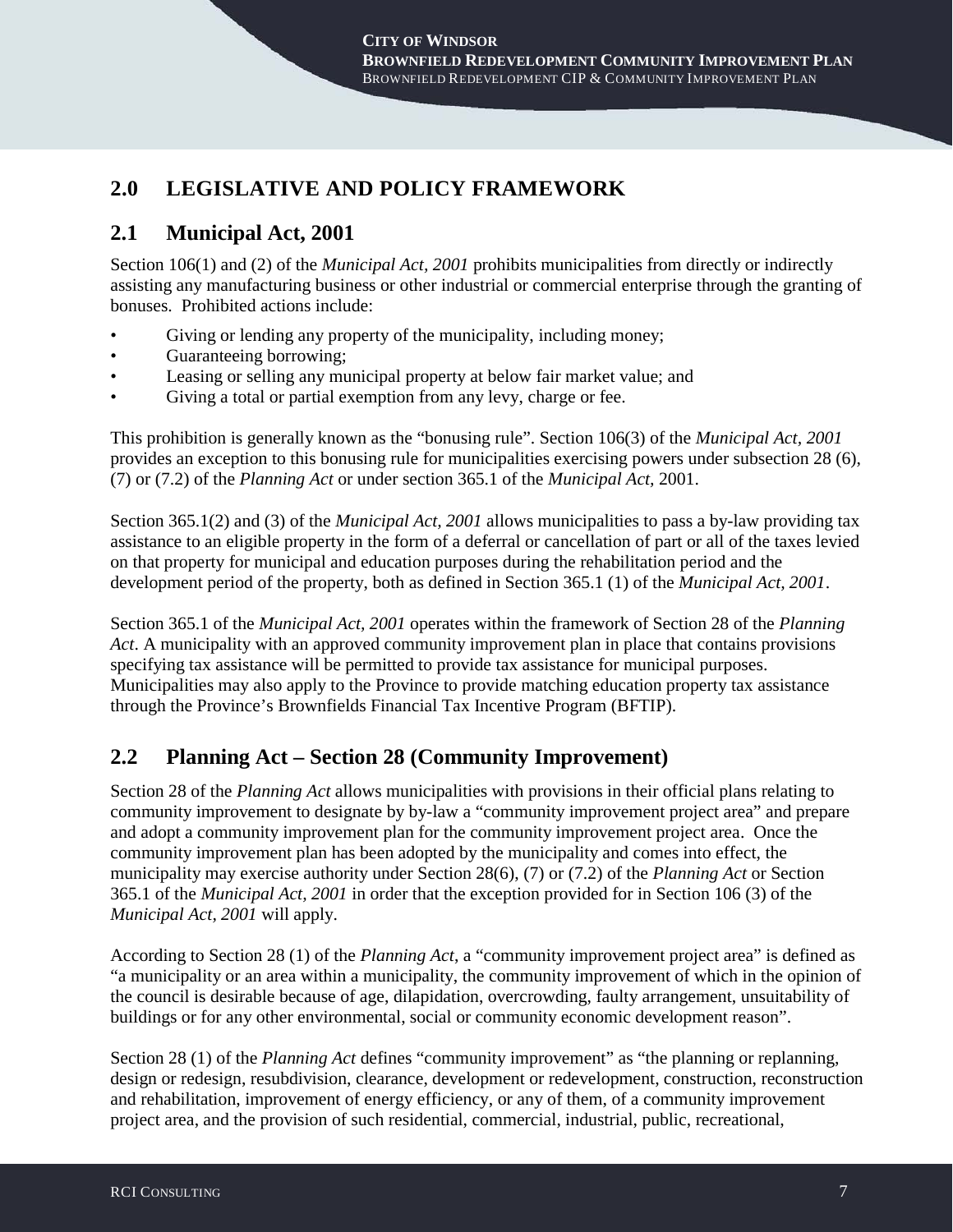## 2.0 LEGISLATIVE AND POLICY FRAMEWORK

### 2.1 Municipal Act, 2001

Section 106(1) and (2) of the *Municipal Act, 2001* prohibits municipalities from directly or indirectly assisting any manufacturing business or other industrial or commercial enterprise through the granting of bonuses. Prohibited actions include:

- Giving or lending any property of the municipality, including money;
- Guaranteeing borrowing;
- Leasing or selling any municipal property at below fair market value; and
- Giving a total or partial exemption from any levy, charge or fee.

This prohibition is generally known as the "bonusing rule". Section 106(3) of the *Municipal Act, 2001* provides an exception to this bonusing rule for municipalities exercising powers under subsection 28 (6), (7) or (7.2) of the *Planning Act* or under section 365.1 of the *Municipal Act,* 2001.

Section 365.1(2) and (3) of the *Municipal Act, 2001* allows municipalities to pass a by-law providing tax assistance to an eligible property in the form of a deferral or cancellation of part or all of the taxes levied on that property for municipal and education purposes during the rehabilitation period and the development period of the property, both as defined in Section 365.1 (1) of the *Municipal Act, 2001*.

Section 365.1 of the *Municipal Act, 2001* operates within the framework of Section 28 of the *Planning Act*. A municipality with an approved community improvement plan in place that contains provisions specifying tax assistance will be permitted to provide tax assistance for municipal purposes. Municipalities may also apply to the Province to provide matching education property tax assistance through the Province's Brownfields Financial Tax Incentive Program (BFTIP).

### 2.2 Planning Act – Section 28 (Community Improvement)

Section 28 of the *Planning Act* allows municipalities with provisions in their official plans relating to community improvement to designate by by-law a "community improvement project area" and prepare and adopt a community improvement plan for the community improvement project area. Once the community improvement plan has been adopted by the municipality and comes into effect, the municipality may exercise authority under Section 28(6), (7) or (7.2) of the *Planning Act* or Section 365.1 of the *Municipal Act, 2001* in order that the exception provided for in Section 106 (3) of the *Municipal Act, 2001* will apply.

According to Section 28 (1) of the *Planning Act*, a "community improvement project area" is defined as "a municipality or an area within a municipality, the community improvement of which in the opinion of the council is desirable because of age, dilapidation, overcrowding, faulty arrangement, unsuitability of buildings or for any other environmental, social or community economic development reason".

Section 28 (1) of the *Planning Act* defines "community improvement" as "the planning or replanning, design or redesign, resubdivision, clearance, development or redevelopment, construction, reconstruction and rehabilitation, improvement of energy efficiency, or any of them, of a community improvement project area, and the provision of such residential, commercial, industrial, public, recreational,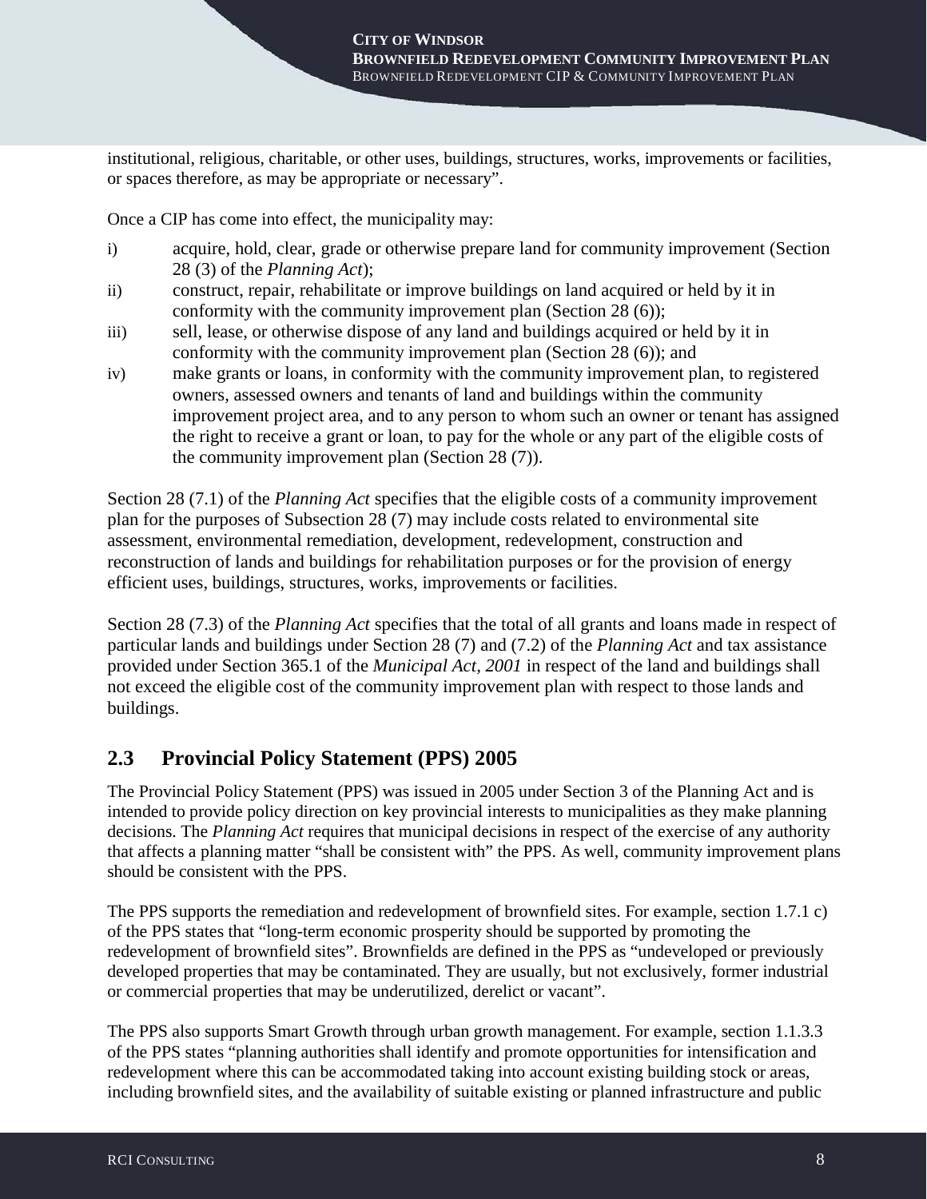institutional, religious, charitable, or other uses, buildings, structures, works, improvements or facilities, or spaces therefore, as may be appropriate or necessary".

Once a CIP has come into effect, the municipality may:

i) acquire, hold, clear, grade or otherwise prepare land for community improvement (Section 28 (3) of the *Planning Act*);
ii) construct, repair, rehabilitate or improve buildings on land acquired or held by it in conformity with the community improvement plan (Section 28 (6));
iii) sell, lease, or otherwise dispose of any land and buildings acquired or held by it in conformity with the community improvement plan (Section 28 (6)); and
iv) make grants or loans, in conformity with the community improvement plan, to registered owners, assessed owners and tenants of land and buildings within the community improvement project area, and to any person to whom such an owner or tenant has assigned the right to receive a grant or loan, to pay for the whole or any part of the eligible costs of the community improvement plan (Section 28 (7)).

Section 28 (7.1) of the *Planning Act* specifies that the eligible costs of a community improvement plan for the purposes of Subsection 28 (7) may include costs related to environmental site assessment, environmental remediation, development, redevelopment, construction and reconstruction of lands and buildings for rehabilitation purposes or for the provision of energy efficient uses, buildings, structures, works, improvements or facilities.

Section 28 (7.3) of the *Planning Act* specifies that the total of all grants and loans made in respect of particular lands and buildings under Section 28 (7) and (7.2) of the *Planning Act* and tax assistance provided under Section 365.1 of the *Municipal Act, 2001* in respect of the land and buildings shall not exceed the eligible cost of the community improvement plan with respect to those lands and buildings.

## 2.3 Provincial Policy Statement (PPS) 2005

The Provincial Policy Statement (PPS) was issued in 2005 under Section 3 of the Planning Act and is intended to provide policy direction on key provincial interests to municipalities as they make planning decisions. The *Planning Act* requires that municipal decisions in respect of the exercise of any authority that affects a planning matter "shall be consistent with" the PPS. As well, community improvement plans should be consistent with the PPS.

The PPS supports the remediation and redevelopment of brownfield sites. For example, section 1.7.1 c) of the PPS states that "long-term economic prosperity should be supported by promoting the redevelopment of brownfield sites". Brownfields are defined in the PPS as "undeveloped or previously developed properties that may be contaminated. They are usually, but not exclusively, former industrial or commercial properties that may be underutilized, derelict or vacant".

The PPS also supports Smart Growth through urban growth management. For example, section 1.1.3.3 of the PPS states "planning authorities shall identify and promote opportunities for intensification and redevelopment where this can be accommodated taking into account existing building stock or areas, including brownfield sites, and the availability of suitable existing or planned infrastructure and public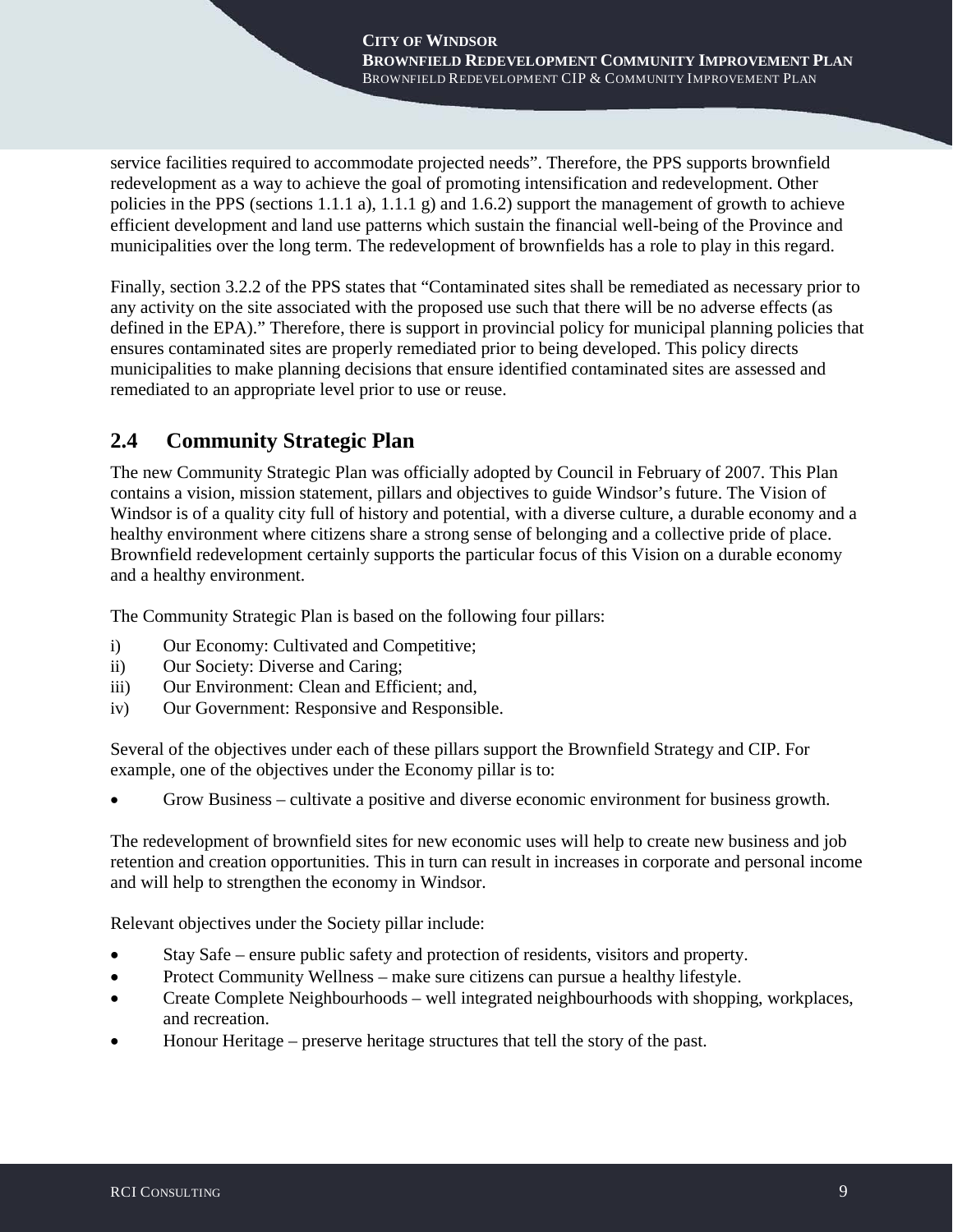service facilities required to accommodate projected needs". Therefore, the PPS supports brownfield redevelopment as a way to achieve the goal of promoting intensification and redevelopment. Other policies in the PPS (sections 1.1.1 a), 1.1.1 g) and 1.6.2) support the management of growth to achieve efficient development and land use patterns which sustain the financial well-being of the Province and municipalities over the long term. The redevelopment of brownfields has a role to play in this regard.

Finally, section 3.2.2 of the PPS states that "Contaminated sites shall be remediated as necessary prior to any activity on the site associated with the proposed use such that there will be no adverse effects (as defined in the EPA)." Therefore, there is support in provincial policy for municipal planning policies that ensures contaminated sites are properly remediated prior to being developed. This policy directs municipalities to make planning decisions that ensure identified contaminated sites are assessed and remediated to an appropriate level prior to use or reuse.

## 2.4 Community Strategic Plan

The new Community Strategic Plan was officially adopted by Council in February of 2007. This Plan contains a vision, mission statement, pillars and objectives to guide Windsor's future. The Vision of Windsor is of a quality city full of history and potential, with a diverse culture, a durable economy and a healthy environment where citizens share a strong sense of belonging and a collective pride of place. Brownfield redevelopment certainly supports the particular focus of this Vision on a durable economy and a healthy environment.

The Community Strategic Plan is based on the following four pillars:

i) Our Economy: Cultivated and Competitive;
ii) Our Society: Diverse and Caring;
iii) Our Environment: Clean and Efficient; and,
iv) Our Government: Responsive and Responsible.

Several of the objectives under each of these pillars support the Brownfield Strategy and CIP. For example, one of the objectives under the Economy pillar is to:

- Grow Business – cultivate a positive and diverse economic environment for business growth.

The redevelopment of brownfield sites for new economic uses will help to create new business and job retention and creation opportunities. This in turn can result in increases in corporate and personal income and will help to strengthen the economy in Windsor.

Relevant objectives under the Society pillar include:

- Stay Safe – ensure public safety and protection of residents, visitors and property.
- Protect Community Wellness – make sure citizens can pursue a healthy lifestyle.
- Create Complete Neighbourhoods – well integrated neighbourhoods with shopping, workplaces, and recreation.
- Honour Heritage – preserve heritage structures that tell the story of the past.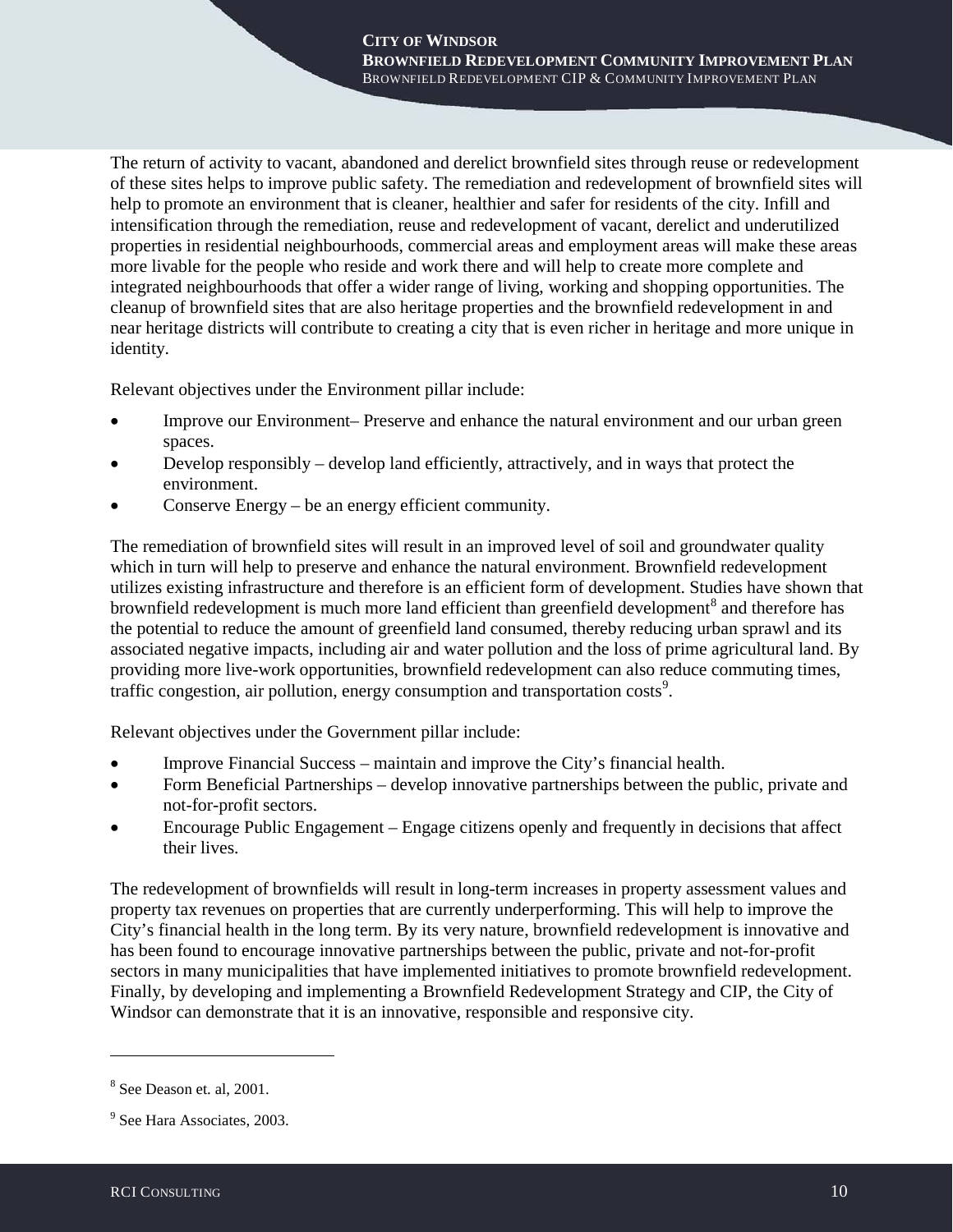The return of activity to vacant, abandoned and derelict brownfield sites through reuse or redevelopment of these sites helps to improve public safety. The remediation and redevelopment of brownfield sites will help to promote an environment that is cleaner, healthier and safer for residents of the city. Infill and intensification through the remediation, reuse and redevelopment of vacant, derelict and underutilized properties in residential neighbourhoods, commercial areas and employment areas will make these areas more livable for the people who reside and work there and will help to create more complete and integrated neighbourhoods that offer a wider range of living, working and shopping opportunities. The cleanup of brownfield sites that are also heritage properties and the brownfield redevelopment in and near heritage districts will contribute to creating a city that is even richer in heritage and more unique in identity.

Relevant objectives under the Environment pillar include:

- Improve our Environment– Preserve and enhance the natural environment and our urban green spaces.
- Develop responsibly – develop land efficiently, attractively, and in ways that protect the environment.
- Conserve Energy – be an energy efficient community.

The remediation of brownfield sites will result in an improved level of soil and groundwater quality which in turn will help to preserve and enhance the natural environment. Brownfield redevelopment utilizes existing infrastructure and therefore is an efficient form of development. Studies have shown that brownfield redevelopment is much more land efficient than greenfield development[8] and therefore has the potential to reduce the amount of greenfield land consumed, thereby reducing urban sprawl and its associated negative impacts, including air and water pollution and the loss of prime agricultural land. By providing more live-work opportunities, brownfield redevelopment can also reduce commuting times, traffic congestion, air pollution, energy consumption and transportation costs[9].

Relevant objectives under the Government pillar include:

- Improve Financial Success – maintain and improve the City's financial health.
- Form Beneficial Partnerships – develop innovative partnerships between the public, private and not-for-profit sectors.
- Encourage Public Engagement – Engage citizens openly and frequently in decisions that affect their lives.

The redevelopment of brownfields will result in long-term increases in property assessment values and property tax revenues on properties that are currently underperforming. This will help to improve the City's financial health in the long term. By its very nature, brownfield redevelopment is innovative and has been found to encourage innovative partnerships between the public, private and not-for-profit sectors in many municipalities that have implemented initiatives to promote brownfield redevelopment. Finally, by developing and implementing a Brownfield Redevelopment Strategy and CIP, the City of Windsor can demonstrate that it is an innovative, responsible and responsive city.

---

[8] See Deason et. al, 2001.

[9] See Hara Associates, 2003.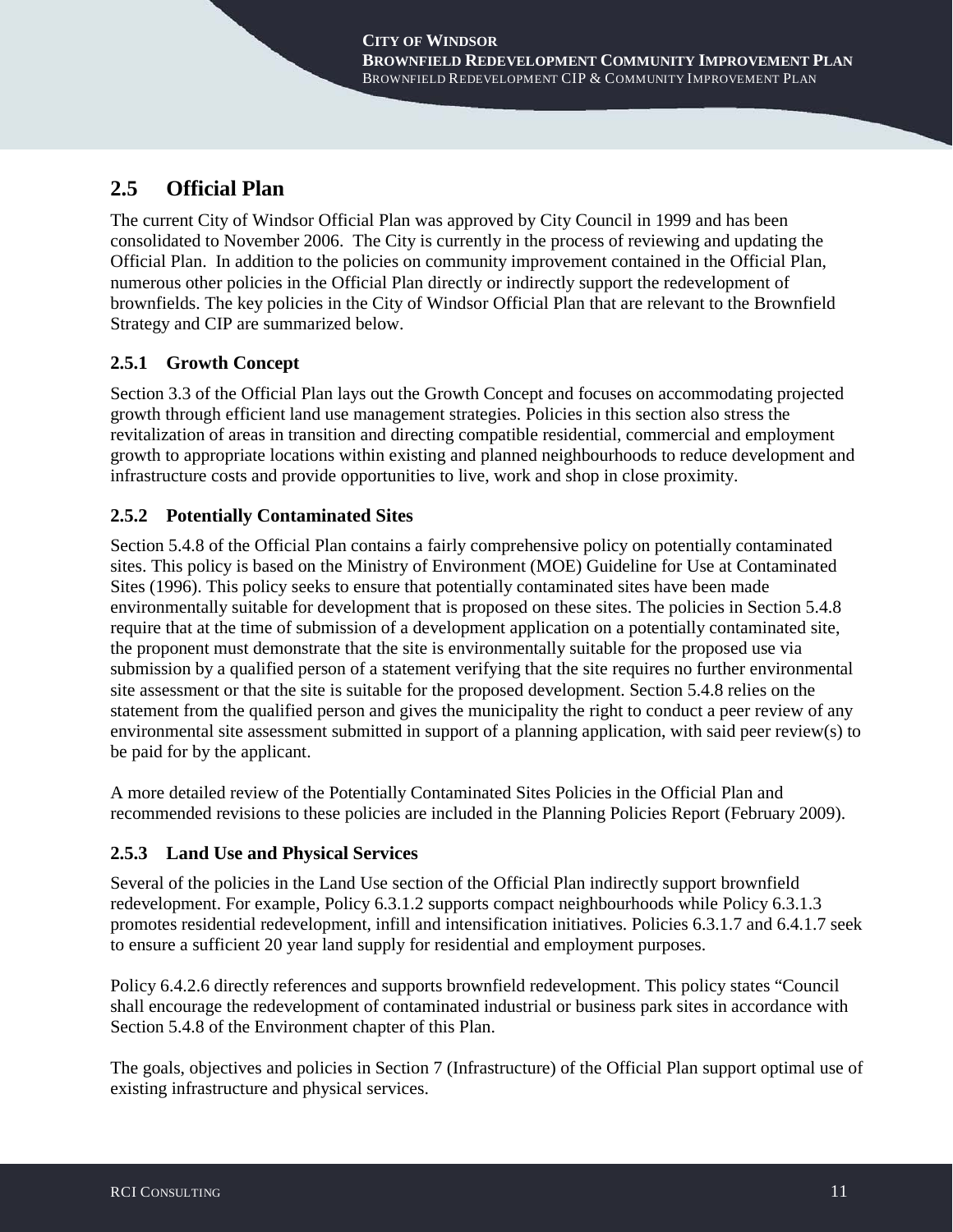## 2.5 Official Plan

The current City of Windsor Official Plan was approved by City Council in 1999 and has been consolidated to November 2006. The City is currently in the process of reviewing and updating the Official Plan. In addition to the policies on community improvement contained in the Official Plan, numerous other policies in the Official Plan directly or indirectly support the redevelopment of brownfields. The key policies in the City of Windsor Official Plan that are relevant to the Brownfield Strategy and CIP are summarized below.

### 2.5.1 Growth Concept

Section 3.3 of the Official Plan lays out the Growth Concept and focuses on accommodating projected growth through efficient land use management strategies. Policies in this section also stress the revitalization of areas in transition and directing compatible residential, commercial and employment growth to appropriate locations within existing and planned neighbourhoods to reduce development and infrastructure costs and provide opportunities to live, work and shop in close proximity.

### 2.5.2 Potentially Contaminated Sites

Section 5.4.8 of the Official Plan contains a fairly comprehensive policy on potentially contaminated sites. This policy is based on the Ministry of Environment (MOE) Guideline for Use at Contaminated Sites (1996). This policy seeks to ensure that potentially contaminated sites have been made environmentally suitable for development that is proposed on these sites. The policies in Section 5.4.8 require that at the time of submission of a development application on a potentially contaminated site, the proponent must demonstrate that the site is environmentally suitable for the proposed use via submission by a qualified person of a statement verifying that the site requires no further environmental site assessment or that the site is suitable for the proposed development. Section 5.4.8 relies on the statement from the qualified person and gives the municipality the right to conduct a peer review of any environmental site assessment submitted in support of a planning application, with said peer review(s) to be paid for by the applicant.

A more detailed review of the Potentially Contaminated Sites Policies in the Official Plan and recommended revisions to these policies are included in the Planning Policies Report (February 2009).

### 2.5.3 Land Use and Physical Services

Several of the policies in the Land Use section of the Official Plan indirectly support brownfield redevelopment. For example, Policy 6.3.1.2 supports compact neighbourhoods while Policy 6.3.1.3 promotes residential redevelopment, infill and intensification initiatives. Policies 6.3.1.7 and 6.4.1.7 seek to ensure a sufficient 20 year land supply for residential and employment purposes.

Policy 6.4.2.6 directly references and supports brownfield redevelopment. This policy states "Council shall encourage the redevelopment of contaminated industrial or business park sites in accordance with Section 5.4.8 of the Environment chapter of this Plan.

The goals, objectives and policies in Section 7 (Infrastructure) of the Official Plan support optimal use of existing infrastructure and physical services.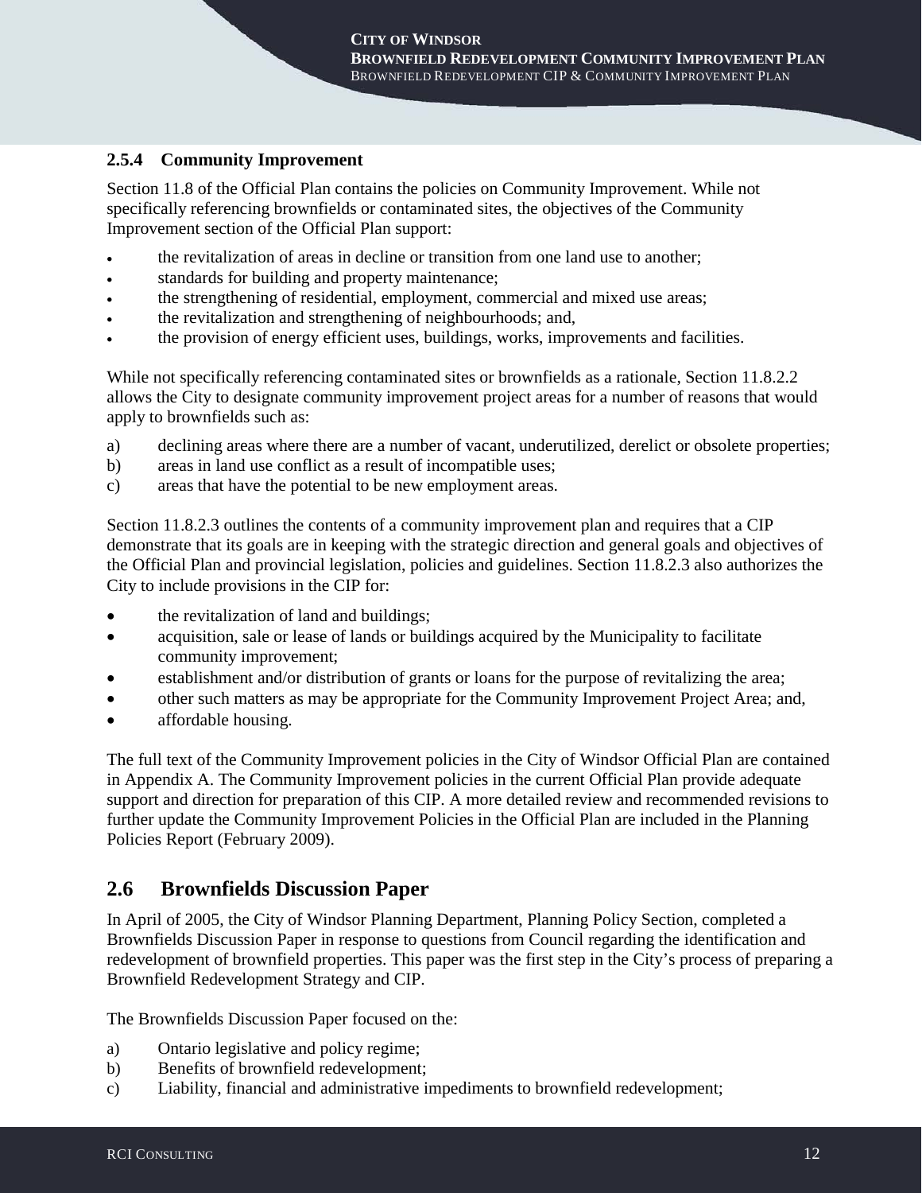### 2.5.4 Community Improvement

Section 11.8 of the Official Plan contains the policies on Community Improvement. While not specifically referencing brownfields or contaminated sites, the objectives of the Community Improvement section of the Official Plan support:

- the revitalization of areas in decline or transition from one land use to another;
- standards for building and property maintenance;
- the strengthening of residential, employment, commercial and mixed use areas;
- the revitalization and strengthening of neighbourhoods; and,
- the provision of energy efficient uses, buildings, works, improvements and facilities.

While not specifically referencing contaminated sites or brownfields as a rationale, Section 11.8.2.2 allows the City to designate community improvement project areas for a number of reasons that would apply to brownfields such as:

a) declining areas where there are a number of vacant, underutilized, derelict or obsolete properties;
b) areas in land use conflict as a result of incompatible uses;
c) areas that have the potential to be new employment areas.

Section 11.8.2.3 outlines the contents of a community improvement plan and requires that a CIP demonstrate that its goals are in keeping with the strategic direction and general goals and objectives of the Official Plan and provincial legislation, policies and guidelines. Section 11.8.2.3 also authorizes the City to include provisions in the CIP for:

- the revitalization of land and buildings;
- acquisition, sale or lease of lands or buildings acquired by the Municipality to facilitate community improvement;
- establishment and/or distribution of grants or loans for the purpose of revitalizing the area;
- other such matters as may be appropriate for the Community Improvement Project Area; and,
- affordable housing.

The full text of the Community Improvement policies in the City of Windsor Official Plan are contained in Appendix A. The Community Improvement policies in the current Official Plan provide adequate support and direction for preparation of this CIP. A more detailed review and recommended revisions to further update the Community Improvement Policies in the Official Plan are included in the Planning Policies Report (February 2009).

## 2.6 Brownfields Discussion Paper

In April of 2005, the City of Windsor Planning Department, Planning Policy Section, completed a Brownfields Discussion Paper in response to questions from Council regarding the identification and redevelopment of brownfield properties. This paper was the first step in the City's process of preparing a Brownfield Redevelopment Strategy and CIP.

The Brownfields Discussion Paper focused on the:

a) Ontario legislative and policy regime;
b) Benefits of brownfield redevelopment;
c) Liability, financial and administrative impediments to brownfield redevelopment;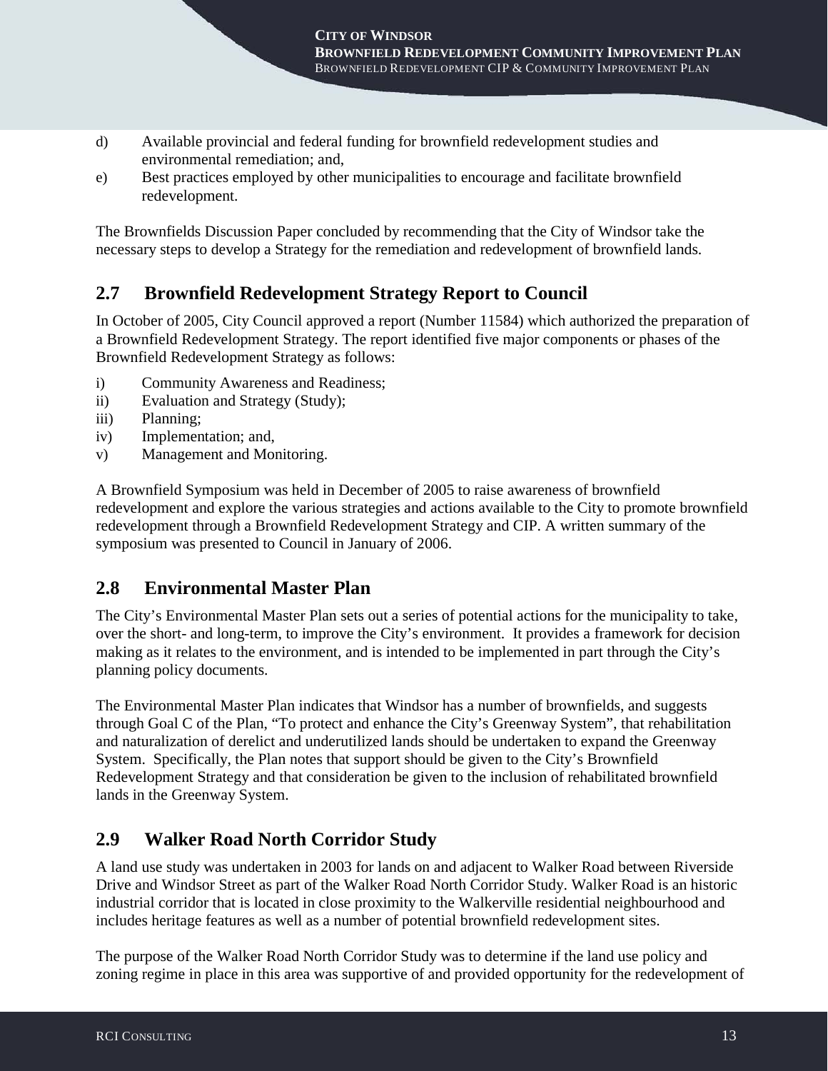d) Available provincial and federal funding for brownfield redevelopment studies and environmental remediation; and,
e) Best practices employed by other municipalities to encourage and facilitate brownfield redevelopment.

The Brownfields Discussion Paper concluded by recommending that the City of Windsor take the necessary steps to develop a Strategy for the remediation and redevelopment of brownfield lands.

## 2.7 Brownfield Redevelopment Strategy Report to Council

In October of 2005, City Council approved a report (Number 11584) which authorized the preparation of a Brownfield Redevelopment Strategy. The report identified five major components or phases of the Brownfield Redevelopment Strategy as follows:

i) Community Awareness and Readiness;
ii) Evaluation and Strategy (Study);
iii) Planning;
iv) Implementation; and,
v) Management and Monitoring.

A Brownfield Symposium was held in December of 2005 to raise awareness of brownfield redevelopment and explore the various strategies and actions available to the City to promote brownfield redevelopment through a Brownfield Redevelopment Strategy and CIP. A written summary of the symposium was presented to Council in January of 2006.

## 2.8 Environmental Master Plan

The City's Environmental Master Plan sets out a series of potential actions for the municipality to take, over the short- and long-term, to improve the City's environment. It provides a framework for decision making as it relates to the environment, and is intended to be implemented in part through the City's planning policy documents.

The Environmental Master Plan indicates that Windsor has a number of brownfields, and suggests through Goal C of the Plan, "To protect and enhance the City's Greenway System", that rehabilitation and naturalization of derelict and underutilized lands should be undertaken to expand the Greenway System. Specifically, the Plan notes that support should be given to the City's Brownfield Redevelopment Strategy and that consideration be given to the inclusion of rehabilitated brownfield lands in the Greenway System.

## 2.9 Walker Road North Corridor Study

A land use study was undertaken in 2003 for lands on and adjacent to Walker Road between Riverside Drive and Windsor Street as part of the Walker Road North Corridor Study. Walker Road is an historic industrial corridor that is located in close proximity to the Walkerville residential neighbourhood and includes heritage features as well as a number of potential brownfield redevelopment sites.

The purpose of the Walker Road North Corridor Study was to determine if the land use policy and zoning regime in place in this area was supportive of and provided opportunity for the redevelopment of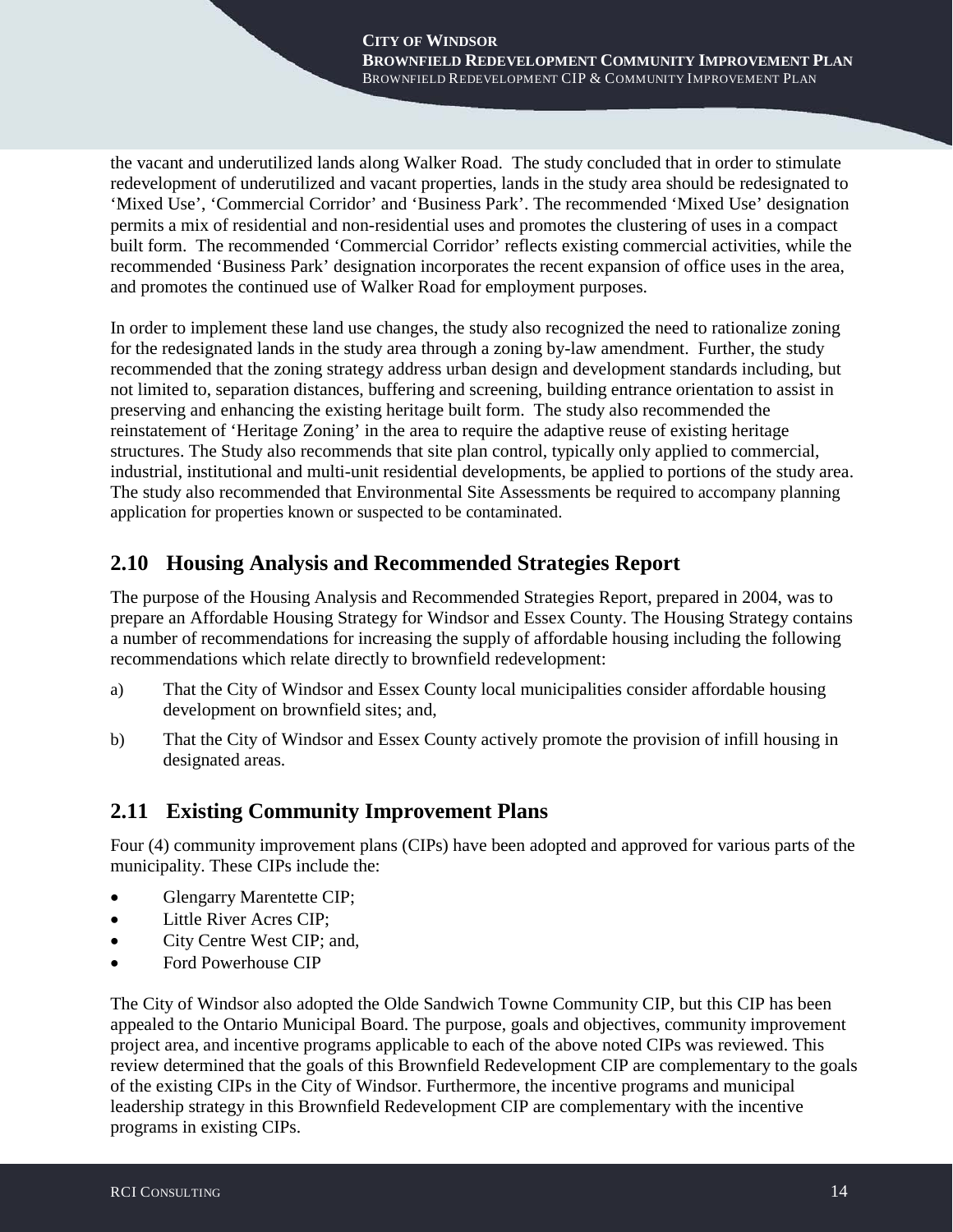the vacant and underutilized lands along Walker Road. The study concluded that in order to stimulate redevelopment of underutilized and vacant properties, lands in the study area should be redesignated to 'Mixed Use', 'Commercial Corridor' and 'Business Park'. The recommended 'Mixed Use' designation permits a mix of residential and non-residential uses and promotes the clustering of uses in a compact built form. The recommended 'Commercial Corridor' reflects existing commercial activities, while the recommended 'Business Park' designation incorporates the recent expansion of office uses in the area, and promotes the continued use of Walker Road for employment purposes.

In order to implement these land use changes, the study also recognized the need to rationalize zoning for the redesignated lands in the study area through a zoning by-law amendment. Further, the study recommended that the zoning strategy address urban design and development standards including, but not limited to, separation distances, buffering and screening, building entrance orientation to assist in preserving and enhancing the existing heritage built form. The study also recommended the reinstatement of 'Heritage Zoning' in the area to require the adaptive reuse of existing heritage structures. The Study also recommends that site plan control, typically only applied to commercial, industrial, institutional and multi-unit residential developments, be applied to portions of the study area. The study also recommended that Environmental Site Assessments be required to accompany planning application for properties known or suspected to be contaminated.

## 2.10 Housing Analysis and Recommended Strategies Report

The purpose of the Housing Analysis and Recommended Strategies Report, prepared in 2004, was to prepare an Affordable Housing Strategy for Windsor and Essex County. The Housing Strategy contains a number of recommendations for increasing the supply of affordable housing including the following recommendations which relate directly to brownfield redevelopment:

a) That the City of Windsor and Essex County local municipalities consider affordable housing development on brownfield sites; and,

b) That the City of Windsor and Essex County actively promote the provision of infill housing in designated areas.

## 2.11 Existing Community Improvement Plans

Four (4) community improvement plans (CIPs) have been adopted and approved for various parts of the municipality. These CIPs include the:

- Glengarry Marentette CIP;
- Little River Acres CIP;
- City Centre West CIP; and,
- Ford Powerhouse CIP

The City of Windsor also adopted the Olde Sandwich Towne Community CIP, but this CIP has been appealed to the Ontario Municipal Board. The purpose, goals and objectives, community improvement project area, and incentive programs applicable to each of the above noted CIPs was reviewed. This review determined that the goals of this Brownfield Redevelopment CIP are complementary to the goals of the existing CIPs in the City of Windsor. Furthermore, the incentive programs and municipal leadership strategy in this Brownfield Redevelopment CIP are complementary with the incentive programs in existing CIPs.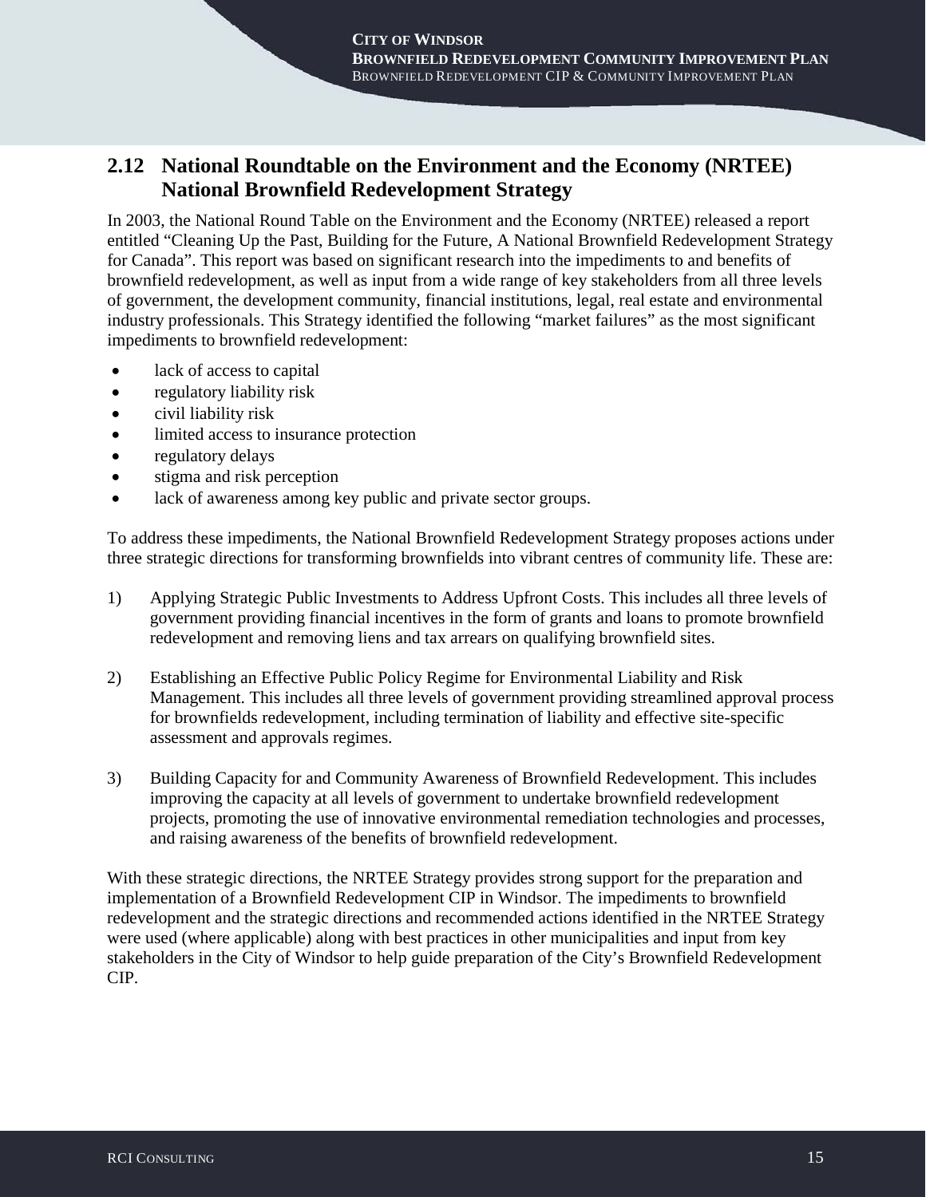## 2.12 National Roundtable on the Environment and the Economy (NRTEE) National Brownfield Redevelopment Strategy

In 2003, the National Round Table on the Environment and the Economy (NRTEE) released a report entitled "Cleaning Up the Past, Building for the Future, A National Brownfield Redevelopment Strategy for Canada". This report was based on significant research into the impediments to and benefits of brownfield redevelopment, as well as input from a wide range of key stakeholders from all three levels of government, the development community, financial institutions, legal, real estate and environmental industry professionals. This Strategy identified the following "market failures" as the most significant impediments to brownfield redevelopment:

- lack of access to capital
- regulatory liability risk
- civil liability risk
- limited access to insurance protection
- regulatory delays
- stigma and risk perception
- lack of awareness among key public and private sector groups.

To address these impediments, the National Brownfield Redevelopment Strategy proposes actions under three strategic directions for transforming brownfields into vibrant centres of community life. These are:

1) Applying Strategic Public Investments to Address Upfront Costs. This includes all three levels of government providing financial incentives in the form of grants and loans to promote brownfield redevelopment and removing liens and tax arrears on qualifying brownfield sites.

2) Establishing an Effective Public Policy Regime for Environmental Liability and Risk Management. This includes all three levels of government providing streamlined approval process for brownfields redevelopment, including termination of liability and effective site-specific assessment and approvals regimes.

3) Building Capacity for and Community Awareness of Brownfield Redevelopment. This includes improving the capacity at all levels of government to undertake brownfield redevelopment projects, promoting the use of innovative environmental remediation technologies and processes, and raising awareness of the benefits of brownfield redevelopment.

With these strategic directions, the NRTEE Strategy provides strong support for the preparation and implementation of a Brownfield Redevelopment CIP in Windsor. The impediments to brownfield redevelopment and the strategic directions and recommended actions identified in the NRTEE Strategy were used (where applicable) along with best practices in other municipalities and input from key stakeholders in the City of Windsor to help guide preparation of the City's Brownfield Redevelopment CIP.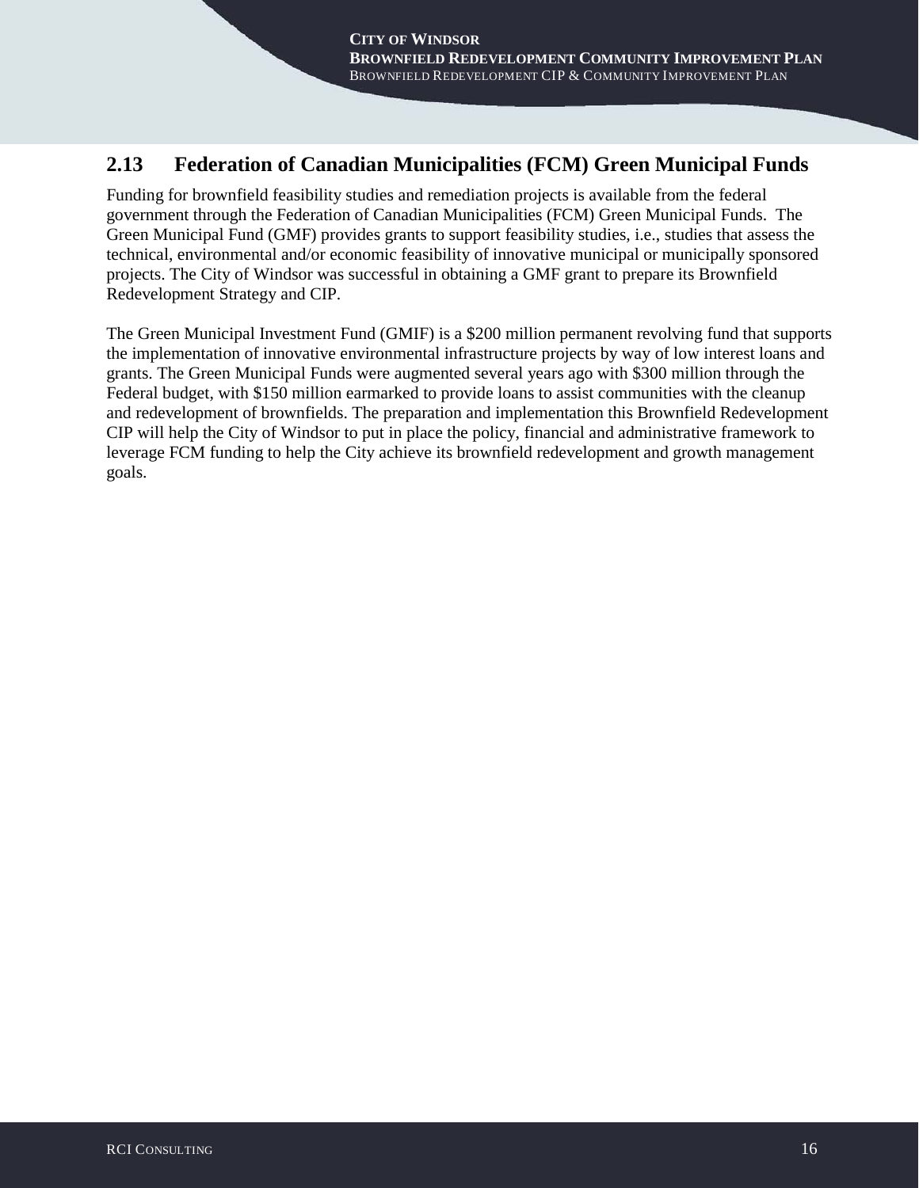## 2.13 Federation of Canadian Municipalities (FCM) Green Municipal Funds

Funding for brownfield feasibility studies and remediation projects is available from the federal government through the Federation of Canadian Municipalities (FCM) Green Municipal Funds. The Green Municipal Fund (GMF) provides grants to support feasibility studies, i.e., studies that assess the technical, environmental and/or economic feasibility of innovative municipal or municipally sponsored projects. The City of Windsor was successful in obtaining a GMF grant to prepare its Brownfield Redevelopment Strategy and CIP.

The Green Municipal Investment Fund (GMIF) is a $200 million permanent revolving fund that supports the implementation of innovative environmental infrastructure projects by way of low interest loans and grants. The Green Municipal Funds were augmented several years ago with $300 million through the Federal budget, with $150 million earmarked to provide loans to assist communities with the cleanup and redevelopment of brownfields. The preparation and implementation this Brownfield Redevelopment CIP will help the City of Windsor to put in place the policy, financial and administrative framework to leverage FCM funding to help the City achieve its brownfield redevelopment and growth management goals.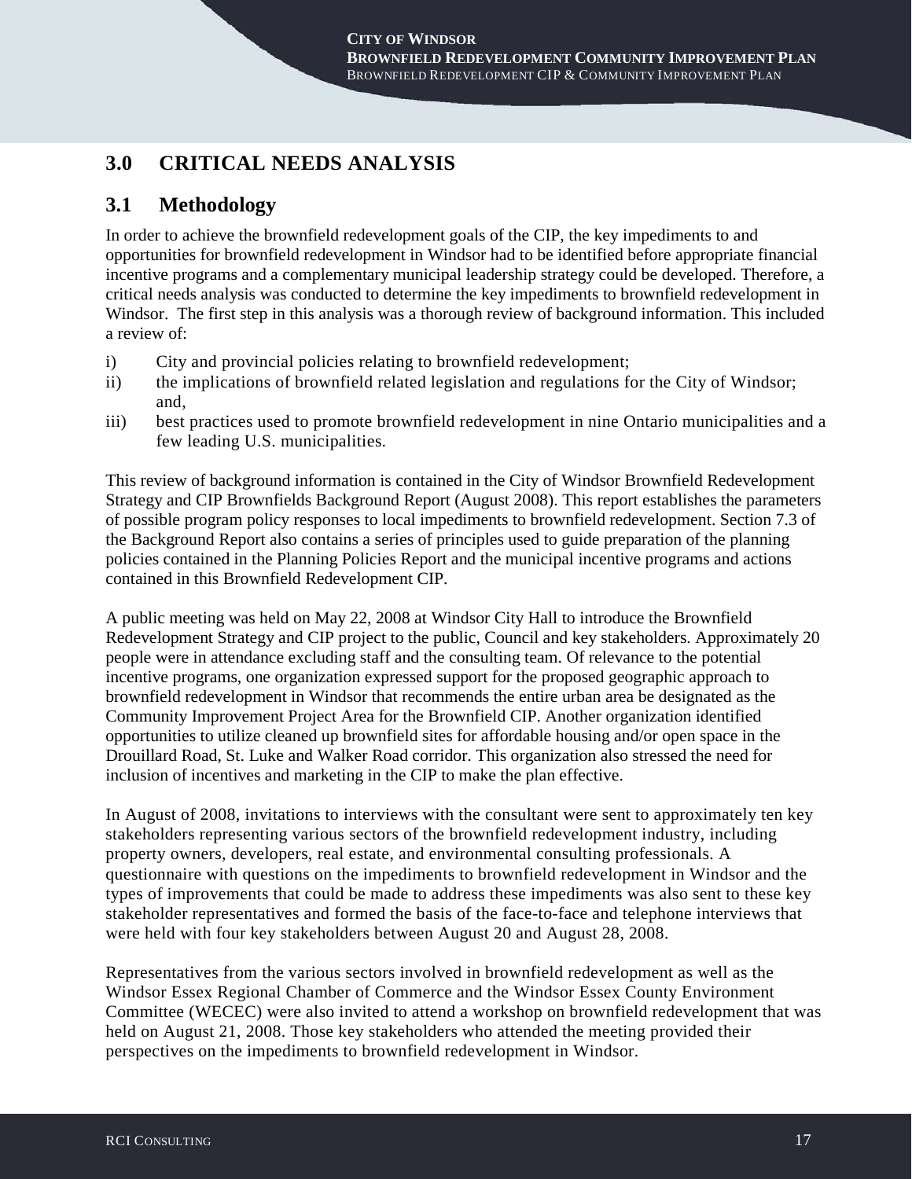# 3.0 CRITICAL NEEDS ANALYSIS

## 3.1 Methodology

In order to achieve the brownfield redevelopment goals of the CIP, the key impediments to and opportunities for brownfield redevelopment in Windsor had to be identified before appropriate financial incentive programs and a complementary municipal leadership strategy could be developed. Therefore, a critical needs analysis was conducted to determine the key impediments to brownfield redevelopment in Windsor. The first step in this analysis was a thorough review of background information. This included a review of:

i) City and provincial policies relating to brownfield redevelopment;
ii) the implications of brownfield related legislation and regulations for the City of Windsor; and,
iii) best practices used to promote brownfield redevelopment in nine Ontario municipalities and a few leading U.S. municipalities.

This review of background information is contained in the City of Windsor Brownfield Redevelopment Strategy and CIP Brownfields Background Report (August 2008). This report establishes the parameters of possible program policy responses to local impediments to brownfield redevelopment. Section 7.3 of the Background Report also contains a series of principles used to guide preparation of the planning policies contained in the Planning Policies Report and the municipal incentive programs and actions contained in this Brownfield Redevelopment CIP.

A public meeting was held on May 22, 2008 at Windsor City Hall to introduce the Brownfield Redevelopment Strategy and CIP project to the public, Council and key stakeholders. Approximately 20 people were in attendance excluding staff and the consulting team. Of relevance to the potential incentive programs, one organization expressed support for the proposed geographic approach to brownfield redevelopment in Windsor that recommends the entire urban area be designated as the Community Improvement Project Area for the Brownfield CIP. Another organization identified opportunities to utilize cleaned up brownfield sites for affordable housing and/or open space in the Drouillard Road, St. Luke and Walker Road corridor. This organization also stressed the need for inclusion of incentives and marketing in the CIP to make the plan effective.

In August of 2008, invitations to interviews with the consultant were sent to approximately ten key stakeholders representing various sectors of the brownfield redevelopment industry, including property owners, developers, real estate, and environmental consulting professionals. A questionnaire with questions on the impediments to brownfield redevelopment in Windsor and the types of improvements that could be made to address these impediments was also sent to these key stakeholder representatives and formed the basis of the face-to-face and telephone interviews that were held with four key stakeholders between August 20 and August 28, 2008.

Representatives from the various sectors involved in brownfield redevelopment as well as the Windsor Essex Regional Chamber of Commerce and the Windsor Essex County Environment Committee (WECEC) were also invited to attend a workshop on brownfield redevelopment that was held on August 21, 2008. Those key stakeholders who attended the meeting provided their perspectives on the impediments to brownfield redevelopment in Windsor.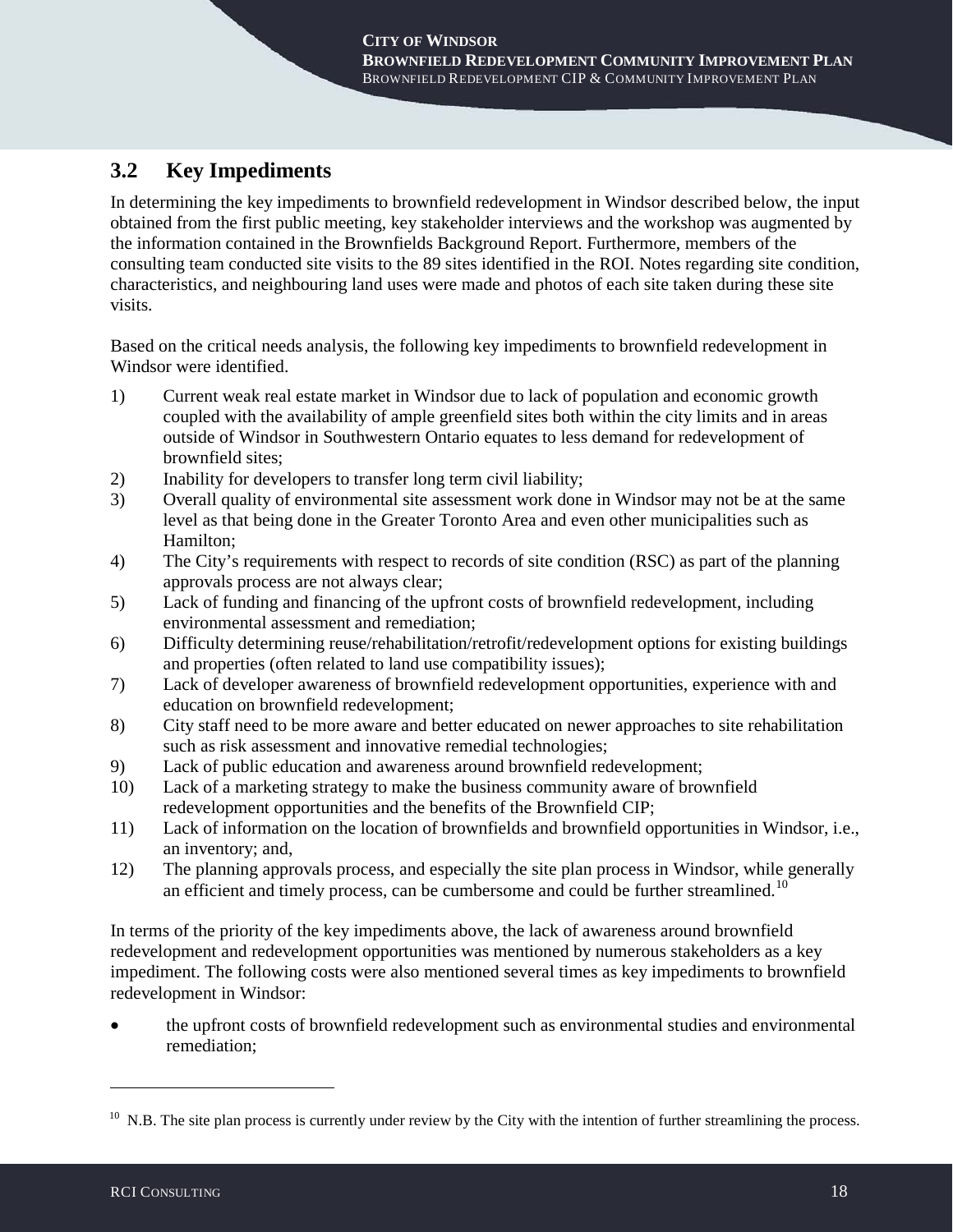## 3.2 Key Impediments

In determining the key impediments to brownfield redevelopment in Windsor described below, the input obtained from the first public meeting, key stakeholder interviews and the workshop was augmented by the information contained in the Brownfields Background Report. Furthermore, members of the consulting team conducted site visits to the 89 sites identified in the ROI. Notes regarding site condition, characteristics, and neighbouring land uses were made and photos of each site taken during these site visits.

Based on the critical needs analysis, the following key impediments to brownfield redevelopment in Windsor were identified.

1) Current weak real estate market in Windsor due to lack of population and economic growth coupled with the availability of ample greenfield sites both within the city limits and in areas outside of Windsor in Southwestern Ontario equates to less demand for redevelopment of brownfield sites;
2) Inability for developers to transfer long term civil liability;
3) Overall quality of environmental site assessment work done in Windsor may not be at the same level as that being done in the Greater Toronto Area and even other municipalities such as Hamilton;
4) The City's requirements with respect to records of site condition (RSC) as part of the planning approvals process are not always clear;
5) Lack of funding and financing of the upfront costs of brownfield redevelopment, including environmental assessment and remediation;
6) Difficulty determining reuse/rehabilitation/retrofit/redevelopment options for existing buildings and properties (often related to land use compatibility issues);
7) Lack of developer awareness of brownfield redevelopment opportunities, experience with and education on brownfield redevelopment;
8) City staff need to be more aware and better educated on newer approaches to site rehabilitation such as risk assessment and innovative remedial technologies;
9) Lack of public education and awareness around brownfield redevelopment;
10) Lack of a marketing strategy to make the business community aware of brownfield redevelopment opportunities and the benefits of the Brownfield CIP;
11) Lack of information on the location of brownfields and brownfield opportunities in Windsor, i.e., an inventory; and,
12) The planning approvals process, and especially the site plan process in Windsor, while generally an efficient and timely process, can be cumbersome and could be further streamlined.[10]

In terms of the priority of the key impediments above, the lack of awareness around brownfield redevelopment and redevelopment opportunities was mentioned by numerous stakeholders as a key impediment. The following costs were also mentioned several times as key impediments to brownfield redevelopment in Windsor:

- the upfront costs of brownfield redevelopment such as environmental studies and environmental remediation;

---

[10] N.B. The site plan process is currently under review by the City with the intention of further streamlining the process.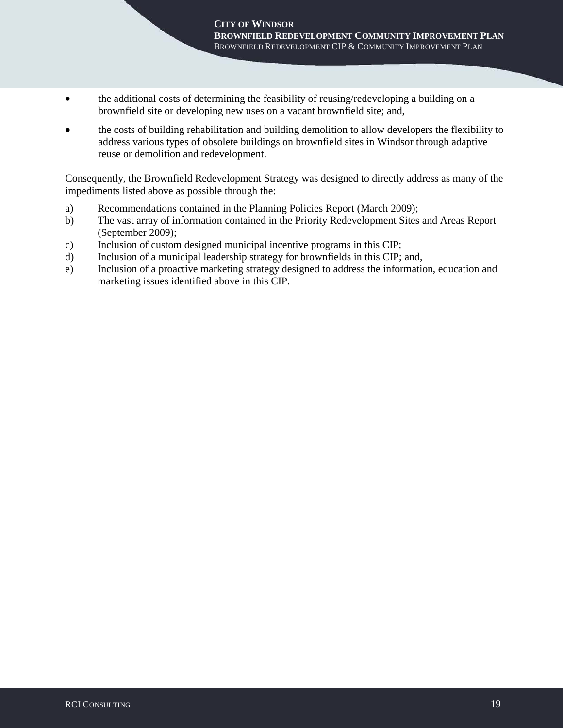- the additional costs of determining the feasibility of reusing/redeveloping a building on a brownfield site or developing new uses on a vacant brownfield site; and,
- the costs of building rehabilitation and building demolition to allow developers the flexibility to address various types of obsolete buildings on brownfield sites in Windsor through adaptive reuse or demolition and redevelopment.

Consequently, the Brownfield Redevelopment Strategy was designed to directly address as many of the impediments listed above as possible through the:

a) Recommendations contained in the Planning Policies Report (March 2009);
b) The vast array of information contained in the Priority Redevelopment Sites and Areas Report (September 2009);
c) Inclusion of custom designed municipal incentive programs in this CIP;
d) Inclusion of a municipal leadership strategy for brownfields in this CIP; and,
e) Inclusion of a proactive marketing strategy designed to address the information, education and marketing issues identified above in this CIP.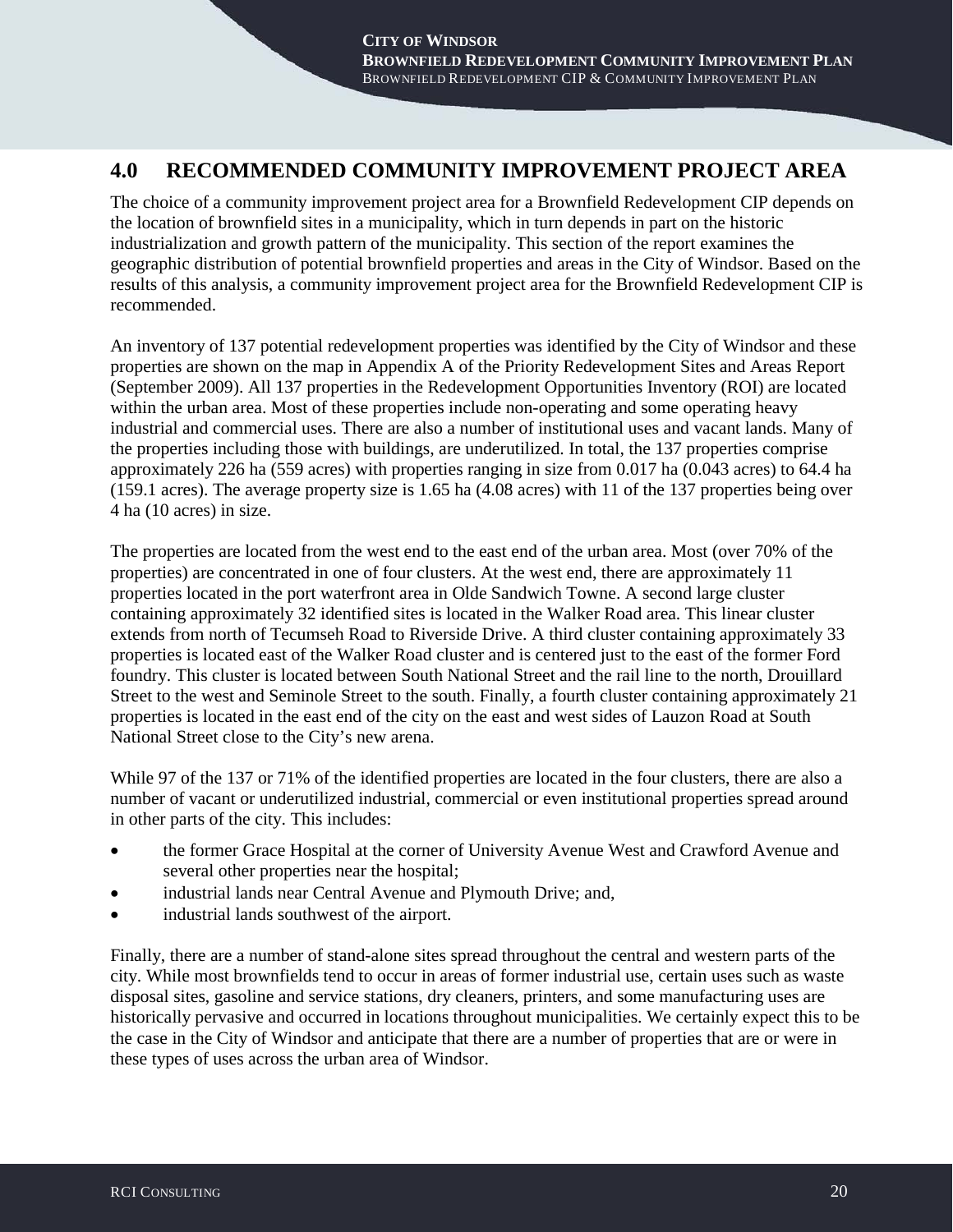## 4.0 RECOMMENDED COMMUNITY IMPROVEMENT PROJECT AREA

The choice of a community improvement project area for a Brownfield Redevelopment CIP depends on the location of brownfield sites in a municipality, which in turn depends in part on the historic industrialization and growth pattern of the municipality. This section of the report examines the geographic distribution of potential brownfield properties and areas in the City of Windsor. Based on the results of this analysis, a community improvement project area for the Brownfield Redevelopment CIP is recommended.

An inventory of 137 potential redevelopment properties was identified by the City of Windsor and these properties are shown on the map in Appendix A of the Priority Redevelopment Sites and Areas Report (September 2009). All 137 properties in the Redevelopment Opportunities Inventory (ROI) are located within the urban area. Most of these properties include non-operating and some operating heavy industrial and commercial uses. There are also a number of institutional uses and vacant lands. Many of the properties including those with buildings, are underutilized. In total, the 137 properties comprise approximately 226 ha (559 acres) with properties ranging in size from 0.017 ha (0.043 acres) to 64.4 ha (159.1 acres). The average property size is 1.65 ha (4.08 acres) with 11 of the 137 properties being over 4 ha (10 acres) in size.

The properties are located from the west end to the east end of the urban area. Most (over 70% of the properties) are concentrated in one of four clusters. At the west end, there are approximately 11 properties located in the port waterfront area in Olde Sandwich Towne. A second large cluster containing approximately 32 identified sites is located in the Walker Road area. This linear cluster extends from north of Tecumseh Road to Riverside Drive. A third cluster containing approximately 33 properties is located east of the Walker Road cluster and is centered just to the east of the former Ford foundry. This cluster is located between South National Street and the rail line to the north, Drouillard Street to the west and Seminole Street to the south. Finally, a fourth cluster containing approximately 21 properties is located in the east end of the city on the east and west sides of Lauzon Road at South National Street close to the City's new arena.

While 97 of the 137 or 71% of the identified properties are located in the four clusters, there are also a number of vacant or underutilized industrial, commercial or even institutional properties spread around in other parts of the city. This includes:

- the former Grace Hospital at the corner of University Avenue West and Crawford Avenue and several other properties near the hospital;
- industrial lands near Central Avenue and Plymouth Drive; and,
- industrial lands southwest of the airport.

Finally, there are a number of stand-alone sites spread throughout the central and western parts of the city. While most brownfields tend to occur in areas of former industrial use, certain uses such as waste disposal sites, gasoline and service stations, dry cleaners, printers, and some manufacturing uses are historically pervasive and occurred in locations throughout municipalities. We certainly expect this to be the case in the City of Windsor and anticipate that there are a number of properties that are or were in these types of uses across the urban area of Windsor.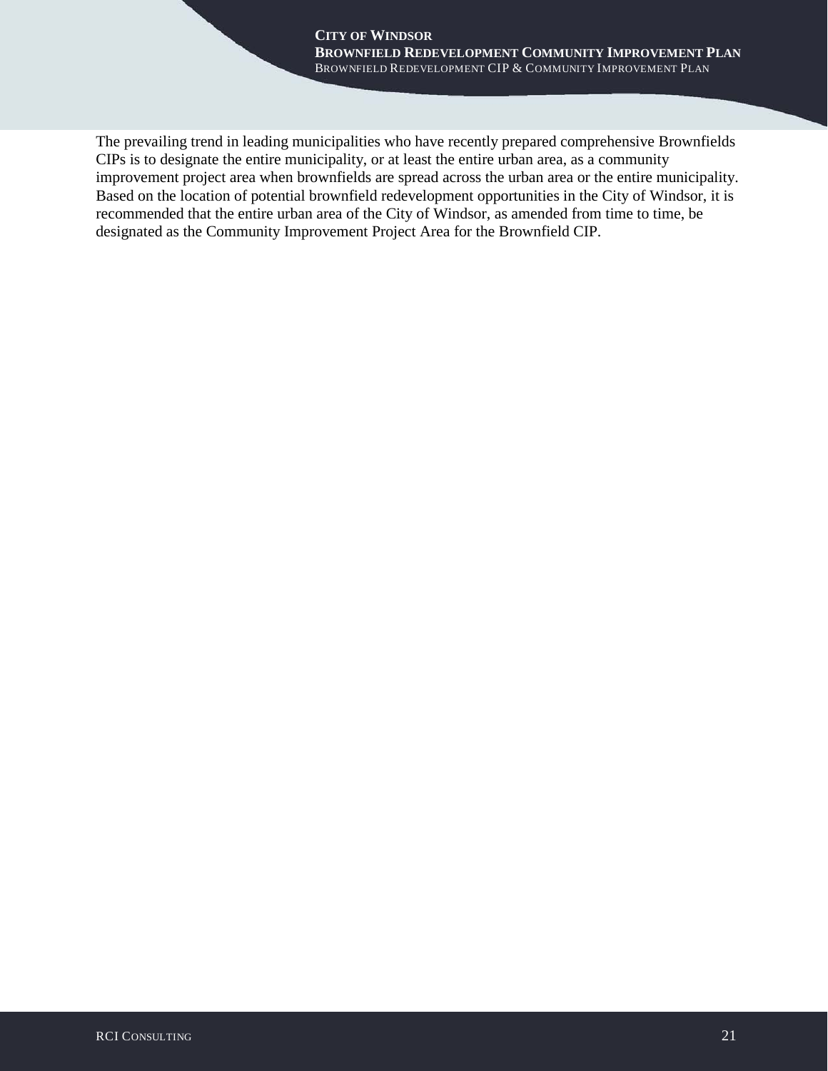The prevailing trend in leading municipalities who have recently prepared comprehensive Brownfields CIPs is to designate the entire municipality, or at least the entire urban area, as a community improvement project area when brownfields are spread across the urban area or the entire municipality. Based on the location of potential brownfield redevelopment opportunities in the City of Windsor, it is recommended that the entire urban area of the City of Windsor, as amended from time to time, be designated as the Community Improvement Project Area for the Brownfield CIP.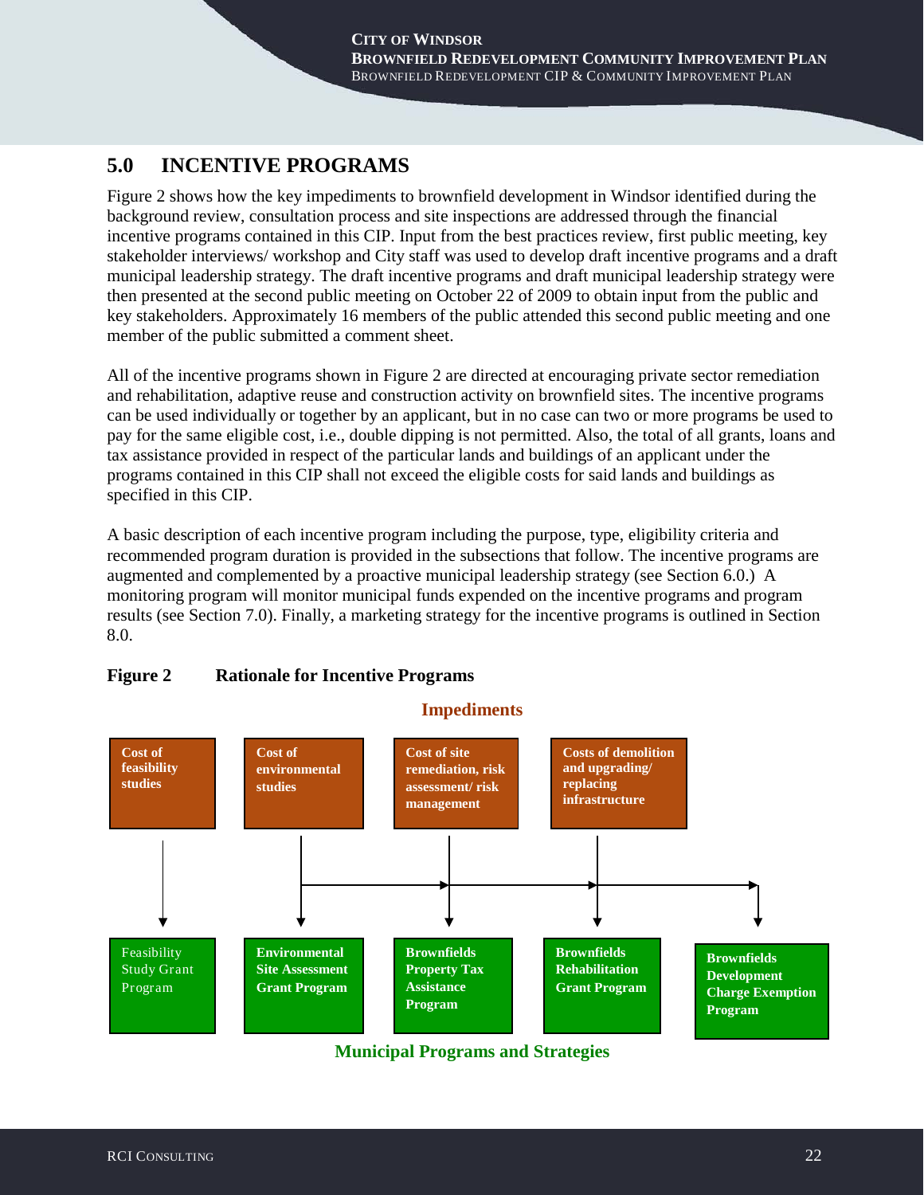## 5.0 INCENTIVE PROGRAMS

Figure 2 shows how the key impediments to brownfield development in Windsor identified during the background review, consultation process and site inspections are addressed through the financial incentive programs contained in this CIP. Input from the best practices review, first public meeting, key stakeholder interviews/ workshop and City staff was used to develop draft incentive programs and a draft municipal leadership strategy. The draft incentive programs and draft municipal leadership strategy were then presented at the second public meeting on October 22 of 2009 to obtain input from the public and key stakeholders. Approximately 16 members of the public attended this second public meeting and one member of the public submitted a comment sheet.

All of the incentive programs shown in Figure 2 are directed at encouraging private sector remediation and rehabilitation, adaptive reuse and construction activity on brownfield sites. The incentive programs can be used individually or together by an applicant, but in no case can two or more programs be used to pay for the same eligible cost, i.e., double dipping is not permitted. Also, the total of all grants, loans and tax assistance provided in respect of the particular lands and buildings of an applicant under the programs contained in this CIP shall not exceed the eligible costs for said lands and buildings as specified in this CIP.

A basic description of each incentive program including the purpose, type, eligibility criteria and recommended program duration is provided in the subsections that follow. The incentive programs are augmented and complemented by a proactive municipal leadership strategy (see Section 6.0.) A monitoring program will monitor municipal funds expended on the incentive programs and program results (see Section 7.0). Finally, a marketing strategy for the incentive programs is outlined in Section 8.0.

**Figure 2 Rationale for Incentive Programs**

**Impediments**

- Cost of feasibility studies → Feasibility Study Grant Program
- Cost of environmental studies → Environmental Site Assessment Grant Program; Brownfields Property Tax Assistance Program; Brownfields Rehabilitation Grant Program; Brownfields Development Charge Exemption Program
- Cost of site remediation, risk assessment/ risk management → Brownfields Property Tax Assistance Program; Brownfields Rehabilitation Grant Program; Brownfields Development Charge Exemption Program
- Costs of demolition and upgrading/ replacing infrastructure → Brownfields Rehabilitation Grant Program; Brownfields Development Charge Exemption Program

**Municipal Programs and Strategies**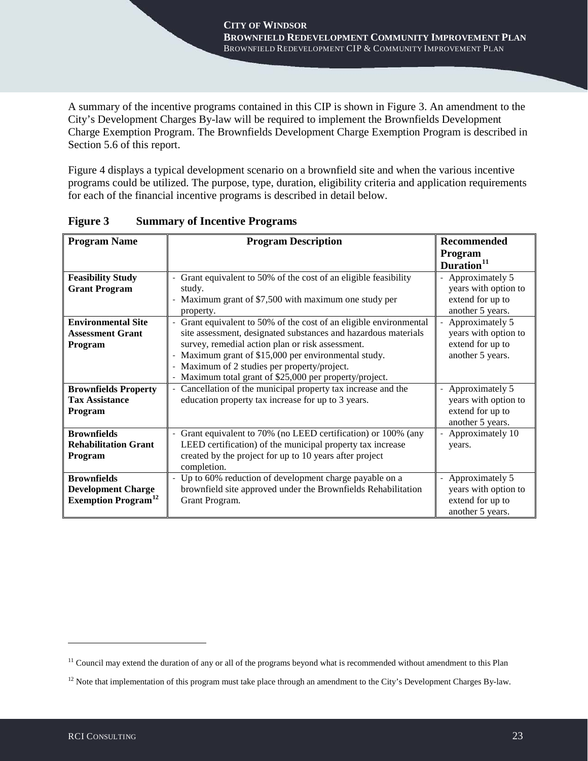A summary of the incentive programs contained in this CIP is shown in Figure 3. An amendment to the City's Development Charges By-law will be required to implement the Brownfields Development Charge Exemption Program. The Brownfields Development Charge Exemption Program is described in Section 5.6 of this report.

Figure 4 displays a typical development scenario on a brownfield site and when the various incentive programs could be utilized. The purpose, type, duration, eligibility criteria and application requirements for each of the financial incentive programs is described in detail below.

**Figure 3 Summary of Incentive Programs**

| Program Name | Program Description | Recommended Program Duration[11] |
|---|---|---|
| **Feasibility Study Grant Program** | - Grant equivalent to 50% of the cost of an eligible feasibility study.<br>- Maximum grant of $7,500 with maximum one study per property. | - Approximately 5 years with option to extend for up to another 5 years. |
| **Environmental Site Assessment Grant Program** | - Grant equivalent to 50% of the cost of an eligible environmental site assessment, designated substances and hazardous materials survey, remedial action plan or risk assessment.<br>- Maximum grant of $15,000 per environmental study.<br>- Maximum of 2 studies per property/project.<br>- Maximum total grant of $25,000 per property/project. | - Approximately 5 years with option to extend for up to another 5 years. |
| **Brownfields Property Tax Assistance Program** | - Cancellation of the municipal property tax increase and the education property tax increase for up to 3 years. | - Approximately 5 years with option to extend for up to another 5 years. |
| **Brownfields Rehabilitation Grant Program** | - Grant equivalent to 70% (no LEED certification) or 100% (any LEED certification) of the municipal property tax increase created by the project for up to 10 years after project completion. | - Approximately 10 years. |
| **Brownfields Development Charge Exemption Program**[12] | - Up to 60% reduction of development charge payable on a brownfield site approved under the Brownfields Rehabilitation Grant Program. | - Approximately 5 years with option to extend for up to another 5 years. |

[11] Council may extend the duration of any or all of the programs beyond what is recommended without amendment to this Plan

[12] Note that implementation of this program must take place through an amendment to the City's Development Charges By-law.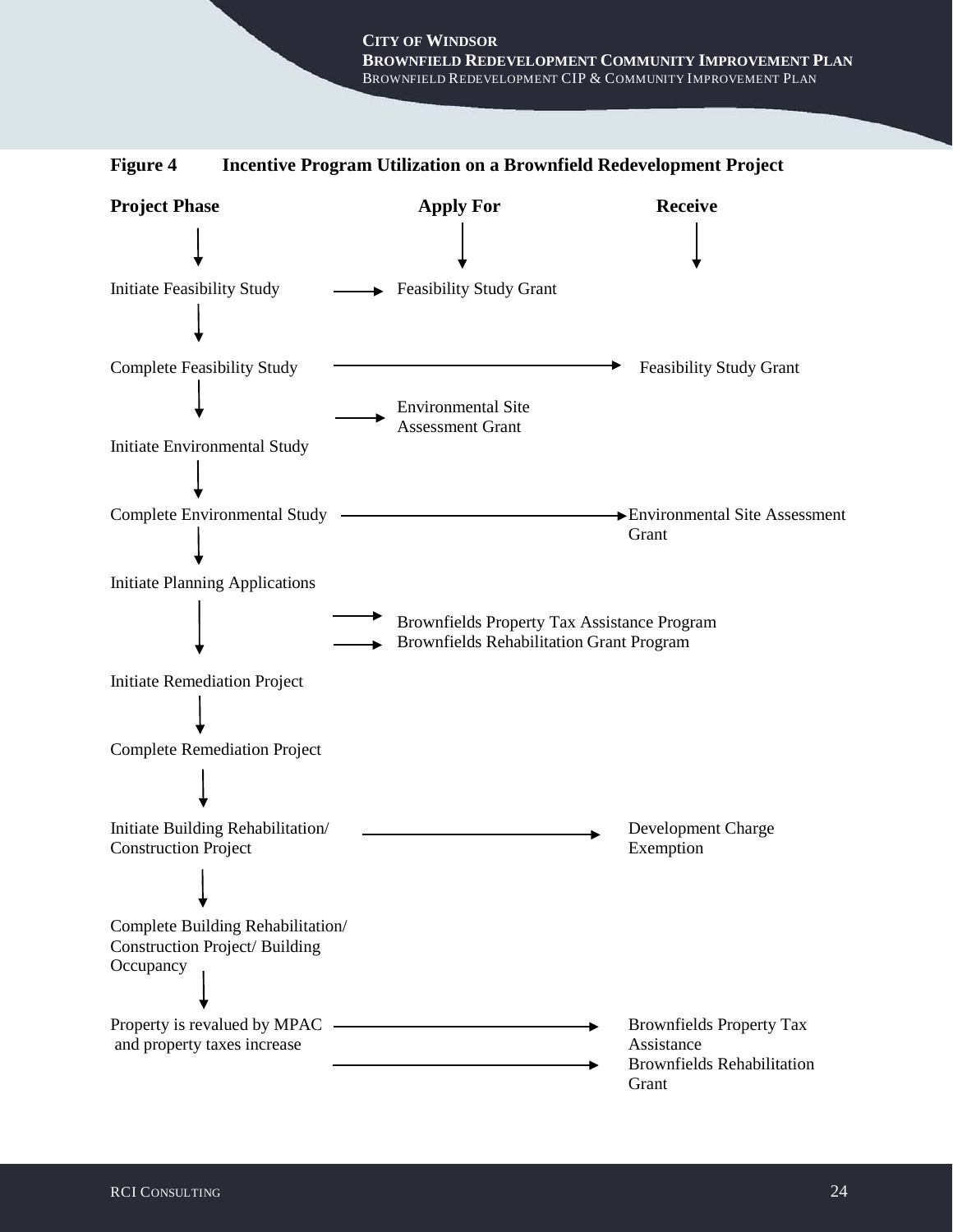**Figure 4 Incentive Program Utilization on a Brownfield Redevelopment Project**

| Project Phase | Apply For | Receive |
|---|---|---|
| Initiate Feasibility Study | Feasibility Study Grant | |
| Complete Feasibility Study | | Feasibility Study Grant |
| | Environmental Site Assessment Grant | |
| Initiate Environmental Study | | |
| Complete Environmental Study | | Environmental Site Assessment Grant |
| Initiate Planning Applications | | |
| | Brownfields Property Tax Assistance Program<br>Brownfields Rehabilitation Grant Program | |
| Initiate Remediation Project | | |
| Complete Remediation Project | | |
| Initiate Building Rehabilitation/ Construction Project | | Development Charge Exemption |
| Complete Building Rehabilitation/ Construction Project/ Building Occupancy | | |
| Property is revalued by MPAC and property taxes increase | | Brownfields Property Tax Assistance<br>Brownfields Rehabilitation Grant |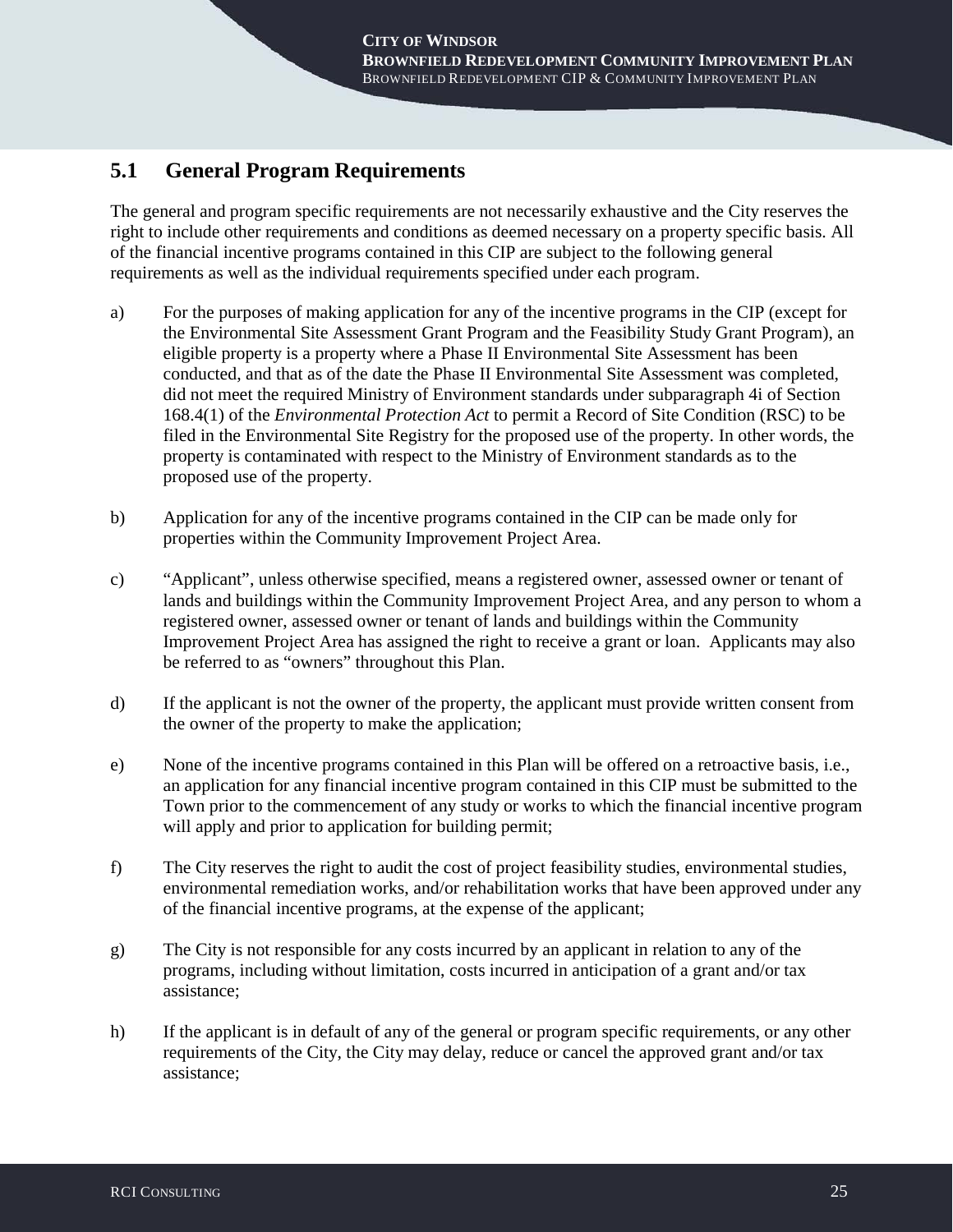## 5.1 General Program Requirements

The general and program specific requirements are not necessarily exhaustive and the City reserves the right to include other requirements and conditions as deemed necessary on a property specific basis. All of the financial incentive programs contained in this CIP are subject to the following general requirements as well as the individual requirements specified under each program.

a) For the purposes of making application for any of the incentive programs in the CIP (except for the Environmental Site Assessment Grant Program and the Feasibility Study Grant Program), an eligible property is a property where a Phase II Environmental Site Assessment has been conducted, and that as of the date the Phase II Environmental Site Assessment was completed, did not meet the required Ministry of Environment standards under subparagraph 4i of Section 168.4(1) of the *Environmental Protection Act* to permit a Record of Site Condition (RSC) to be filed in the Environmental Site Registry for the proposed use of the property. In other words, the property is contaminated with respect to the Ministry of Environment standards as to the proposed use of the property.

b) Application for any of the incentive programs contained in the CIP can be made only for properties within the Community Improvement Project Area.

c) "Applicant", unless otherwise specified, means a registered owner, assessed owner or tenant of lands and buildings within the Community Improvement Project Area, and any person to whom a registered owner, assessed owner or tenant of lands and buildings within the Community Improvement Project Area has assigned the right to receive a grant or loan. Applicants may also be referred to as "owners" throughout this Plan.

d) If the applicant is not the owner of the property, the applicant must provide written consent from the owner of the property to make the application;

e) None of the incentive programs contained in this Plan will be offered on a retroactive basis, i.e., an application for any financial incentive program contained in this CIP must be submitted to the Town prior to the commencement of any study or works to which the financial incentive program will apply and prior to application for building permit;

f) The City reserves the right to audit the cost of project feasibility studies, environmental studies, environmental remediation works, and/or rehabilitation works that have been approved under any of the financial incentive programs, at the expense of the applicant;

g) The City is not responsible for any costs incurred by an applicant in relation to any of the programs, including without limitation, costs incurred in anticipation of a grant and/or tax assistance;

h) If the applicant is in default of any of the general or program specific requirements, or any other requirements of the City, the City may delay, reduce or cancel the approved grant and/or tax assistance;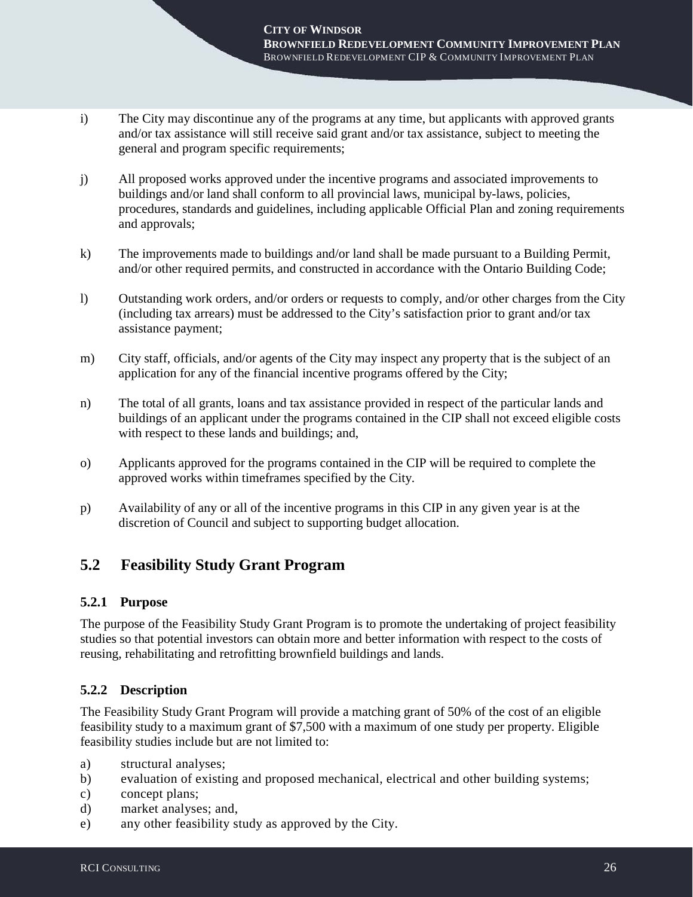i) The City may discontinue any of the programs at any time, but applicants with approved grants and/or tax assistance will still receive said grant and/or tax assistance, subject to meeting the general and program specific requirements;

j) All proposed works approved under the incentive programs and associated improvements to buildings and/or land shall conform to all provincial laws, municipal by-laws, policies, procedures, standards and guidelines, including applicable Official Plan and zoning requirements and approvals;

k) The improvements made to buildings and/or land shall be made pursuant to a Building Permit, and/or other required permits, and constructed in accordance with the Ontario Building Code;

l) Outstanding work orders, and/or orders or requests to comply, and/or other charges from the City (including tax arrears) must be addressed to the City's satisfaction prior to grant and/or tax assistance payment;

m) City staff, officials, and/or agents of the City may inspect any property that is the subject of an application for any of the financial incentive programs offered by the City;

n) The total of all grants, loans and tax assistance provided in respect of the particular lands and buildings of an applicant under the programs contained in the CIP shall not exceed eligible costs with respect to these lands and buildings; and,

o) Applicants approved for the programs contained in the CIP will be required to complete the approved works within timeframes specified by the City.

p) Availability of any or all of the incentive programs in this CIP in any given year is at the discretion of Council and subject to supporting budget allocation.

## 5.2 Feasibility Study Grant Program

### 5.2.1 Purpose

The purpose of the Feasibility Study Grant Program is to promote the undertaking of project feasibility studies so that potential investors can obtain more and better information with respect to the costs of reusing, rehabilitating and retrofitting brownfield buildings and lands.

### 5.2.2 Description

The Feasibility Study Grant Program will provide a matching grant of 50% of the cost of an eligible feasibility study to a maximum grant of $7,500 with a maximum of one study per property. Eligible feasibility studies include but are not limited to:

a) structural analyses;
b) evaluation of existing and proposed mechanical, electrical and other building systems;
c) concept plans;
d) market analyses; and,
e) any other feasibility study as approved by the City.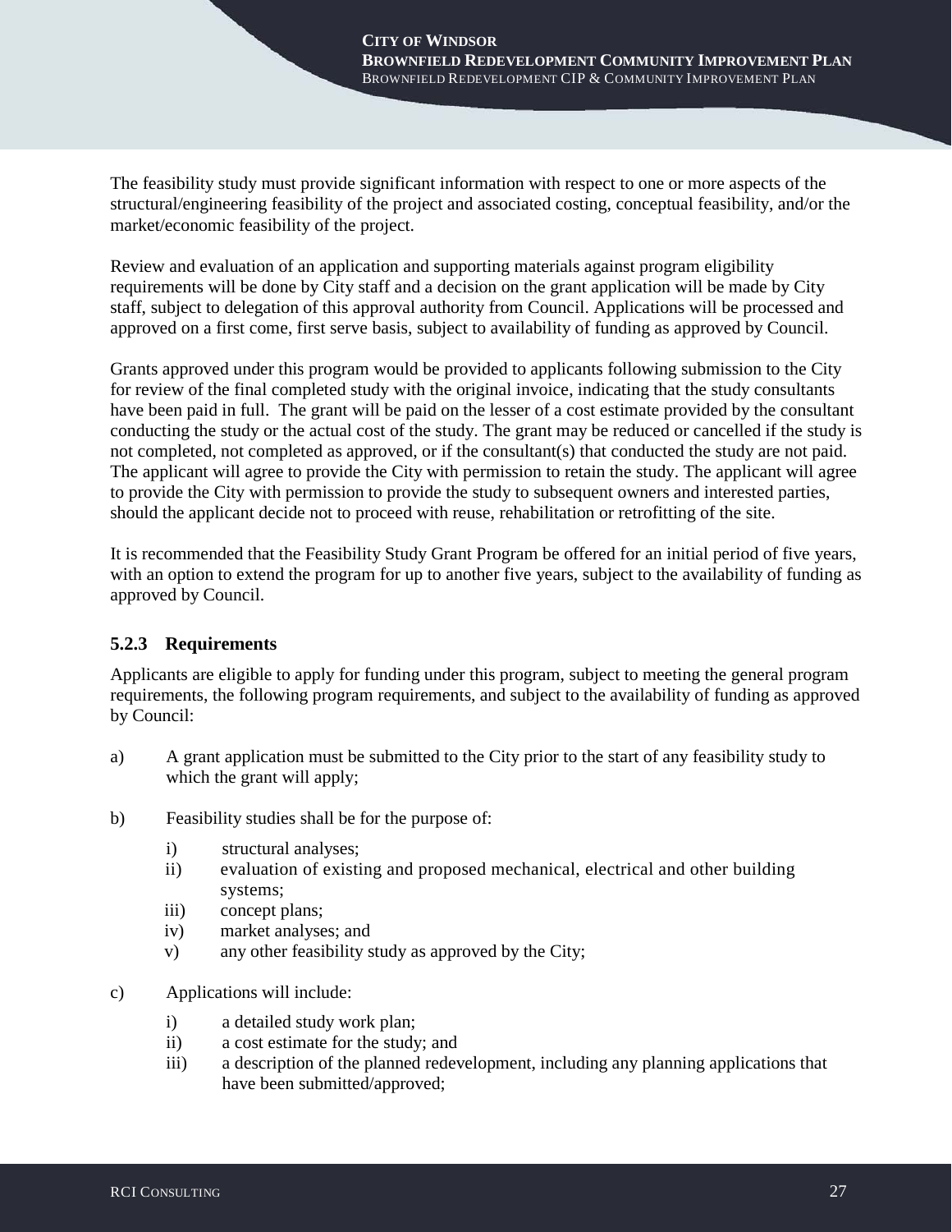The feasibility study must provide significant information with respect to one or more aspects of the structural/engineering feasibility of the project and associated costing, conceptual feasibility, and/or the market/economic feasibility of the project.

Review and evaluation of an application and supporting materials against program eligibility requirements will be done by City staff and a decision on the grant application will be made by City staff, subject to delegation of this approval authority from Council. Applications will be processed and approved on a first come, first serve basis, subject to availability of funding as approved by Council.

Grants approved under this program would be provided to applicants following submission to the City for review of the final completed study with the original invoice, indicating that the study consultants have been paid in full. The grant will be paid on the lesser of a cost estimate provided by the consultant conducting the study or the actual cost of the study. The grant may be reduced or cancelled if the study is not completed, not completed as approved, or if the consultant(s) that conducted the study are not paid. The applicant will agree to provide the City with permission to retain the study. The applicant will agree to provide the City with permission to provide the study to subsequent owners and interested parties, should the applicant decide not to proceed with reuse, rehabilitation or retrofitting of the site.

It is recommended that the Feasibility Study Grant Program be offered for an initial period of five years, with an option to extend the program for up to another five years, subject to the availability of funding as approved by Council.

### 5.2.3 Requirements

Applicants are eligible to apply for funding under this program, subject to meeting the general program requirements, the following program requirements, and subject to the availability of funding as approved by Council:

a) A grant application must be submitted to the City prior to the start of any feasibility study to which the grant will apply;

b) Feasibility studies shall be for the purpose of:

   i) structural analyses;
   ii) evaluation of existing and proposed mechanical, electrical and other building systems;
   iii) concept plans;
   iv) market analyses; and
   v) any other feasibility study as approved by the City;

c) Applications will include:

   i) a detailed study work plan;
   ii) a cost estimate for the study; and
   iii) a description of the planned redevelopment, including any planning applications that have been submitted/approved;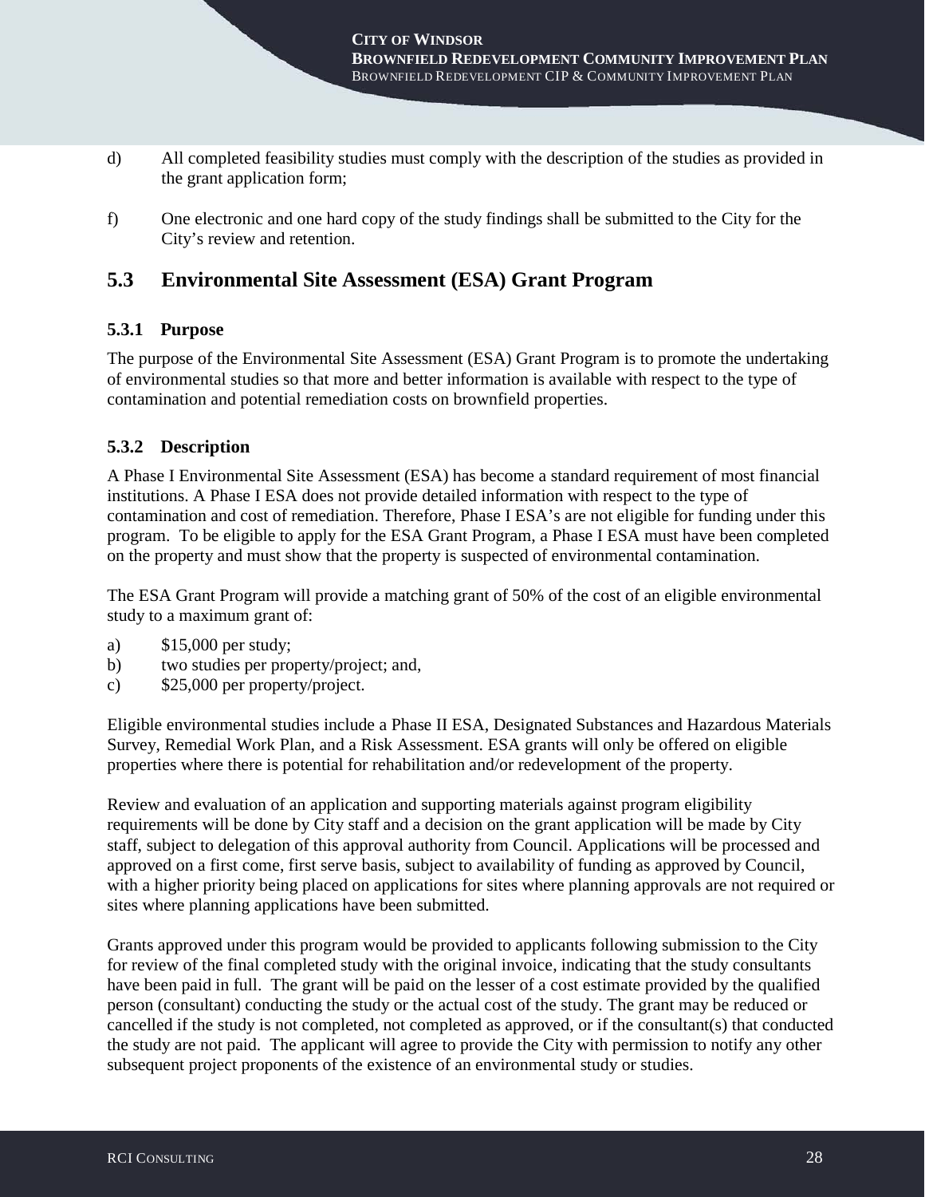d) All completed feasibility studies must comply with the description of the studies as provided in the grant application form;

f) One electronic and one hard copy of the study findings shall be submitted to the City for the City's review and retention.

## 5.3 Environmental Site Assessment (ESA) Grant Program

### 5.3.1 Purpose

The purpose of the Environmental Site Assessment (ESA) Grant Program is to promote the undertaking of environmental studies so that more and better information is available with respect to the type of contamination and potential remediation costs on brownfield properties.

### 5.3.2 Description

A Phase I Environmental Site Assessment (ESA) has become a standard requirement of most financial institutions. A Phase I ESA does not provide detailed information with respect to the type of contamination and cost of remediation. Therefore, Phase I ESA's are not eligible for funding under this program. To be eligible to apply for the ESA Grant Program, a Phase I ESA must have been completed on the property and must show that the property is suspected of environmental contamination.

The ESA Grant Program will provide a matching grant of 50% of the cost of an eligible environmental study to a maximum grant of:

a) $15,000 per study;
b) two studies per property/project; and,
c) $25,000 per property/project.

Eligible environmental studies include a Phase II ESA, Designated Substances and Hazardous Materials Survey, Remedial Work Plan, and a Risk Assessment. ESA grants will only be offered on eligible properties where there is potential for rehabilitation and/or redevelopment of the property.

Review and evaluation of an application and supporting materials against program eligibility requirements will be done by City staff and a decision on the grant application will be made by City staff, subject to delegation of this approval authority from Council. Applications will be processed and approved on a first come, first serve basis, subject to availability of funding as approved by Council, with a higher priority being placed on applications for sites where planning approvals are not required or sites where planning applications have been submitted.

Grants approved under this program would be provided to applicants following submission to the City for review of the final completed study with the original invoice, indicating that the study consultants have been paid in full. The grant will be paid on the lesser of a cost estimate provided by the qualified person (consultant) conducting the study or the actual cost of the study. The grant may be reduced or cancelled if the study is not completed, not completed as approved, or if the consultant(s) that conducted the study are not paid. The applicant will agree to provide the City with permission to notify any other subsequent project proponents of the existence of an environmental study or studies.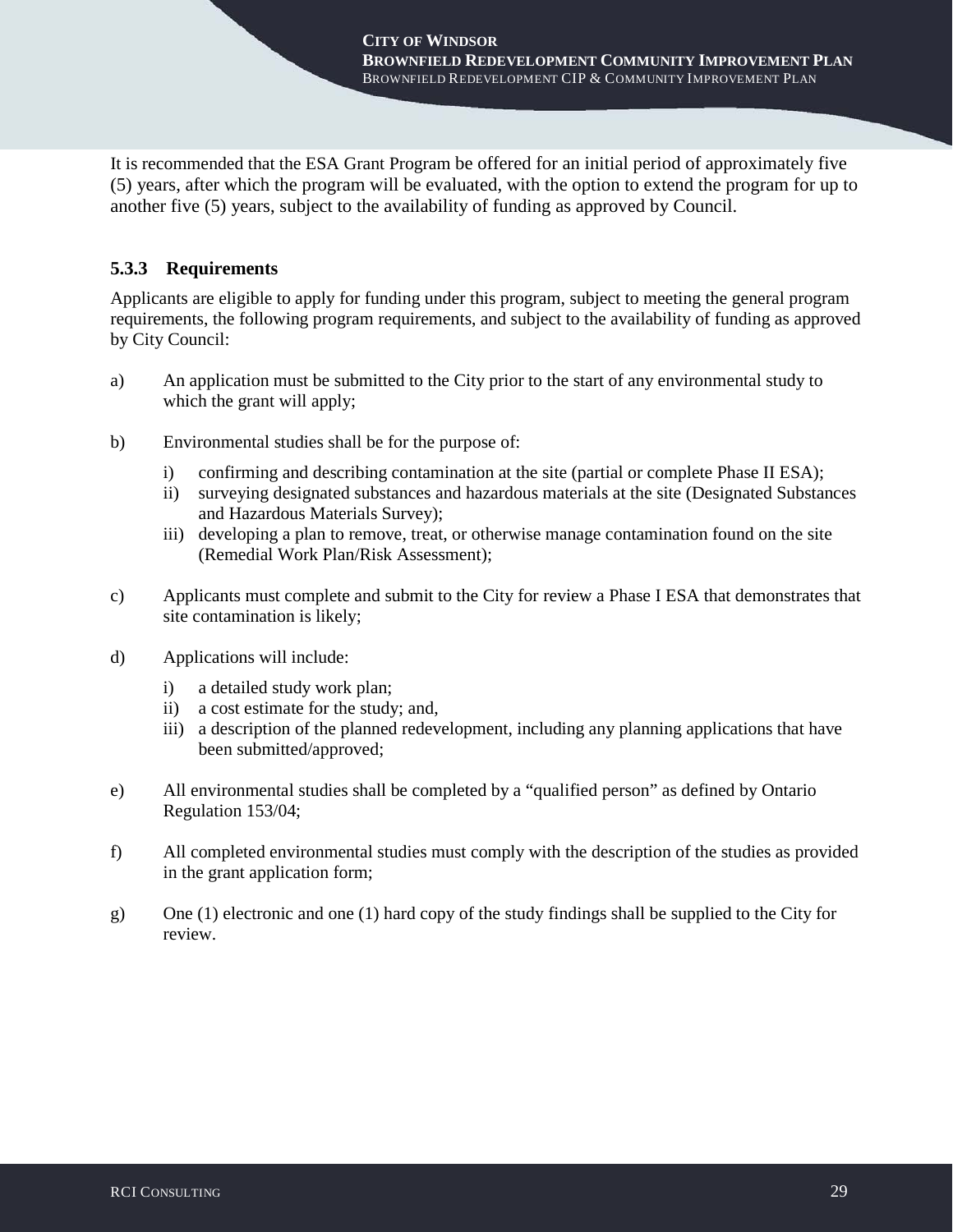It is recommended that the ESA Grant Program be offered for an initial period of approximately five (5) years, after which the program will be evaluated, with the option to extend the program for up to another five (5) years, subject to the availability of funding as approved by Council.

### 5.3.3 Requirements

Applicants are eligible to apply for funding under this program, subject to meeting the general program requirements, the following program requirements, and subject to the availability of funding as approved by City Council:

a) An application must be submitted to the City prior to the start of any environmental study to which the grant will apply;

b) Environmental studies shall be for the purpose of:

   i) confirming and describing contamination at the site (partial or complete Phase II ESA);
   ii) surveying designated substances and hazardous materials at the site (Designated Substances and Hazardous Materials Survey);
   iii) developing a plan to remove, treat, or otherwise manage contamination found on the site (Remedial Work Plan/Risk Assessment);

c) Applicants must complete and submit to the City for review a Phase I ESA that demonstrates that site contamination is likely;

d) Applications will include:

   i) a detailed study work plan;
   ii) a cost estimate for the study; and,
   iii) a description of the planned redevelopment, including any planning applications that have been submitted/approved;

e) All environmental studies shall be completed by a "qualified person" as defined by Ontario Regulation 153/04;

f) All completed environmental studies must comply with the description of the studies as provided in the grant application form;

g) One (1) electronic and one (1) hard copy of the study findings shall be supplied to the City for review.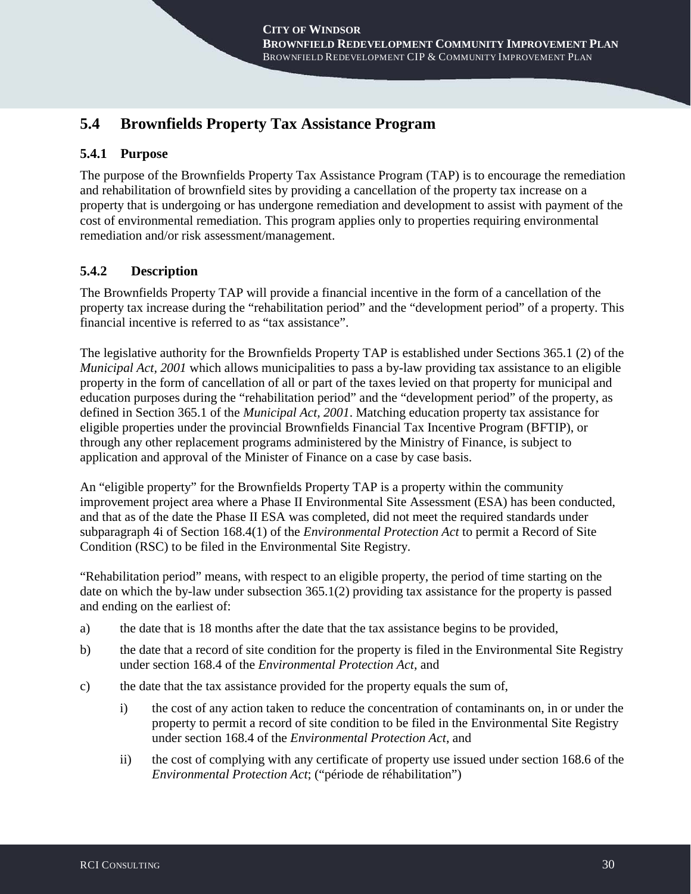## 5.4 Brownfields Property Tax Assistance Program

### 5.4.1 Purpose

The purpose of the Brownfields Property Tax Assistance Program (TAP) is to encourage the remediation and rehabilitation of brownfield sites by providing a cancellation of the property tax increase on a property that is undergoing or has undergone remediation and development to assist with payment of the cost of environmental remediation. This program applies only to properties requiring environmental remediation and/or risk assessment/management.

### 5.4.2 Description

The Brownfields Property TAP will provide a financial incentive in the form of a cancellation of the property tax increase during the "rehabilitation period" and the "development period" of a property. This financial incentive is referred to as "tax assistance".

The legislative authority for the Brownfields Property TAP is established under Sections 365.1 (2) of the *Municipal Act, 2001* which allows municipalities to pass a by-law providing tax assistance to an eligible property in the form of cancellation of all or part of the taxes levied on that property for municipal and education purposes during the "rehabilitation period" and the "development period" of the property, as defined in Section 365.1 of the *Municipal Act, 2001*. Matching education property tax assistance for eligible properties under the provincial Brownfields Financial Tax Incentive Program (BFTIP), or through any other replacement programs administered by the Ministry of Finance, is subject to application and approval of the Minister of Finance on a case by case basis.

An "eligible property" for the Brownfields Property TAP is a property within the community improvement project area where a Phase II Environmental Site Assessment (ESA) has been conducted, and that as of the date the Phase II ESA was completed, did not meet the required standards under subparagraph 4i of Section 168.4(1) of the *Environmental Protection Act* to permit a Record of Site Condition (RSC) to be filed in the Environmental Site Registry.

"Rehabilitation period" means, with respect to an eligible property, the period of time starting on the date on which the by-law under subsection 365.1(2) providing tax assistance for the property is passed and ending on the earliest of:

a) the date that is 18 months after the date that the tax assistance begins to be provided,

b) the date that a record of site condition for the property is filed in the Environmental Site Registry under section 168.4 of the *Environmental Protection Act*, and

c) the date that the tax assistance provided for the property equals the sum of,

   i) the cost of any action taken to reduce the concentration of contaminants on, in or under the property to permit a record of site condition to be filed in the Environmental Site Registry under section 168.4 of the *Environmental Protection Act*, and

   ii) the cost of complying with any certificate of property use issued under section 168.6 of the *Environmental Protection Act*; ("période de réhabilitation")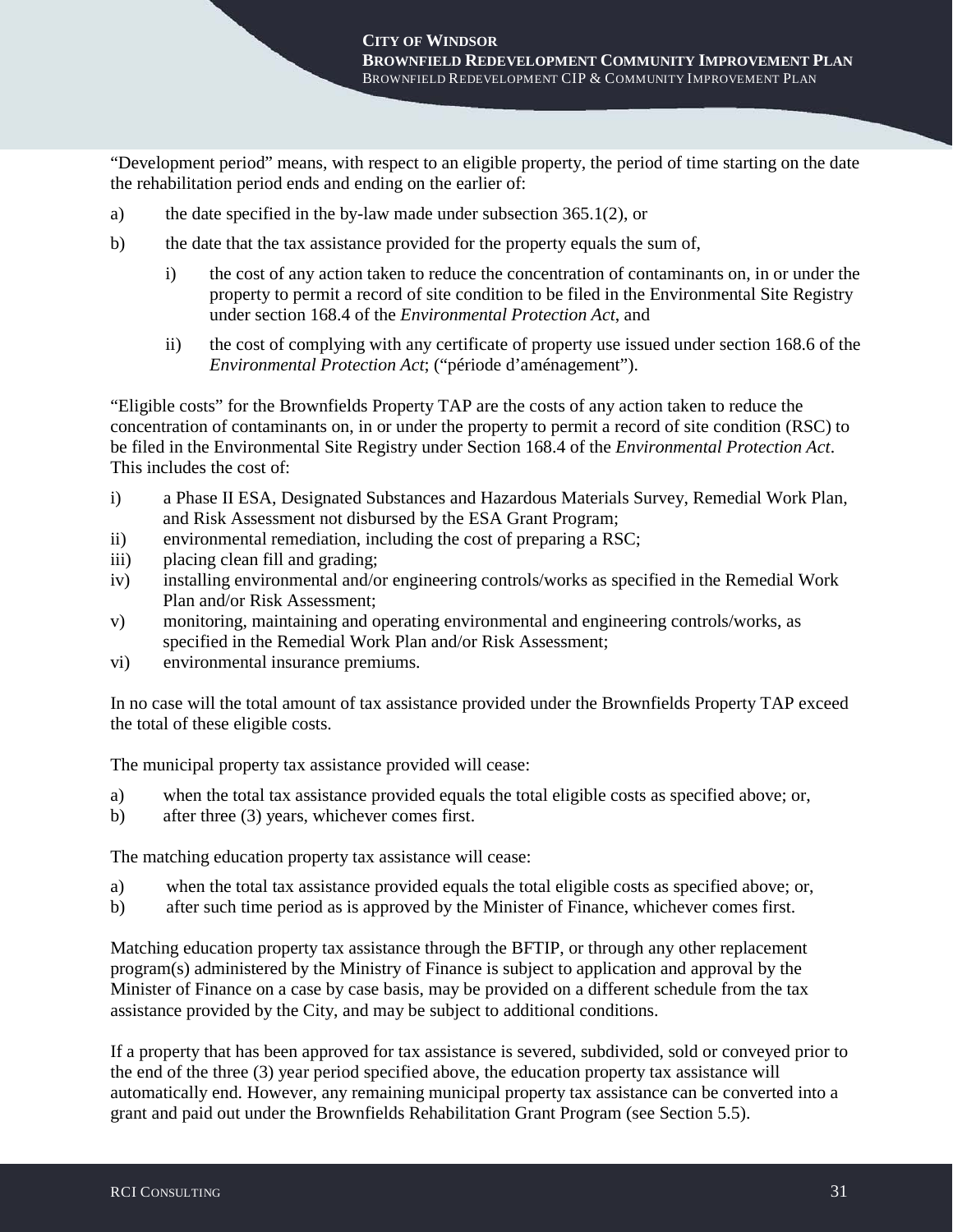"Development period" means, with respect to an eligible property, the period of time starting on the date the rehabilitation period ends and ending on the earlier of:

a) the date specified in the by-law made under subsection 365.1(2), or

b) the date that the tax assistance provided for the property equals the sum of,

   i) the cost of any action taken to reduce the concentration of contaminants on, in or under the property to permit a record of site condition to be filed in the Environmental Site Registry under section 168.4 of the *Environmental Protection Act*, and

   ii) the cost of complying with any certificate of property use issued under section 168.6 of the *Environmental Protection Act*; ("période d'aménagement").

"Eligible costs" for the Brownfields Property TAP are the costs of any action taken to reduce the concentration of contaminants on, in or under the property to permit a record of site condition (RSC) to be filed in the Environmental Site Registry under Section 168.4 of the *Environmental Protection Act*. This includes the cost of:

i) a Phase II ESA, Designated Substances and Hazardous Materials Survey, Remedial Work Plan, and Risk Assessment not disbursed by the ESA Grant Program;
ii) environmental remediation, including the cost of preparing a RSC;
iii) placing clean fill and grading;
iv) installing environmental and/or engineering controls/works as specified in the Remedial Work Plan and/or Risk Assessment;
v) monitoring, maintaining and operating environmental and engineering controls/works, as specified in the Remedial Work Plan and/or Risk Assessment;
vi) environmental insurance premiums.

In no case will the total amount of tax assistance provided under the Brownfields Property TAP exceed the total of these eligible costs.

The municipal property tax assistance provided will cease:

a) when the total tax assistance provided equals the total eligible costs as specified above; or,
b) after three (3) years, whichever comes first.

The matching education property tax assistance will cease:

a) when the total tax assistance provided equals the total eligible costs as specified above; or,
b) after such time period as is approved by the Minister of Finance, whichever comes first.

Matching education property tax assistance through the BFTIP, or through any other replacement program(s) administered by the Ministry of Finance is subject to application and approval by the Minister of Finance on a case by case basis, may be provided on a different schedule from the tax assistance provided by the City, and may be subject to additional conditions.

If a property that has been approved for tax assistance is severed, subdivided, sold or conveyed prior to the end of the three (3) year period specified above, the education property tax assistance will automatically end. However, any remaining municipal property tax assistance can be converted into a grant and paid out under the Brownfields Rehabilitation Grant Program (see Section 5.5).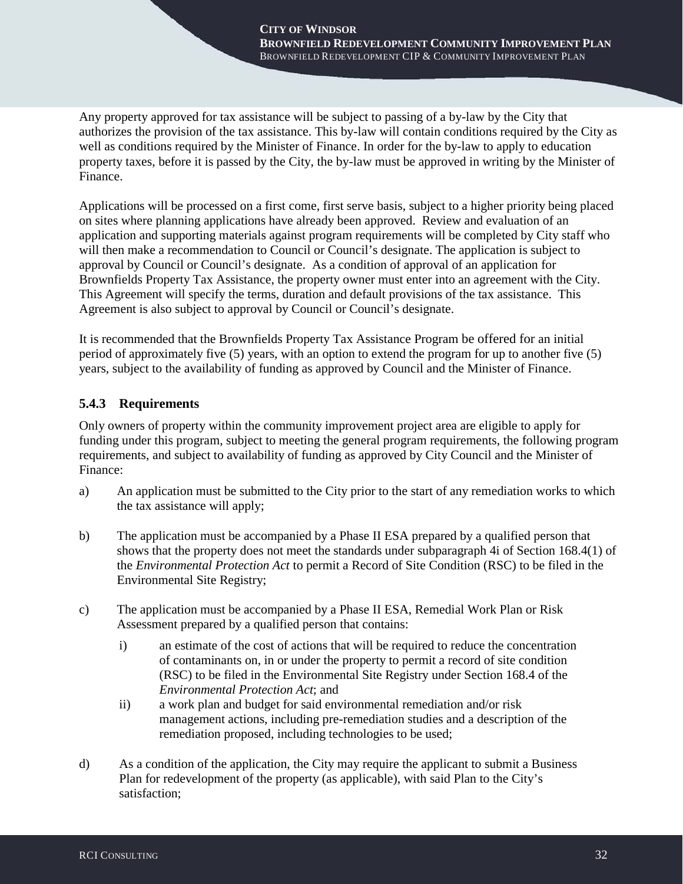Any property approved for tax assistance will be subject to passing of a by-law by the City that authorizes the provision of the tax assistance. This by-law will contain conditions required by the City as well as conditions required by the Minister of Finance. In order for the by-law to apply to education property taxes, before it is passed by the City, the by-law must be approved in writing by the Minister of Finance.

Applications will be processed on a first come, first serve basis, subject to a higher priority being placed on sites where planning applications have already been approved. Review and evaluation of an application and supporting materials against program requirements will be completed by City staff who will then make a recommendation to Council or Council's designate. The application is subject to approval by Council or Council's designate. As a condition of approval of an application for Brownfields Property Tax Assistance, the property owner must enter into an agreement with the City. This Agreement will specify the terms, duration and default provisions of the tax assistance. This Agreement is also subject to approval by Council or Council's designate.

It is recommended that the Brownfields Property Tax Assistance Program be offered for an initial period of approximately five (5) years, with an option to extend the program for up to another five (5) years, subject to the availability of funding as approved by Council and the Minister of Finance.

### 5.4.3 Requirements

Only owners of property within the community improvement project area are eligible to apply for funding under this program, subject to meeting the general program requirements, the following program requirements, and subject to availability of funding as approved by City Council and the Minister of Finance:

a) An application must be submitted to the City prior to the start of any remediation works to which the tax assistance will apply;

b) The application must be accompanied by a Phase II ESA prepared by a qualified person that shows that the property does not meet the standards under subparagraph 4i of Section 168.4(1) of the *Environmental Protection Act* to permit a Record of Site Condition (RSC) to be filed in the Environmental Site Registry;

c) The application must be accompanied by a Phase II ESA, Remedial Work Plan or Risk Assessment prepared by a qualified person that contains:

   i) an estimate of the cost of actions that will be required to reduce the concentration of contaminants on, in or under the property to permit a record of site condition (RSC) to be filed in the Environmental Site Registry under Section 168.4 of the *Environmental Protection Act*; and

   ii) a work plan and budget for said environmental remediation and/or risk management actions, including pre-remediation studies and a description of the remediation proposed, including technologies to be used;

d) As a condition of the application, the City may require the applicant to submit a Business Plan for redevelopment of the property (as applicable), with said Plan to the City's satisfaction;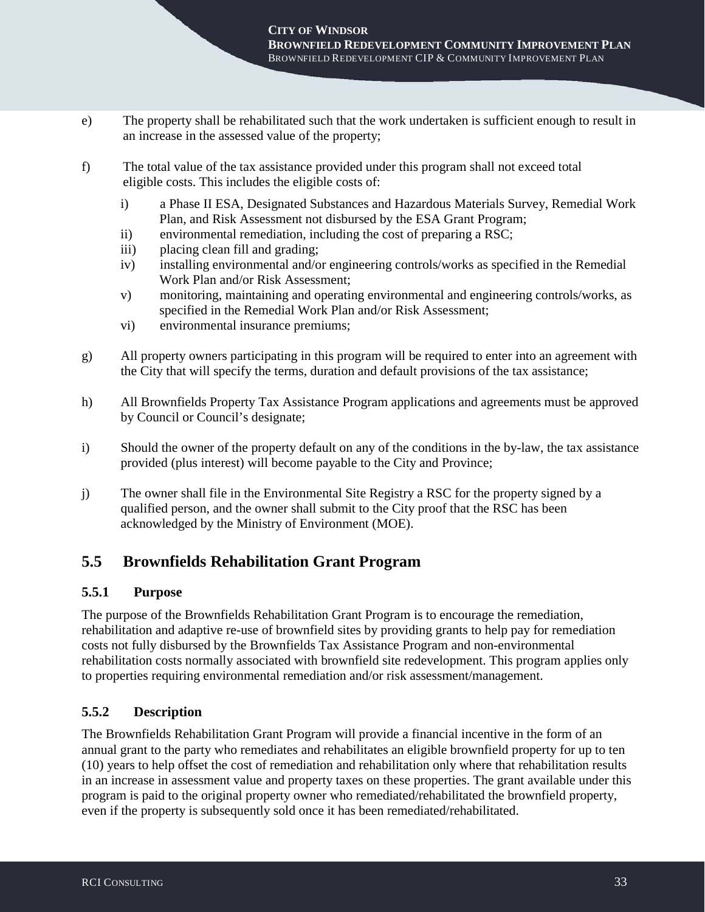e) The property shall be rehabilitated such that the work undertaken is sufficient enough to result in an increase in the assessed value of the property;

f) The total value of the tax assistance provided under this program shall not exceed total eligible costs. This includes the eligible costs of:

   i) a Phase II ESA, Designated Substances and Hazardous Materials Survey, Remedial Work Plan, and Risk Assessment not disbursed by the ESA Grant Program;
   ii) environmental remediation, including the cost of preparing a RSC;
   iii) placing clean fill and grading;
   iv) installing environmental and/or engineering controls/works as specified in the Remedial Work Plan and/or Risk Assessment;
   v) monitoring, maintaining and operating environmental and engineering controls/works, as specified in the Remedial Work Plan and/or Risk Assessment;
   vi) environmental insurance premiums;

g) All property owners participating in this program will be required to enter into an agreement with the City that will specify the terms, duration and default provisions of the tax assistance;

h) All Brownfields Property Tax Assistance Program applications and agreements must be approved by Council or Council's designate;

i) Should the owner of the property default on any of the conditions in the by-law, the tax assistance provided (plus interest) will become payable to the City and Province;

j) The owner shall file in the Environmental Site Registry a RSC for the property signed by a qualified person, and the owner shall submit to the City proof that the RSC has been acknowledged by the Ministry of Environment (MOE).

## 5.5 Brownfields Rehabilitation Grant Program

### 5.5.1 Purpose

The purpose of the Brownfields Rehabilitation Grant Program is to encourage the remediation, rehabilitation and adaptive re-use of brownfield sites by providing grants to help pay for remediation costs not fully disbursed by the Brownfields Tax Assistance Program and non-environmental rehabilitation costs normally associated with brownfield site redevelopment. This program applies only to properties requiring environmental remediation and/or risk assessment/management.

### 5.5.2 Description

The Brownfields Rehabilitation Grant Program will provide a financial incentive in the form of an annual grant to the party who remediates and rehabilitates an eligible brownfield property for up to ten (10) years to help offset the cost of remediation and rehabilitation only where that rehabilitation results in an increase in assessment value and property taxes on these properties. The grant available under this program is paid to the original property owner who remediated/rehabilitated the brownfield property, even if the property is subsequently sold once it has been remediated/rehabilitated.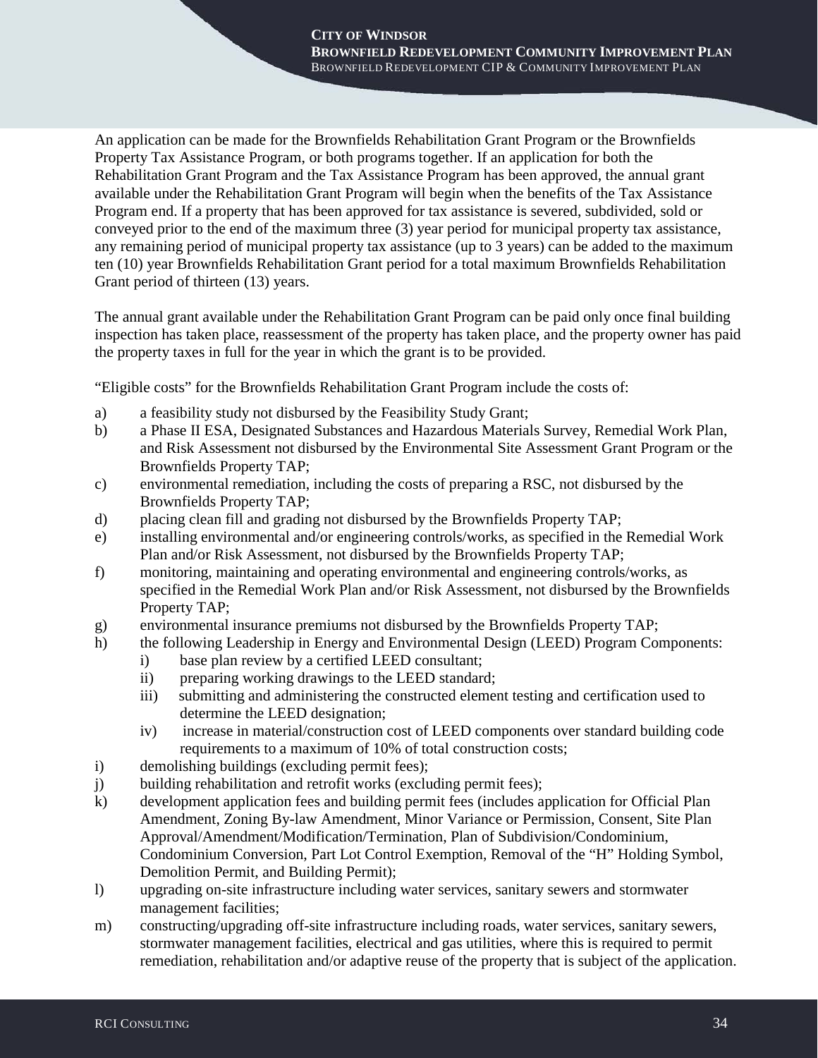An application can be made for the Brownfields Rehabilitation Grant Program or the Brownfields Property Tax Assistance Program, or both programs together. If an application for both the Rehabilitation Grant Program and the Tax Assistance Program has been approved, the annual grant available under the Rehabilitation Grant Program will begin when the benefits of the Tax Assistance Program end. If a property that has been approved for tax assistance is severed, subdivided, sold or conveyed prior to the end of the maximum three (3) year period for municipal property tax assistance, any remaining period of municipal property tax assistance (up to 3 years) can be added to the maximum ten (10) year Brownfields Rehabilitation Grant period for a total maximum Brownfields Rehabilitation Grant period of thirteen (13) years.

The annual grant available under the Rehabilitation Grant Program can be paid only once final building inspection has taken place, reassessment of the property has taken place, and the property owner has paid the property taxes in full for the year in which the grant is to be provided.

"Eligible costs" for the Brownfields Rehabilitation Grant Program include the costs of:

a) a feasibility study not disbursed by the Feasibility Study Grant;
b) a Phase II ESA, Designated Substances and Hazardous Materials Survey, Remedial Work Plan, and Risk Assessment not disbursed by the Environmental Site Assessment Grant Program or the Brownfields Property TAP;
c) environmental remediation, including the costs of preparing a RSC, not disbursed by the Brownfields Property TAP;
d) placing clean fill and grading not disbursed by the Brownfields Property TAP;
e) installing environmental and/or engineering controls/works, as specified in the Remedial Work Plan and/or Risk Assessment, not disbursed by the Brownfields Property TAP;
f) monitoring, maintaining and operating environmental and engineering controls/works, as specified in the Remedial Work Plan and/or Risk Assessment, not disbursed by the Brownfields Property TAP;
g) environmental insurance premiums not disbursed by the Brownfields Property TAP;
h) the following Leadership in Energy and Environmental Design (LEED) Program Components:
   i) base plan review by a certified LEED consultant;
   ii) preparing working drawings to the LEED standard;
   iii) submitting and administering the constructed element testing and certification used to determine the LEED designation;
   iv) increase in material/construction cost of LEED components over standard building code requirements to a maximum of 10% of total construction costs;
i) demolishing buildings (excluding permit fees);
j) building rehabilitation and retrofit works (excluding permit fees);
k) development application fees and building permit fees (includes application for Official Plan Amendment, Zoning By-law Amendment, Minor Variance or Permission, Consent, Site Plan Approval/Amendment/Modification/Termination, Plan of Subdivision/Condominium, Condominium Conversion, Part Lot Control Exemption, Removal of the "H" Holding Symbol, Demolition Permit, and Building Permit);
l) upgrading on-site infrastructure including water services, sanitary sewers and stormwater management facilities;
m) constructing/upgrading off-site infrastructure including roads, water services, sanitary sewers, stormwater management facilities, electrical and gas utilities, where this is required to permit remediation, rehabilitation and/or adaptive reuse of the property that is subject of the application.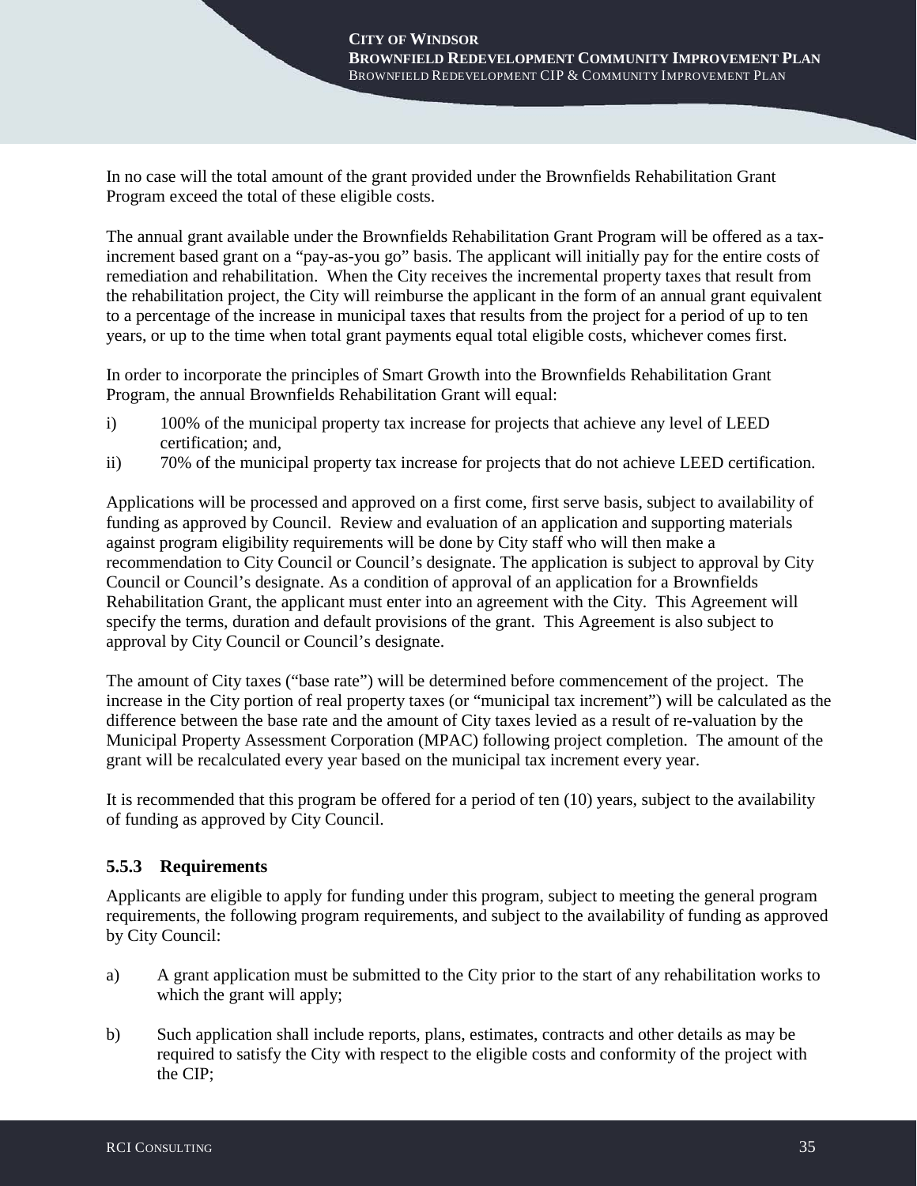In no case will the total amount of the grant provided under the Brownfields Rehabilitation Grant Program exceed the total of these eligible costs.

The annual grant available under the Brownfields Rehabilitation Grant Program will be offered as a tax-increment based grant on a "pay-as-you go" basis. The applicant will initially pay for the entire costs of remediation and rehabilitation. When the City receives the incremental property taxes that result from the rehabilitation project, the City will reimburse the applicant in the form of an annual grant equivalent to a percentage of the increase in municipal taxes that results from the project for a period of up to ten years, or up to the time when total grant payments equal total eligible costs, whichever comes first.

In order to incorporate the principles of Smart Growth into the Brownfields Rehabilitation Grant Program, the annual Brownfields Rehabilitation Grant will equal:

i) 100% of the municipal property tax increase for projects that achieve any level of LEED certification; and,
ii) 70% of the municipal property tax increase for projects that do not achieve LEED certification.

Applications will be processed and approved on a first come, first serve basis, subject to availability of funding as approved by Council. Review and evaluation of an application and supporting materials against program eligibility requirements will be done by City staff who will then make a recommendation to City Council or Council's designate. The application is subject to approval by City Council or Council's designate. As a condition of approval of an application for a Brownfields Rehabilitation Grant, the applicant must enter into an agreement with the City. This Agreement will specify the terms, duration and default provisions of the grant. This Agreement is also subject to approval by City Council or Council's designate.

The amount of City taxes ("base rate") will be determined before commencement of the project. The increase in the City portion of real property taxes (or "municipal tax increment") will be calculated as the difference between the base rate and the amount of City taxes levied as a result of re-valuation by the Municipal Property Assessment Corporation (MPAC) following project completion. The amount of the grant will be recalculated every year based on the municipal tax increment every year.

It is recommended that this program be offered for a period of ten (10) years, subject to the availability of funding as approved by City Council.

### 5.5.3 Requirements

Applicants are eligible to apply for funding under this program, subject to meeting the general program requirements, the following program requirements, and subject to the availability of funding as approved by City Council:

a) A grant application must be submitted to the City prior to the start of any rehabilitation works to which the grant will apply;

b) Such application shall include reports, plans, estimates, contracts and other details as may be required to satisfy the City with respect to the eligible costs and conformity of the project with the CIP;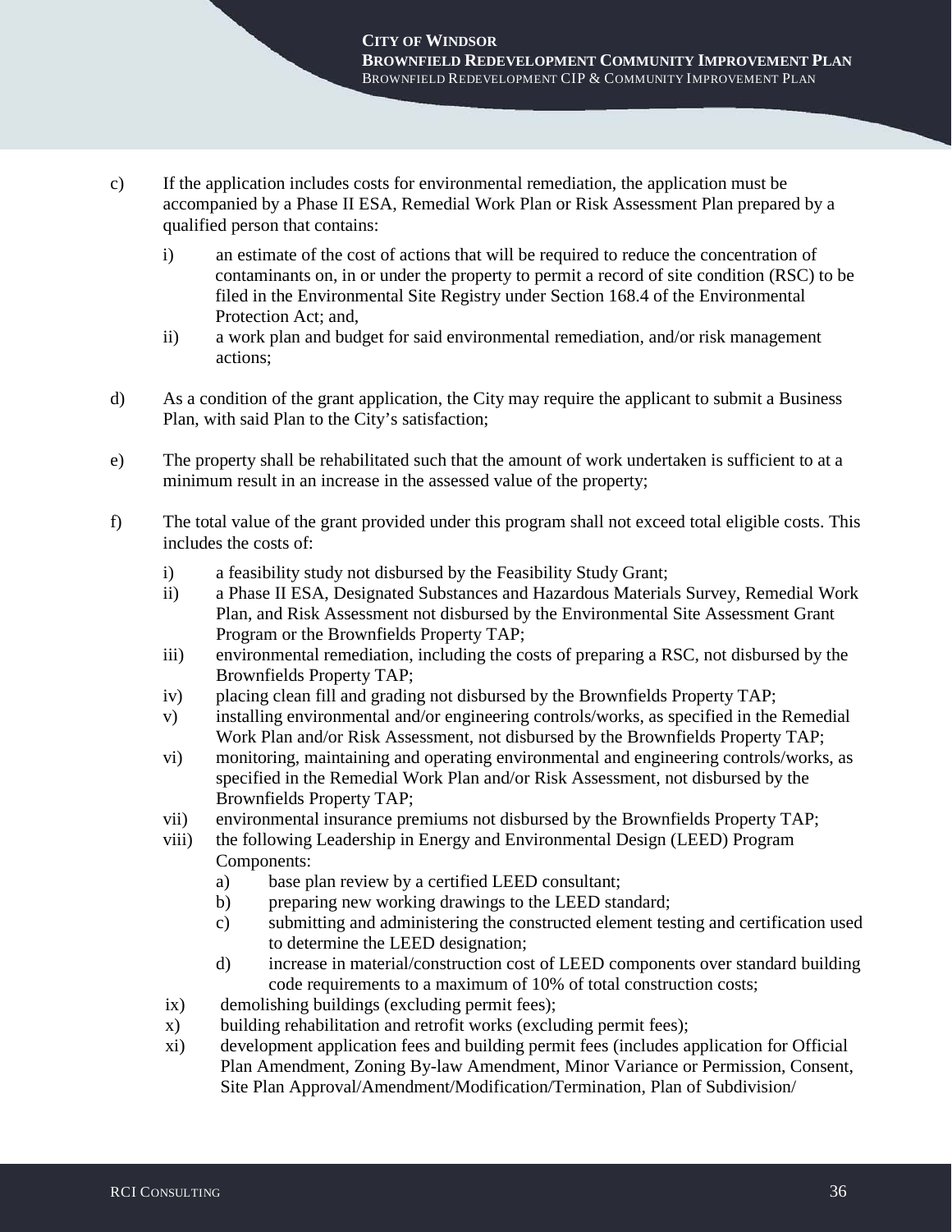c) If the application includes costs for environmental remediation, the application must be accompanied by a Phase II ESA, Remedial Work Plan or Risk Assessment Plan prepared by a qualified person that contains:

   i) an estimate of the cost of actions that will be required to reduce the concentration of contaminants on, in or under the property to permit a record of site condition (RSC) to be filed in the Environmental Site Registry under Section 168.4 of the Environmental Protection Act; and,
   ii) a work plan and budget for said environmental remediation, and/or risk management actions;

d) As a condition of the grant application, the City may require the applicant to submit a Business Plan, with said Plan to the City's satisfaction;

e) The property shall be rehabilitated such that the amount of work undertaken is sufficient to at a minimum result in an increase in the assessed value of the property;

f) The total value of the grant provided under this program shall not exceed total eligible costs. This includes the costs of:

   i) a feasibility study not disbursed by the Feasibility Study Grant;
   ii) a Phase II ESA, Designated Substances and Hazardous Materials Survey, Remedial Work Plan, and Risk Assessment not disbursed by the Environmental Site Assessment Grant Program or the Brownfields Property TAP;
   iii) environmental remediation, including the costs of preparing a RSC, not disbursed by the Brownfields Property TAP;
   iv) placing clean fill and grading not disbursed by the Brownfields Property TAP;
   v) installing environmental and/or engineering controls/works, as specified in the Remedial Work Plan and/or Risk Assessment, not disbursed by the Brownfields Property TAP;
   vi) monitoring, maintaining and operating environmental and engineering controls/works, as specified in the Remedial Work Plan and/or Risk Assessment, not disbursed by the Brownfields Property TAP;
   vii) environmental insurance premiums not disbursed by the Brownfields Property TAP;
   viii) the following Leadership in Energy and Environmental Design (LEED) Program Components:
      a) base plan review by a certified LEED consultant;
      b) preparing new working drawings to the LEED standard;
      c) submitting and administering the constructed element testing and certification used to determine the LEED designation;
      d) increase in material/construction cost of LEED components over standard building code requirements to a maximum of 10% of total construction costs;
   ix) demolishing buildings (excluding permit fees);
   x) building rehabilitation and retrofit works (excluding permit fees);
   xi) development application fees and building permit fees (includes application for Official Plan Amendment, Zoning By-law Amendment, Minor Variance or Permission, Consent, Site Plan Approval/Amendment/Modification/Termination, Plan of Subdivision/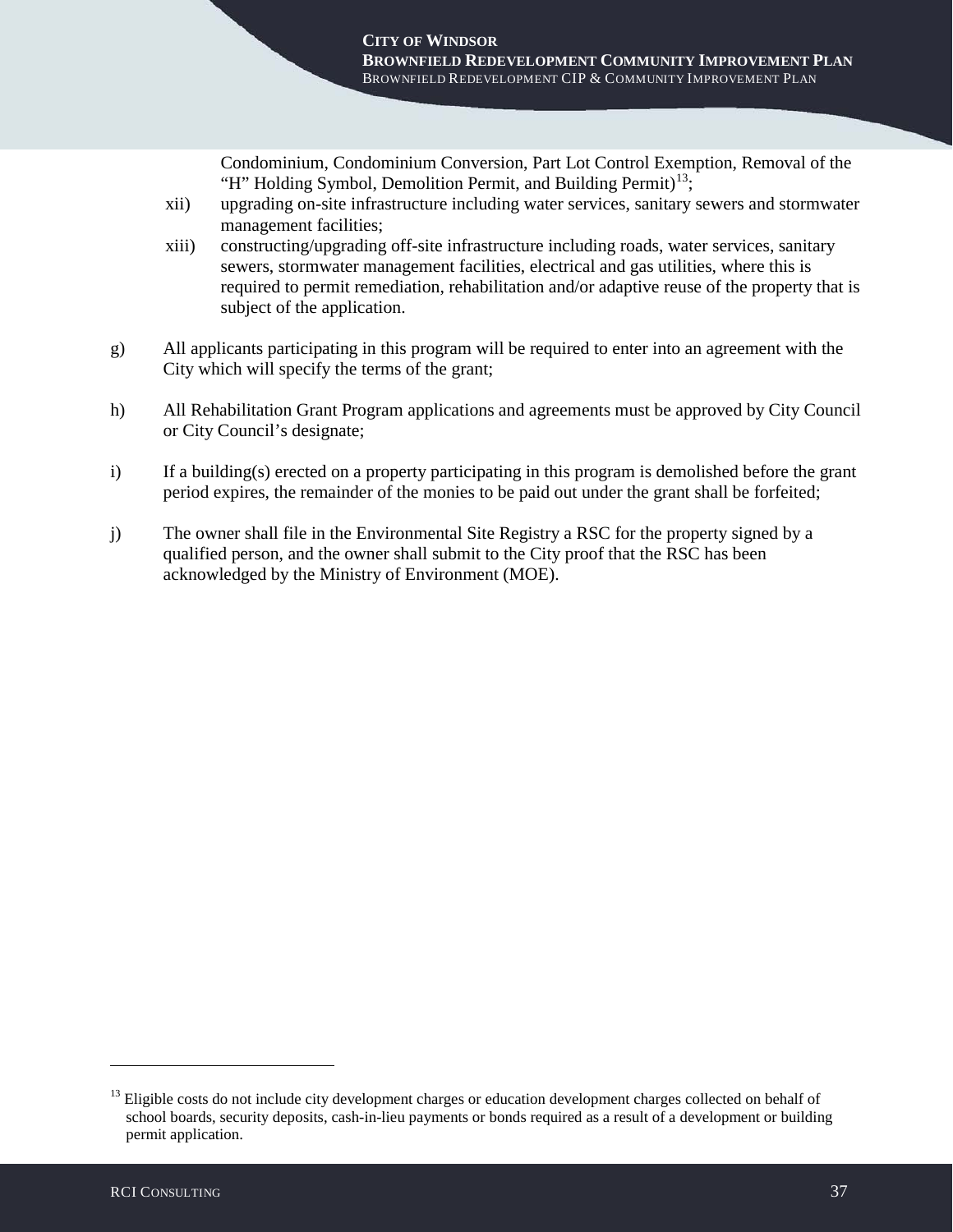Condominium, Condominium Conversion, Part Lot Control Exemption, Removal of the "H" Holding Symbol, Demolition Permit, and Building Permit)[13];

xii) upgrading on-site infrastructure including water services, sanitary sewers and stormwater management facilities;

xiii) constructing/upgrading off-site infrastructure including roads, water services, sanitary sewers, stormwater management facilities, electrical and gas utilities, where this is required to permit remediation, rehabilitation and/or adaptive reuse of the property that is subject of the application.

g) All applicants participating in this program will be required to enter into an agreement with the City which will specify the terms of the grant;

h) All Rehabilitation Grant Program applications and agreements must be approved by City Council or City Council's designate;

i) If a building(s) erected on a property participating in this program is demolished before the grant period expires, the remainder of the monies to be paid out under the grant shall be forfeited;

j) The owner shall file in the Environmental Site Registry a RSC for the property signed by a qualified person, and the owner shall submit to the City proof that the RSC has been acknowledged by the Ministry of Environment (MOE).

---

[13] Eligible costs do not include city development charges or education development charges collected on behalf of school boards, security deposits, cash-in-lieu payments or bonds required as a result of a development or building permit application.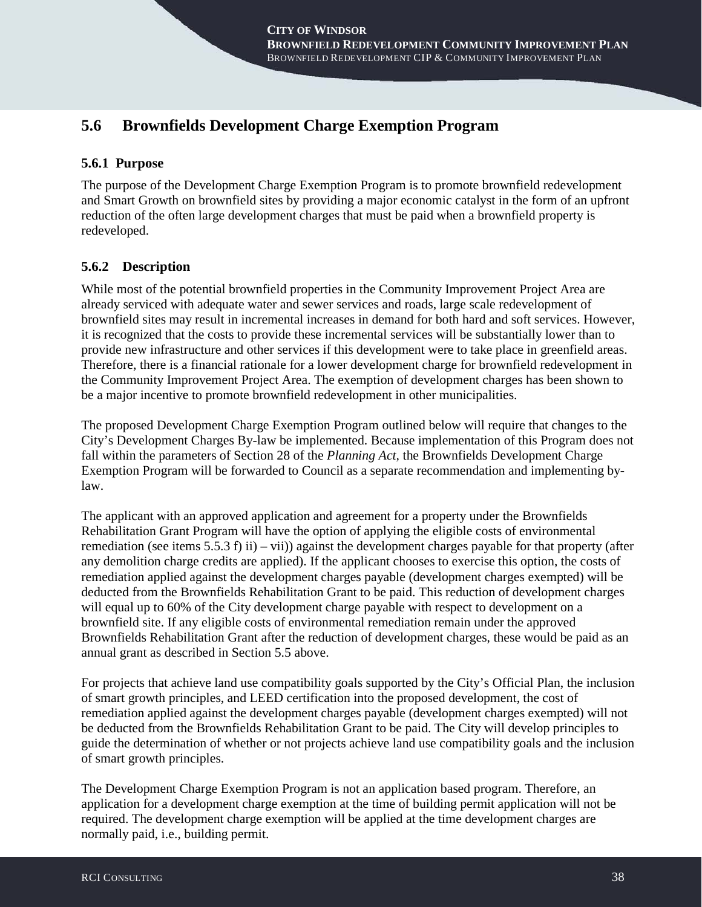## 5.6 Brownfields Development Charge Exemption Program

### 5.6.1 Purpose

The purpose of the Development Charge Exemption Program is to promote brownfield redevelopment and Smart Growth on brownfield sites by providing a major economic catalyst in the form of an upfront reduction of the often large development charges that must be paid when a brownfield property is redeveloped.

### 5.6.2 Description

While most of the potential brownfield properties in the Community Improvement Project Area are already serviced with adequate water and sewer services and roads, large scale redevelopment of brownfield sites may result in incremental increases in demand for both hard and soft services. However, it is recognized that the costs to provide these incremental services will be substantially lower than to provide new infrastructure and other services if this development were to take place in greenfield areas. Therefore, there is a financial rationale for a lower development charge for brownfield redevelopment in the Community Improvement Project Area. The exemption of development charges has been shown to be a major incentive to promote brownfield redevelopment in other municipalities.

The proposed Development Charge Exemption Program outlined below will require that changes to the City's Development Charges By-law be implemented. Because implementation of this Program does not fall within the parameters of Section 28 of the *Planning Act*, the Brownfields Development Charge Exemption Program will be forwarded to Council as a separate recommendation and implementing by-law.

The applicant with an approved application and agreement for a property under the Brownfields Rehabilitation Grant Program will have the option of applying the eligible costs of environmental remediation (see items 5.5.3 f) ii) – vii)) against the development charges payable for that property (after any demolition charge credits are applied). If the applicant chooses to exercise this option, the costs of remediation applied against the development charges payable (development charges exempted) will be deducted from the Brownfields Rehabilitation Grant to be paid. This reduction of development charges will equal up to 60% of the City development charge payable with respect to development on a brownfield site. If any eligible costs of environmental remediation remain under the approved Brownfields Rehabilitation Grant after the reduction of development charges, these would be paid as an annual grant as described in Section 5.5 above.

For projects that achieve land use compatibility goals supported by the City's Official Plan, the inclusion of smart growth principles, and LEED certification into the proposed development, the cost of remediation applied against the development charges payable (development charges exempted) will not be deducted from the Brownfields Rehabilitation Grant to be paid. The City will develop principles to guide the determination of whether or not projects achieve land use compatibility goals and the inclusion of smart growth principles.

The Development Charge Exemption Program is not an application based program. Therefore, an application for a development charge exemption at the time of building permit application will not be required. The development charge exemption will be applied at the time development charges are normally paid, i.e., building permit.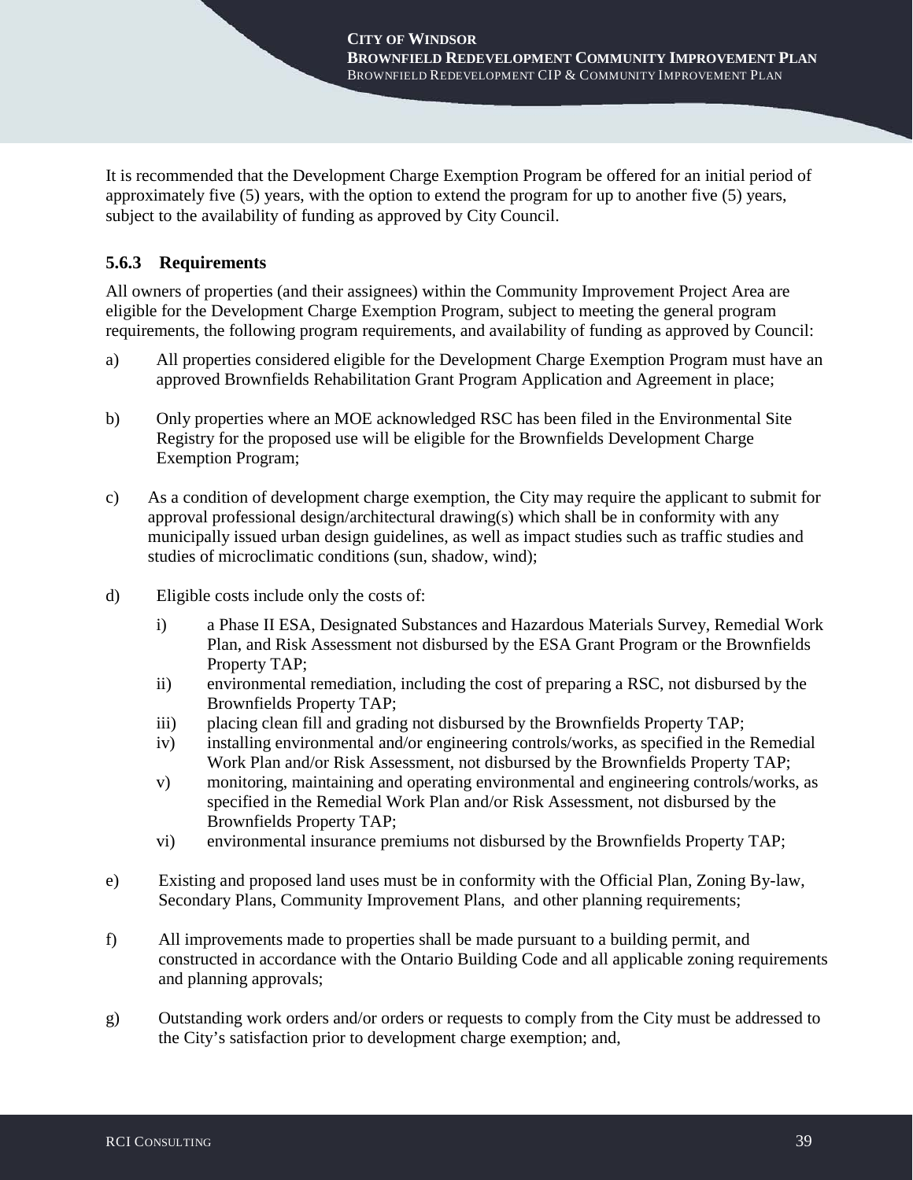It is recommended that the Development Charge Exemption Program be offered for an initial period of approximately five (5) years, with the option to extend the program for up to another five (5) years, subject to the availability of funding as approved by City Council.

### 5.6.3 Requirements

All owners of properties (and their assignees) within the Community Improvement Project Area are eligible for the Development Charge Exemption Program, subject to meeting the general program requirements, the following program requirements, and availability of funding as approved by Council:

a) All properties considered eligible for the Development Charge Exemption Program must have an approved Brownfields Rehabilitation Grant Program Application and Agreement in place;

b) Only properties where an MOE acknowledged RSC has been filed in the Environmental Site Registry for the proposed use will be eligible for the Brownfields Development Charge Exemption Program;

c) As a condition of development charge exemption, the City may require the applicant to submit for approval professional design/architectural drawing(s) which shall be in conformity with any municipally issued urban design guidelines, as well as impact studies such as traffic studies and studies of microclimatic conditions (sun, shadow, wind);

d) Eligible costs include only the costs of:

   i) a Phase II ESA, Designated Substances and Hazardous Materials Survey, Remedial Work Plan, and Risk Assessment not disbursed by the ESA Grant Program or the Brownfields Property TAP;
   ii) environmental remediation, including the cost of preparing a RSC, not disbursed by the Brownfields Property TAP;
   iii) placing clean fill and grading not disbursed by the Brownfields Property TAP;
   iv) installing environmental and/or engineering controls/works, as specified in the Remedial Work Plan and/or Risk Assessment, not disbursed by the Brownfields Property TAP;
   v) monitoring, maintaining and operating environmental and engineering controls/works, as specified in the Remedial Work Plan and/or Risk Assessment, not disbursed by the Brownfields Property TAP;
   vi) environmental insurance premiums not disbursed by the Brownfields Property TAP;

e) Existing and proposed land uses must be in conformity with the Official Plan, Zoning By-law, Secondary Plans, Community Improvement Plans, and other planning requirements;

f) All improvements made to properties shall be made pursuant to a building permit, and constructed in accordance with the Ontario Building Code and all applicable zoning requirements and planning approvals;

g) Outstanding work orders and/or orders or requests to comply from the City must be addressed to the City's satisfaction prior to development charge exemption; and,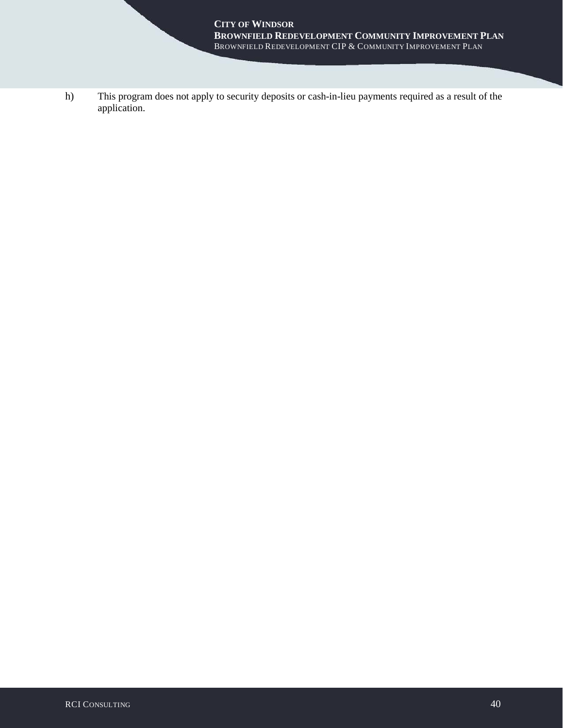h) This program does not apply to security deposits or cash-in-lieu payments required as a result of the application.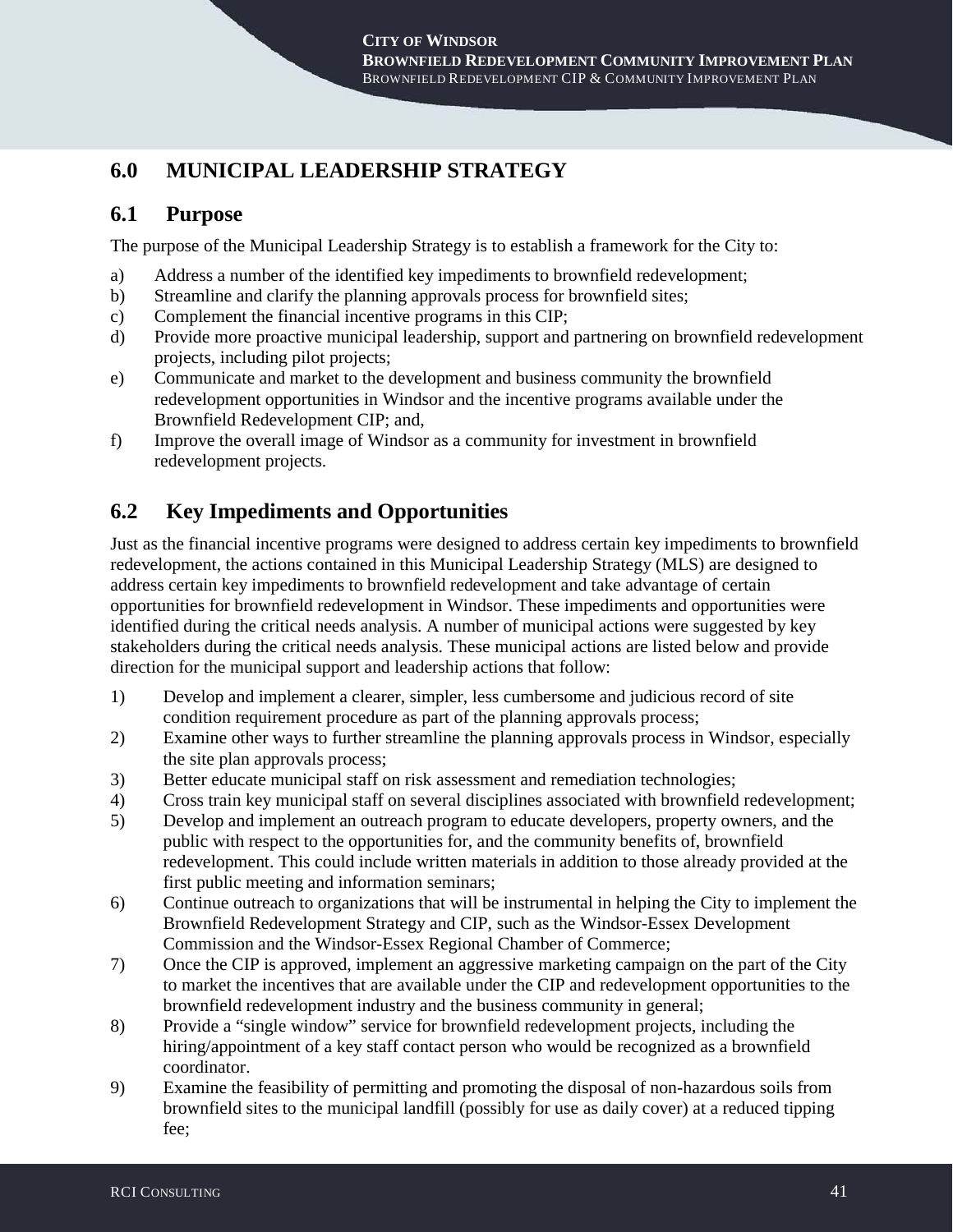# 6.0 MUNICIPAL LEADERSHIP STRATEGY

## 6.1 Purpose

The purpose of the Municipal Leadership Strategy is to establish a framework for the City to:

a) Address a number of the identified key impediments to brownfield redevelopment;
b) Streamline and clarify the planning approvals process for brownfield sites;
c) Complement the financial incentive programs in this CIP;
d) Provide more proactive municipal leadership, support and partnering on brownfield redevelopment projects, including pilot projects;
e) Communicate and market to the development and business community the brownfield redevelopment opportunities in Windsor and the incentive programs available under the Brownfield Redevelopment CIP; and,
f) Improve the overall image of Windsor as a community for investment in brownfield redevelopment projects.

## 6.2 Key Impediments and Opportunities

Just as the financial incentive programs were designed to address certain key impediments to brownfield redevelopment, the actions contained in this Municipal Leadership Strategy (MLS) are designed to address certain key impediments to brownfield redevelopment and take advantage of certain opportunities for brownfield redevelopment in Windsor. These impediments and opportunities were identified during the critical needs analysis. A number of municipal actions were suggested by key stakeholders during the critical needs analysis. These municipal actions are listed below and provide direction for the municipal support and leadership actions that follow:

1) Develop and implement a clearer, simpler, less cumbersome and judicious record of site condition requirement procedure as part of the planning approvals process;
2) Examine other ways to further streamline the planning approvals process in Windsor, especially the site plan approvals process;
3) Better educate municipal staff on risk assessment and remediation technologies;
4) Cross train key municipal staff on several disciplines associated with brownfield redevelopment;
5) Develop and implement an outreach program to educate developers, property owners, and the public with respect to the opportunities for, and the community benefits of, brownfield redevelopment. This could include written materials in addition to those already provided at the first public meeting and information seminars;
6) Continue outreach to organizations that will be instrumental in helping the City to implement the Brownfield Redevelopment Strategy and CIP, such as the Windsor-Essex Development Commission and the Windsor-Essex Regional Chamber of Commerce;
7) Once the CIP is approved, implement an aggressive marketing campaign on the part of the City to market the incentives that are available under the CIP and redevelopment opportunities to the brownfield redevelopment industry and the business community in general;
8) Provide a "single window" service for brownfield redevelopment projects, including the hiring/appointment of a key staff contact person who would be recognized as a brownfield coordinator.
9) Examine the feasibility of permitting and promoting the disposal of non-hazardous soils from brownfield sites to the municipal landfill (possibly for use as daily cover) at a reduced tipping fee;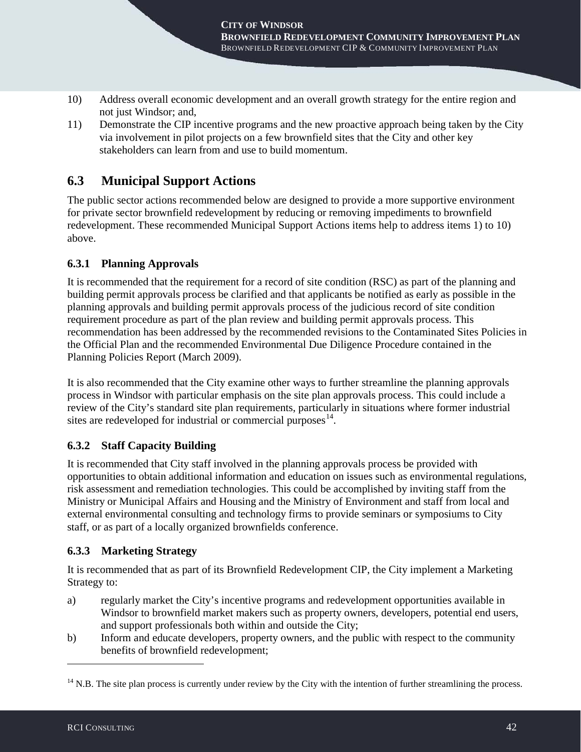10) Address overall economic development and an overall growth strategy for the entire region and not just Windsor; and,

11) Demonstrate the CIP incentive programs and the new proactive approach being taken by the City via involvement in pilot projects on a few brownfield sites that the City and other key stakeholders can learn from and use to build momentum.

## 6.3 Municipal Support Actions

The public sector actions recommended below are designed to provide a more supportive environment for private sector brownfield redevelopment by reducing or removing impediments to brownfield redevelopment. These recommended Municipal Support Actions items help to address items 1) to 10) above.

### 6.3.1 Planning Approvals

It is recommended that the requirement for a record of site condition (RSC) as part of the planning and building permit approvals process be clarified and that applicants be notified as early as possible in the planning approvals and building permit approvals process of the judicious record of site condition requirement procedure as part of the plan review and building permit approvals process. This recommendation has been addressed by the recommended revisions to the Contaminated Sites Policies in the Official Plan and the recommended Environmental Due Diligence Procedure contained in the Planning Policies Report (March 2009).

It is also recommended that the City examine other ways to further streamline the planning approvals process in Windsor with particular emphasis on the site plan approvals process. This could include a review of the City's standard site plan requirements, particularly in situations where former industrial sites are redeveloped for industrial or commercial purposes[14].

### 6.3.2 Staff Capacity Building

It is recommended that City staff involved in the planning approvals process be provided with opportunities to obtain additional information and education on issues such as environmental regulations, risk assessment and remediation technologies. This could be accomplished by inviting staff from the Ministry or Municipal Affairs and Housing and the Ministry of Environment and staff from local and external environmental consulting and technology firms to provide seminars or symposiums to City staff, or as part of a locally organized brownfields conference.

### 6.3.3 Marketing Strategy

It is recommended that as part of its Brownfield Redevelopment CIP, the City implement a Marketing Strategy to:

a) regularly market the City's incentive programs and redevelopment opportunities available in Windsor to brownfield market makers such as property owners, developers, potential end users, and support professionals both within and outside the City;

b) Inform and educate developers, property owners, and the public with respect to the community benefits of brownfield redevelopment;

---

[14] N.B. The site plan process is currently under review by the City with the intention of further streamlining the process.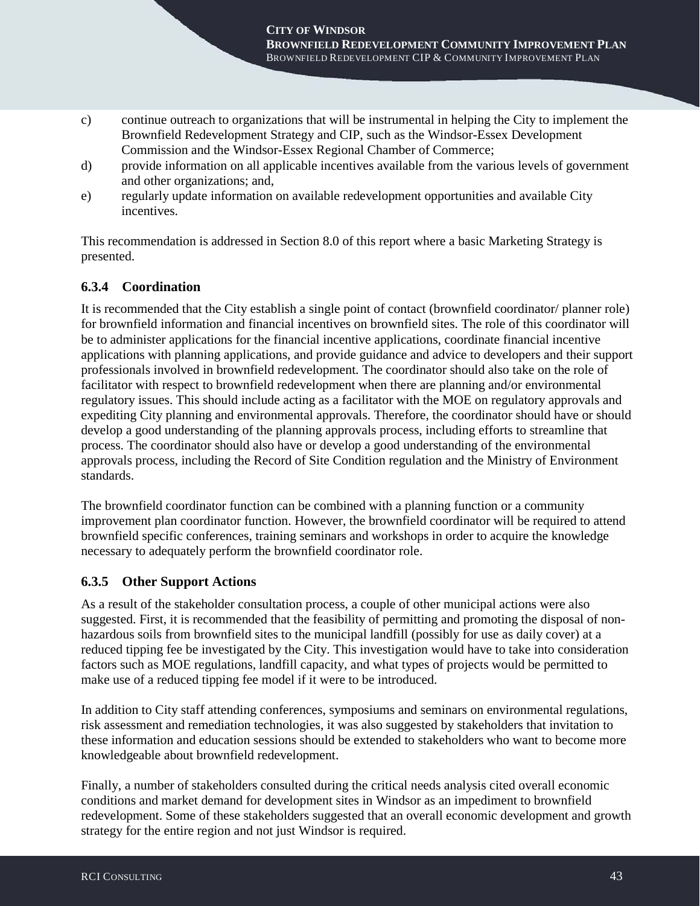c) continue outreach to organizations that will be instrumental in helping the City to implement the Brownfield Redevelopment Strategy and CIP, such as the Windsor-Essex Development Commission and the Windsor-Essex Regional Chamber of Commerce;

d) provide information on all applicable incentives available from the various levels of government and other organizations; and,

e) regularly update information on available redevelopment opportunities and available City incentives.

This recommendation is addressed in Section 8.0 of this report where a basic Marketing Strategy is presented.

### 6.3.4 Coordination

It is recommended that the City establish a single point of contact (brownfield coordinator/ planner role) for brownfield information and financial incentives on brownfield sites. The role of this coordinator will be to administer applications for the financial incentive applications, coordinate financial incentive applications with planning applications, and provide guidance and advice to developers and their support professionals involved in brownfield redevelopment. The coordinator should also take on the role of facilitator with respect to brownfield redevelopment when there are planning and/or environmental regulatory issues. This should include acting as a facilitator with the MOE on regulatory approvals and expediting City planning and environmental approvals. Therefore, the coordinator should have or should develop a good understanding of the planning approvals process, including efforts to streamline that process. The coordinator should also have or develop a good understanding of the environmental approvals process, including the Record of Site Condition regulation and the Ministry of Environment standards.

The brownfield coordinator function can be combined with a planning function or a community improvement plan coordinator function. However, the brownfield coordinator will be required to attend brownfield specific conferences, training seminars and workshops in order to acquire the knowledge necessary to adequately perform the brownfield coordinator role.

### 6.3.5 Other Support Actions

As a result of the stakeholder consultation process, a couple of other municipal actions were also suggested. First, it is recommended that the feasibility of permitting and promoting the disposal of non-hazardous soils from brownfield sites to the municipal landfill (possibly for use as daily cover) at a reduced tipping fee be investigated by the City. This investigation would have to take into consideration factors such as MOE regulations, landfill capacity, and what types of projects would be permitted to make use of a reduced tipping fee model if it were to be introduced.

In addition to City staff attending conferences, symposiums and seminars on environmental regulations, risk assessment and remediation technologies, it was also suggested by stakeholders that invitation to these information and education sessions should be extended to stakeholders who want to become more knowledgeable about brownfield redevelopment.

Finally, a number of stakeholders consulted during the critical needs analysis cited overall economic conditions and market demand for development sites in Windsor as an impediment to brownfield redevelopment. Some of these stakeholders suggested that an overall economic development and growth strategy for the entire region and not just Windsor is required.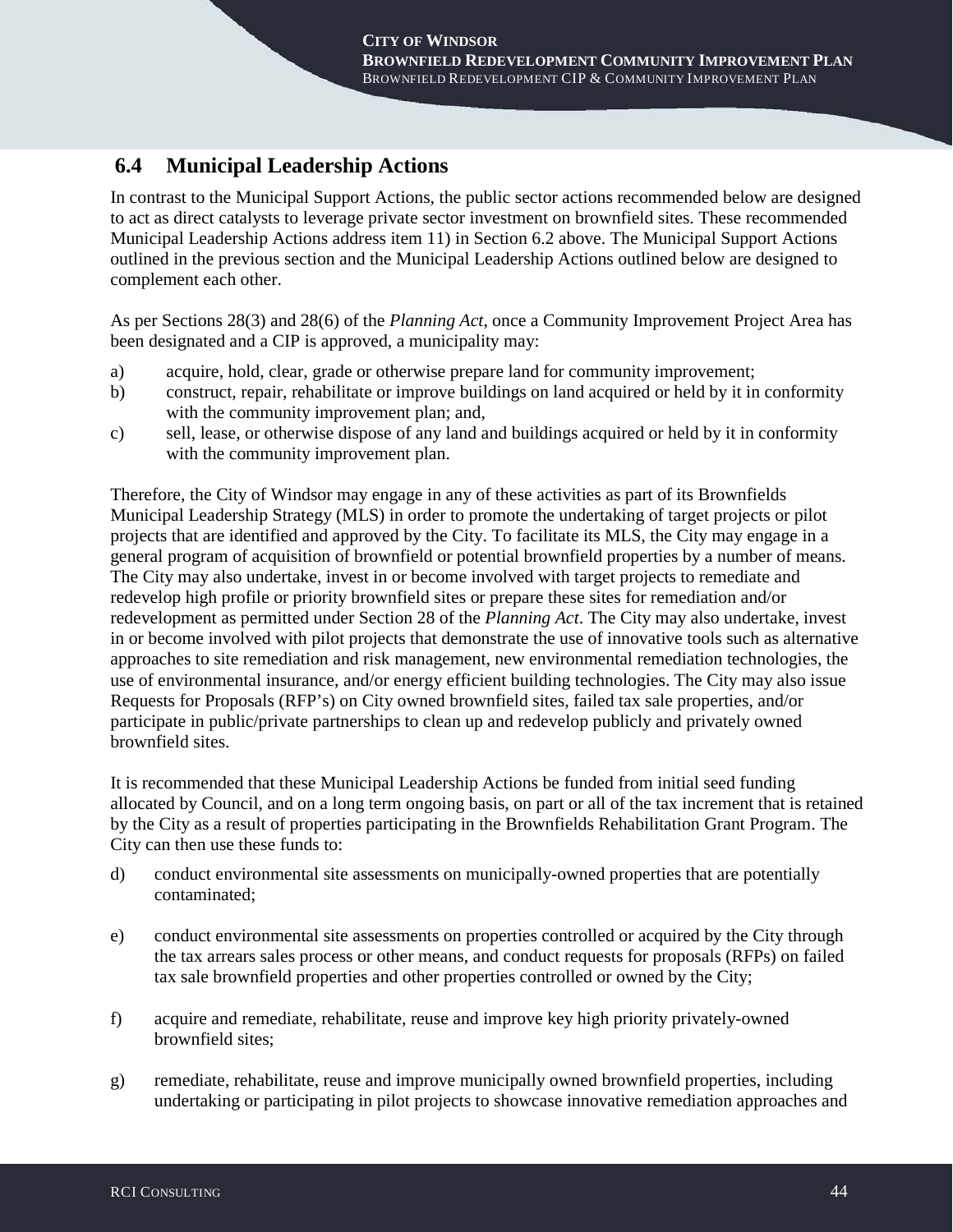## 6.4 Municipal Leadership Actions

In contrast to the Municipal Support Actions, the public sector actions recommended below are designed to act as direct catalysts to leverage private sector investment on brownfield sites. These recommended Municipal Leadership Actions address item 11) in Section 6.2 above. The Municipal Support Actions outlined in the previous section and the Municipal Leadership Actions outlined below are designed to complement each other.

As per Sections 28(3) and 28(6) of the *Planning Act*, once a Community Improvement Project Area has been designated and a CIP is approved, a municipality may:

a) acquire, hold, clear, grade or otherwise prepare land for community improvement;
b) construct, repair, rehabilitate or improve buildings on land acquired or held by it in conformity with the community improvement plan; and,
c) sell, lease, or otherwise dispose of any land and buildings acquired or held by it in conformity with the community improvement plan.

Therefore, the City of Windsor may engage in any of these activities as part of its Brownfields Municipal Leadership Strategy (MLS) in order to promote the undertaking of target projects or pilot projects that are identified and approved by the City. To facilitate its MLS, the City may engage in a general program of acquisition of brownfield or potential brownfield properties by a number of means. The City may also undertake, invest in or become involved with target projects to remediate and redevelop high profile or priority brownfield sites or prepare these sites for remediation and/or redevelopment as permitted under Section 28 of the *Planning Act*. The City may also undertake, invest in or become involved with pilot projects that demonstrate the use of innovative tools such as alternative approaches to site remediation and risk management, new environmental remediation technologies, the use of environmental insurance, and/or energy efficient building technologies. The City may also issue Requests for Proposals (RFP's) on City owned brownfield sites, failed tax sale properties, and/or participate in public/private partnerships to clean up and redevelop publicly and privately owned brownfield sites.

It is recommended that these Municipal Leadership Actions be funded from initial seed funding allocated by Council, and on a long term ongoing basis, on part or all of the tax increment that is retained by the City as a result of properties participating in the Brownfields Rehabilitation Grant Program. The City can then use these funds to:

d) conduct environmental site assessments on municipally-owned properties that are potentially contaminated;

e) conduct environmental site assessments on properties controlled or acquired by the City through the tax arrears sales process or other means, and conduct requests for proposals (RFPs) on failed tax sale brownfield properties and other properties controlled or owned by the City;

f) acquire and remediate, rehabilitate, reuse and improve key high priority privately-owned brownfield sites;

g) remediate, rehabilitate, reuse and improve municipally owned brownfield properties, including undertaking or participating in pilot projects to showcase innovative remediation approaches and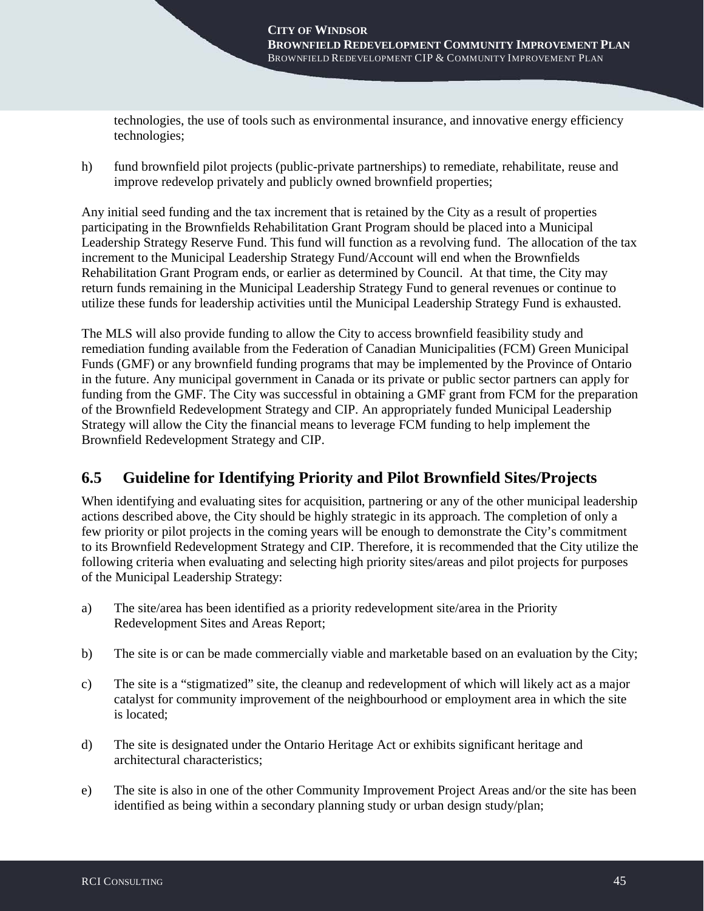technologies, the use of tools such as environmental insurance, and innovative energy efficiency technologies;

h) fund brownfield pilot projects (public-private partnerships) to remediate, rehabilitate, reuse and improve redevelop privately and publicly owned brownfield properties;

Any initial seed funding and the tax increment that is retained by the City as a result of properties participating in the Brownfields Rehabilitation Grant Program should be placed into a Municipal Leadership Strategy Reserve Fund. This fund will function as a revolving fund. The allocation of the tax increment to the Municipal Leadership Strategy Fund/Account will end when the Brownfields Rehabilitation Grant Program ends, or earlier as determined by Council. At that time, the City may return funds remaining in the Municipal Leadership Strategy Fund to general revenues or continue to utilize these funds for leadership activities until the Municipal Leadership Strategy Fund is exhausted.

The MLS will also provide funding to allow the City to access brownfield feasibility study and remediation funding available from the Federation of Canadian Municipalities (FCM) Green Municipal Funds (GMF) or any brownfield funding programs that may be implemented by the Province of Ontario in the future. Any municipal government in Canada or its private or public sector partners can apply for funding from the GMF. The City was successful in obtaining a GMF grant from FCM for the preparation of the Brownfield Redevelopment Strategy and CIP. An appropriately funded Municipal Leadership Strategy will allow the City the financial means to leverage FCM funding to help implement the Brownfield Redevelopment Strategy and CIP.

## 6.5 Guideline for Identifying Priority and Pilot Brownfield Sites/Projects

When identifying and evaluating sites for acquisition, partnering or any of the other municipal leadership actions described above, the City should be highly strategic in its approach. The completion of only a few priority or pilot projects in the coming years will be enough to demonstrate the City's commitment to its Brownfield Redevelopment Strategy and CIP. Therefore, it is recommended that the City utilize the following criteria when evaluating and selecting high priority sites/areas and pilot projects for purposes of the Municipal Leadership Strategy:

a) The site/area has been identified as a priority redevelopment site/area in the Priority Redevelopment Sites and Areas Report;

b) The site is or can be made commercially viable and marketable based on an evaluation by the City;

c) The site is a "stigmatized" site, the cleanup and redevelopment of which will likely act as a major catalyst for community improvement of the neighbourhood or employment area in which the site is located;

d) The site is designated under the Ontario Heritage Act or exhibits significant heritage and architectural characteristics;

e) The site is also in one of the other Community Improvement Project Areas and/or the site has been identified as being within a secondary planning study or urban design study/plan;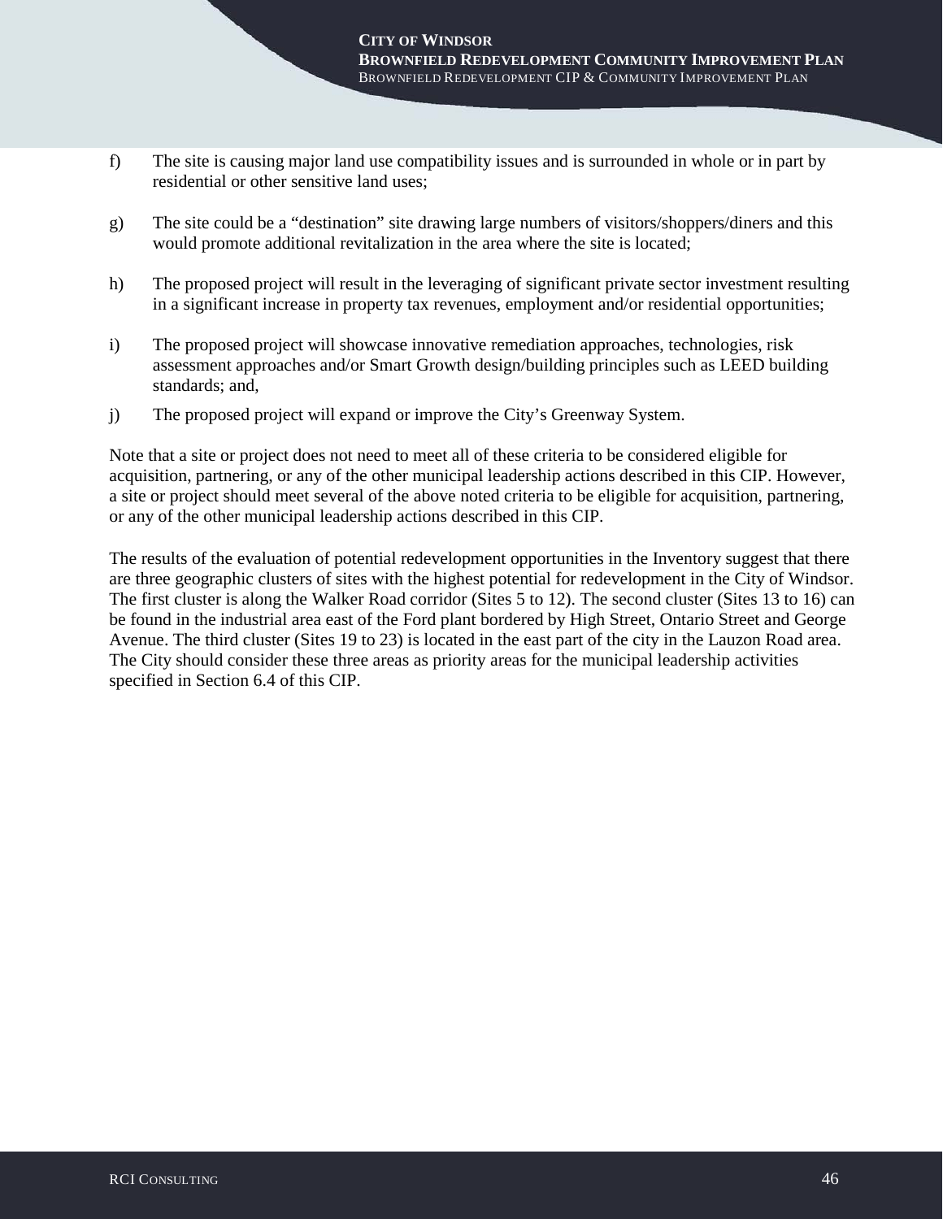f) The site is causing major land use compatibility issues and is surrounded in whole or in part by residential or other sensitive land uses;

g) The site could be a "destination" site drawing large numbers of visitors/shoppers/diners and this would promote additional revitalization in the area where the site is located;

h) The proposed project will result in the leveraging of significant private sector investment resulting in a significant increase in property tax revenues, employment and/or residential opportunities;

i) The proposed project will showcase innovative remediation approaches, technologies, risk assessment approaches and/or Smart Growth design/building principles such as LEED building standards; and,

j) The proposed project will expand or improve the City's Greenway System.

Note that a site or project does not need to meet all of these criteria to be considered eligible for acquisition, partnering, or any of the other municipal leadership actions described in this CIP. However, a site or project should meet several of the above noted criteria to be eligible for acquisition, partnering, or any of the other municipal leadership actions described in this CIP.

The results of the evaluation of potential redevelopment opportunities in the Inventory suggest that there are three geographic clusters of sites with the highest potential for redevelopment in the City of Windsor. The first cluster is along the Walker Road corridor (Sites 5 to 12). The second cluster (Sites 13 to 16) can be found in the industrial area east of the Ford plant bordered by High Street, Ontario Street and George Avenue. The third cluster (Sites 19 to 23) is located in the east part of the city in the Lauzon Road area. The City should consider these three areas as priority areas for the municipal leadership activities specified in Section 6.4 of this CIP.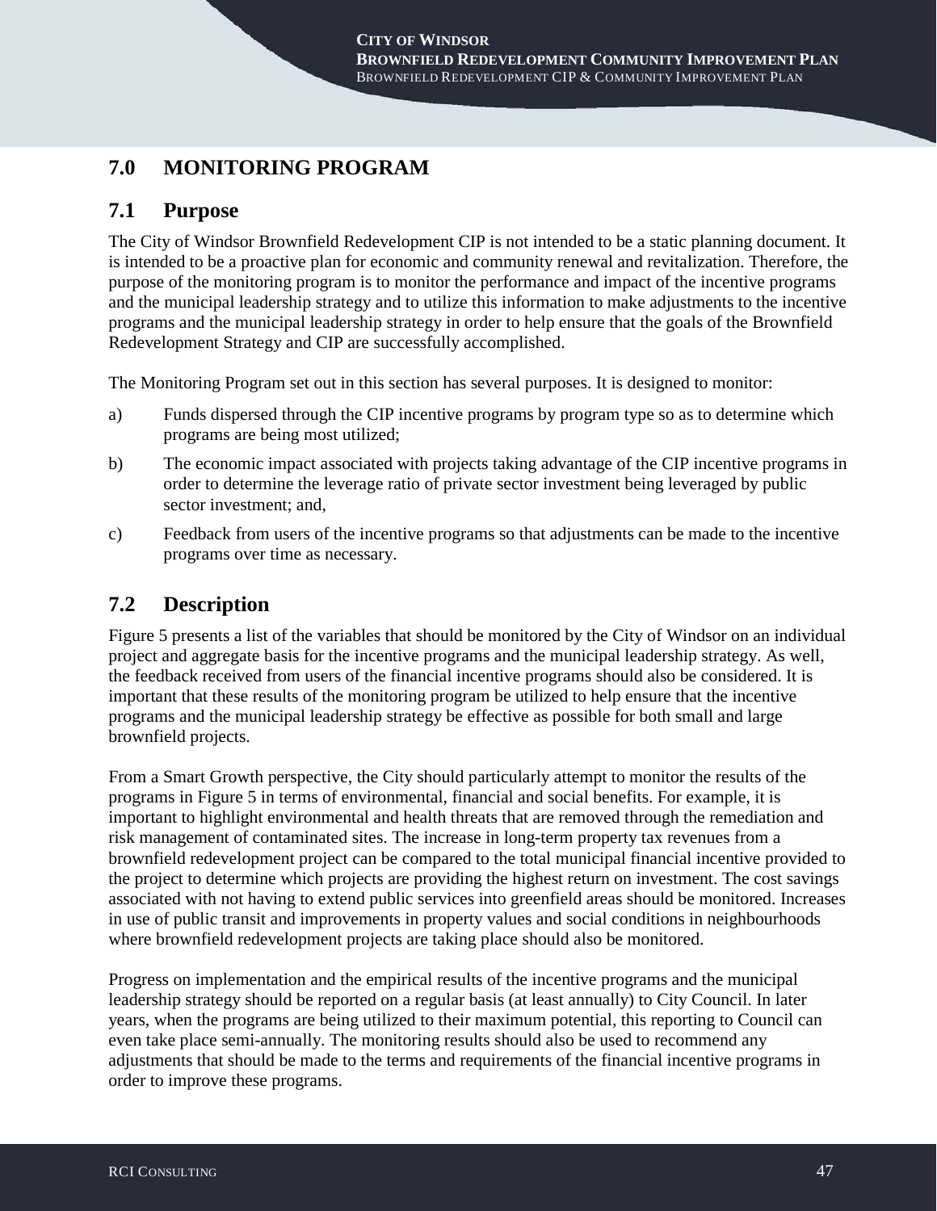## 7.0 MONITORING PROGRAM

### 7.1 Purpose

The City of Windsor Brownfield Redevelopment CIP is not intended to be a static planning document. It is intended to be a proactive plan for economic and community renewal and revitalization. Therefore, the purpose of the monitoring program is to monitor the performance and impact of the incentive programs and the municipal leadership strategy and to utilize this information to make adjustments to the incentive programs and the municipal leadership strategy in order to help ensure that the goals of the Brownfield Redevelopment Strategy and CIP are successfully accomplished.

The Monitoring Program set out in this section has several purposes. It is designed to monitor:

a) Funds dispersed through the CIP incentive programs by program type so as to determine which programs are being most utilized;

b) The economic impact associated with projects taking advantage of the CIP incentive programs in order to determine the leverage ratio of private sector investment being leveraged by public sector investment; and,

c) Feedback from users of the incentive programs so that adjustments can be made to the incentive programs over time as necessary.

### 7.2 Description

Figure 5 presents a list of the variables that should be monitored by the City of Windsor on an individual project and aggregate basis for the incentive programs and the municipal leadership strategy. As well, the feedback received from users of the financial incentive programs should also be considered. It is important that these results of the monitoring program be utilized to help ensure that the incentive programs and the municipal leadership strategy be effective as possible for both small and large brownfield projects.

From a Smart Growth perspective, the City should particularly attempt to monitor the results of the programs in Figure 5 in terms of environmental, financial and social benefits. For example, it is important to highlight environmental and health threats that are removed through the remediation and risk management of contaminated sites. The increase in long-term property tax revenues from a brownfield redevelopment project can be compared to the total municipal financial incentive provided to the project to determine which projects are providing the highest return on investment. The cost savings associated with not having to extend public services into greenfield areas should be monitored. Increases in use of public transit and improvements in property values and social conditions in neighbourhoods where brownfield redevelopment projects are taking place should also be monitored.

Progress on implementation and the empirical results of the incentive programs and the municipal leadership strategy should be reported on a regular basis (at least annually) to City Council. In later years, when the programs are being utilized to their maximum potential, this reporting to Council can even take place semi-annually. The monitoring results should also be used to recommend any adjustments that should be made to the terms and requirements of the financial incentive programs in order to improve these programs.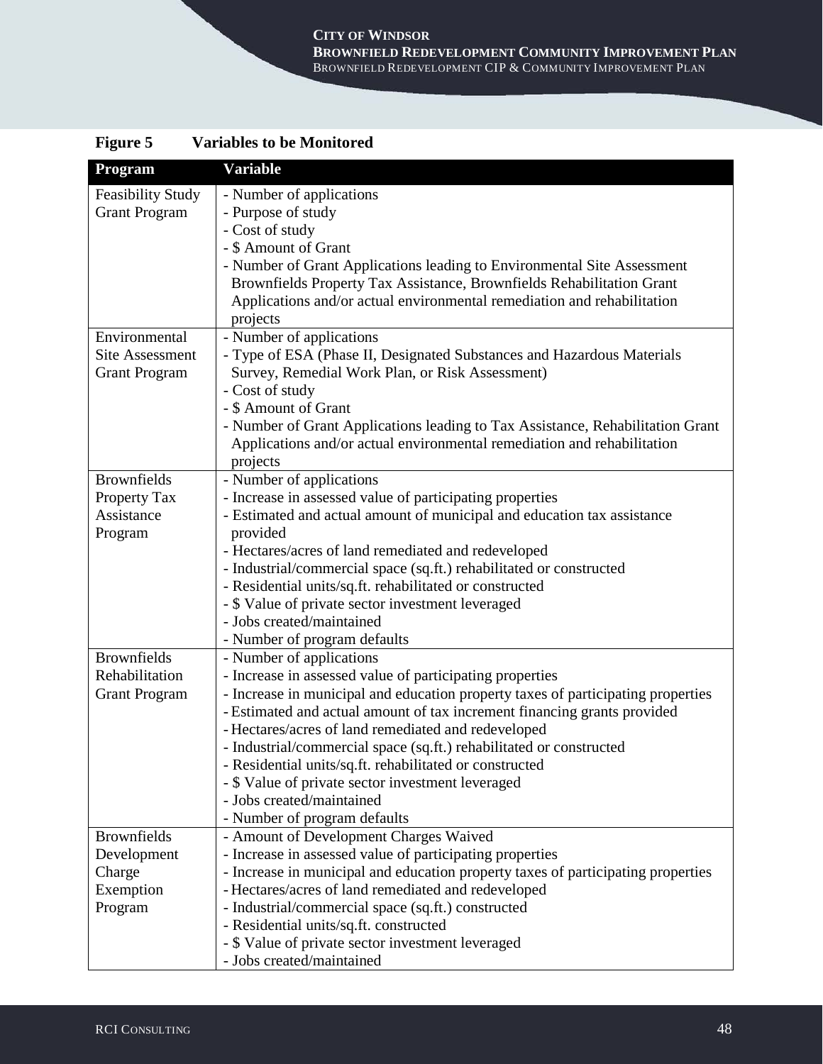**Figure 5 Variables to be Monitored**

| Program | Variable |
| --- | --- |
| Feasibility Study Grant Program | - Number of applications<br>- Purpose of study<br>- Cost of study<br>- $ Amount of Grant<br>- Number of Grant Applications leading to Environmental Site Assessment Brownfields Property Tax Assistance, Brownfields Rehabilitation Grant Applications and/or actual environmental remediation and rehabilitation projects |
| Environmental Site Assessment Grant Program | - Number of applications<br>- Type of ESA (Phase II, Designated Substances and Hazardous Materials Survey, Remedial Work Plan, or Risk Assessment)<br>- Cost of study<br>- $ Amount of Grant<br>- Number of Grant Applications leading to Tax Assistance, Rehabilitation Grant Applications and/or actual environmental remediation and rehabilitation projects |
| Brownfields Property Tax Assistance Program | - Number of applications<br>- Increase in assessed value of participating properties<br>- Estimated and actual amount of municipal and education tax assistance provided<br>- Hectares/acres of land remediated and redeveloped<br>- Industrial/commercial space (sq.ft.) rehabilitated or constructed<br>- Residential units/sq.ft. rehabilitated or constructed<br>- $ Value of private sector investment leveraged<br>- Jobs created/maintained<br>- Number of program defaults |
| Brownfields Rehabilitation Grant Program | - Number of applications<br>- Increase in assessed value of participating properties<br>- Increase in municipal and education property taxes of participating properties<br>- Estimated and actual amount of tax increment financing grants provided<br>- Hectares/acres of land remediated and redeveloped<br>- Industrial/commercial space (sq.ft.) rehabilitated or constructed<br>- Residential units/sq.ft. rehabilitated or constructed<br>- $ Value of private sector investment leveraged<br>- Jobs created/maintained<br>- Number of program defaults |
| Brownfields Development Charge Exemption Program | - Amount of Development Charges Waived<br>- Increase in assessed value of participating properties<br>- Increase in municipal and education property taxes of participating properties<br>- Hectares/acres of land remediated and redeveloped<br>- Industrial/commercial space (sq.ft.) constructed<br>- Residential units/sq.ft. constructed<br>- $ Value of private sector investment leveraged<br>- Jobs created/maintained |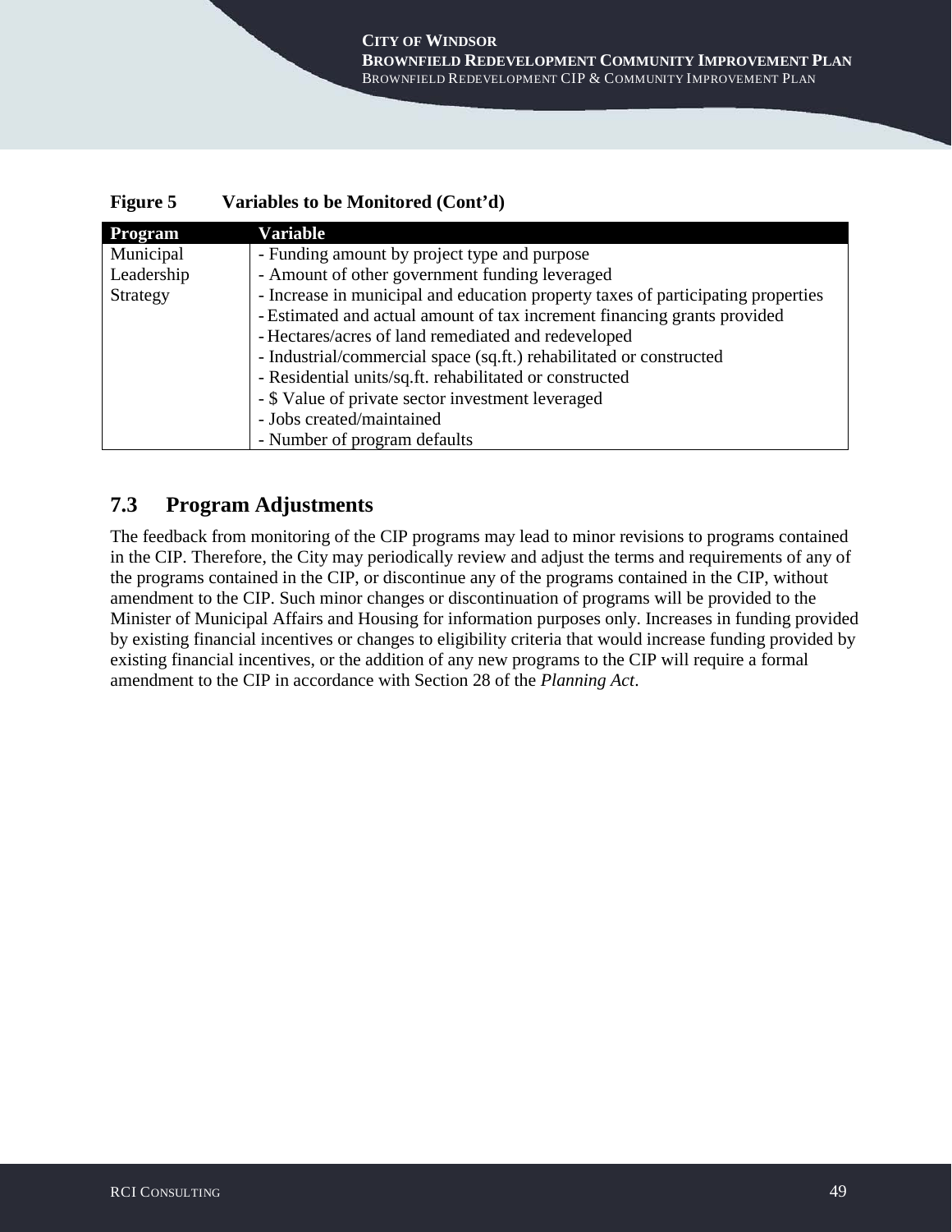**Figure 5 Variables to be Monitored (Cont'd)**

| Program | Variable |
|---|---|
| Municipal Leadership Strategy | - Funding amount by project type and purpose<br>- Amount of other government funding leveraged<br>- Increase in municipal and education property taxes of participating properties<br>- Estimated and actual amount of tax increment financing grants provided<br>- Hectares/acres of land remediated and redeveloped<br>- Industrial/commercial space (sq.ft.) rehabilitated or constructed<br>- Residential units/sq.ft. rehabilitated or constructed<br>- $ Value of private sector investment leveraged<br>- Jobs created/maintained<br>- Number of program defaults |

## 7.3 Program Adjustments

The feedback from monitoring of the CIP programs may lead to minor revisions to programs contained in the CIP. Therefore, the City may periodically review and adjust the terms and requirements of any of the programs contained in the CIP, or discontinue any of the programs contained in the CIP, without amendment to the CIP. Such minor changes or discontinuation of programs will be provided to the Minister of Municipal Affairs and Housing for information purposes only. Increases in funding provided by existing financial incentives or changes to eligibility criteria that would increase funding provided by existing financial incentives, or the addition of any new programs to the CIP will require a formal amendment to the CIP in accordance with Section 28 of the *Planning Act*.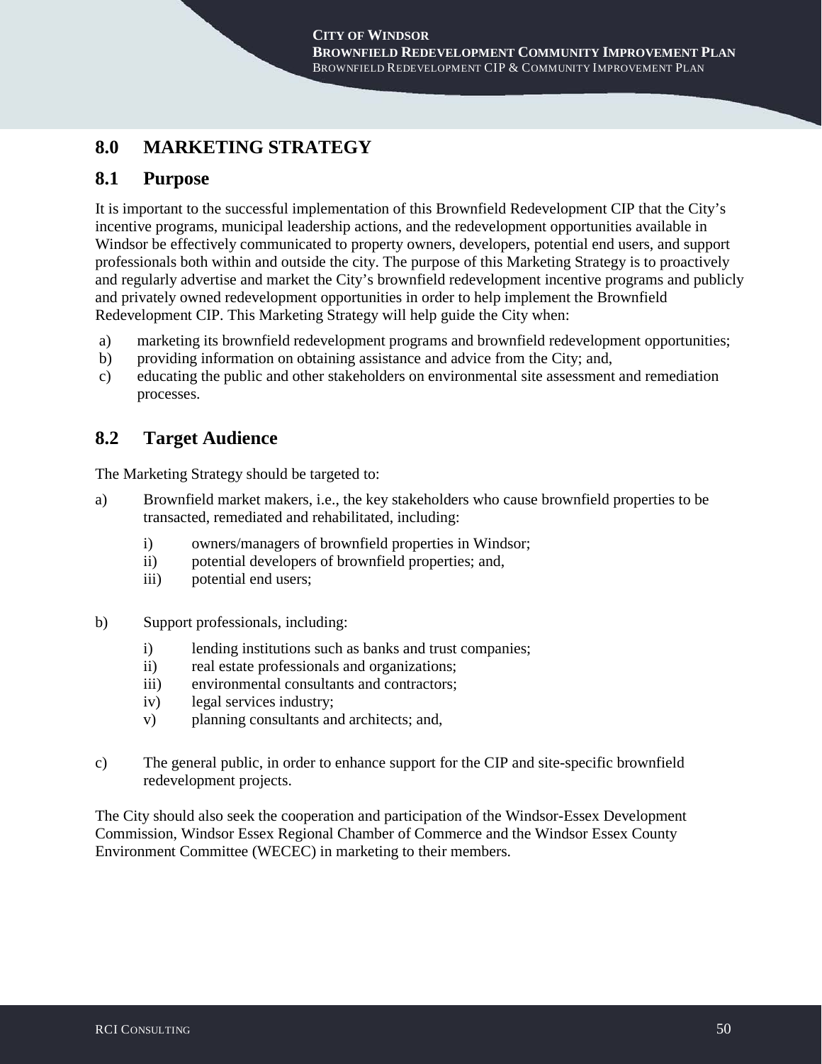# 8.0 MARKETING STRATEGY

## 8.1 Purpose

It is important to the successful implementation of this Brownfield Redevelopment CIP that the City's incentive programs, municipal leadership actions, and the redevelopment opportunities available in Windsor be effectively communicated to property owners, developers, potential end users, and support professionals both within and outside the city. The purpose of this Marketing Strategy is to proactively and regularly advertise and market the City's brownfield redevelopment incentive programs and publicly and privately owned redevelopment opportunities in order to help implement the Brownfield Redevelopment CIP. This Marketing Strategy will help guide the City when:

a) marketing its brownfield redevelopment programs and brownfield redevelopment opportunities;
b) providing information on obtaining assistance and advice from the City; and,
c) educating the public and other stakeholders on environmental site assessment and remediation processes.

## 8.2 Target Audience

The Marketing Strategy should be targeted to:

a) Brownfield market makers, i.e., the key stakeholders who cause brownfield properties to be transacted, remediated and rehabilitated, including:
   i) owners/managers of brownfield properties in Windsor;
   ii) potential developers of brownfield properties; and,
   iii) potential end users;

b) Support professionals, including:
   i) lending institutions such as banks and trust companies;
   ii) real estate professionals and organizations;
   iii) environmental consultants and contractors;
   iv) legal services industry;
   v) planning consultants and architects; and,

c) The general public, in order to enhance support for the CIP and site-specific brownfield redevelopment projects.

The City should also seek the cooperation and participation of the Windsor-Essex Development Commission, Windsor Essex Regional Chamber of Commerce and the Windsor Essex County Environment Committee (WECEC) in marketing to their members.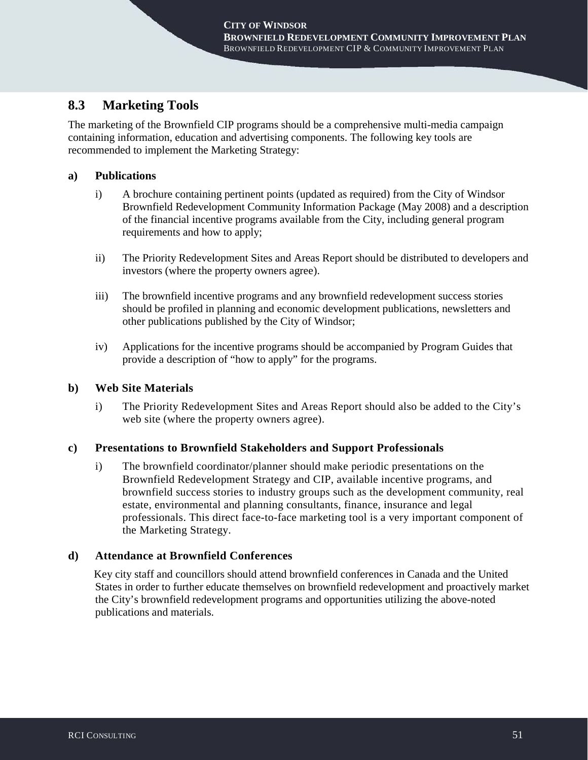## 8.3 Marketing Tools

The marketing of the Brownfield CIP programs should be a comprehensive multi-media campaign containing information, education and advertising components. The following key tools are recommended to implement the Marketing Strategy:

### a) Publications

i) A brochure containing pertinent points (updated as required) from the City of Windsor Brownfield Redevelopment Community Information Package (May 2008) and a description of the financial incentive programs available from the City, including general program requirements and how to apply;

ii) The Priority Redevelopment Sites and Areas Report should be distributed to developers and investors (where the property owners agree).

iii) The brownfield incentive programs and any brownfield redevelopment success stories should be profiled in planning and economic development publications, newsletters and other publications published by the City of Windsor;

iv) Applications for the incentive programs should be accompanied by Program Guides that provide a description of "how to apply" for the programs.

### b) Web Site Materials

i) The Priority Redevelopment Sites and Areas Report should also be added to the City's web site (where the property owners agree).

### c) Presentations to Brownfield Stakeholders and Support Professionals

i) The brownfield coordinator/planner should make periodic presentations on the Brownfield Redevelopment Strategy and CIP, available incentive programs, and brownfield success stories to industry groups such as the development community, real estate, environmental and planning consultants, finance, insurance and legal professionals. This direct face-to-face marketing tool is a very important component of the Marketing Strategy.

### d) Attendance at Brownfield Conferences

Key city staff and councillors should attend brownfield conferences in Canada and the United States in order to further educate themselves on brownfield redevelopment and proactively market the City's brownfield redevelopment programs and opportunities utilizing the above-noted publications and materials.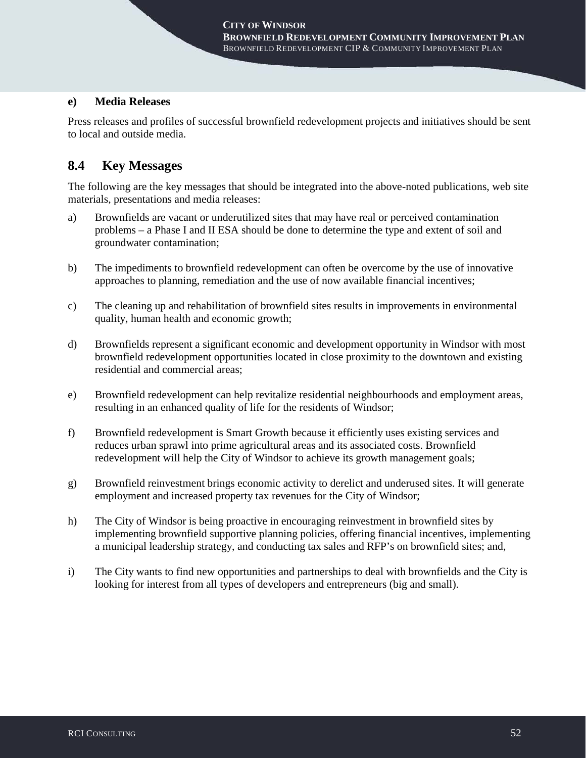**e) Media Releases**

Press releases and profiles of successful brownfield redevelopment projects and initiatives should be sent to local and outside media.

## 8.4 Key Messages

The following are the key messages that should be integrated into the above-noted publications, web site materials, presentations and media releases:

a) Brownfields are vacant or underutilized sites that may have real or perceived contamination problems – a Phase I and II ESA should be done to determine the type and extent of soil and groundwater contamination;

b) The impediments to brownfield redevelopment can often be overcome by the use of innovative approaches to planning, remediation and the use of now available financial incentives;

c) The cleaning up and rehabilitation of brownfield sites results in improvements in environmental quality, human health and economic growth;

d) Brownfields represent a significant economic and development opportunity in Windsor with most brownfield redevelopment opportunities located in close proximity to the downtown and existing residential and commercial areas;

e) Brownfield redevelopment can help revitalize residential neighbourhoods and employment areas, resulting in an enhanced quality of life for the residents of Windsor;

f) Brownfield redevelopment is Smart Growth because it efficiently uses existing services and reduces urban sprawl into prime agricultural areas and its associated costs. Brownfield redevelopment will help the City of Windsor to achieve its growth management goals;

g) Brownfield reinvestment brings economic activity to derelict and underused sites. It will generate employment and increased property tax revenues for the City of Windsor;

h) The City of Windsor is being proactive in encouraging reinvestment in brownfield sites by implementing brownfield supportive planning policies, offering financial incentives, implementing a municipal leadership strategy, and conducting tax sales and RFP's on brownfield sites; and,

i) The City wants to find new opportunities and partnerships to deal with brownfields and the City is looking for interest from all types of developers and entrepreneurs (big and small).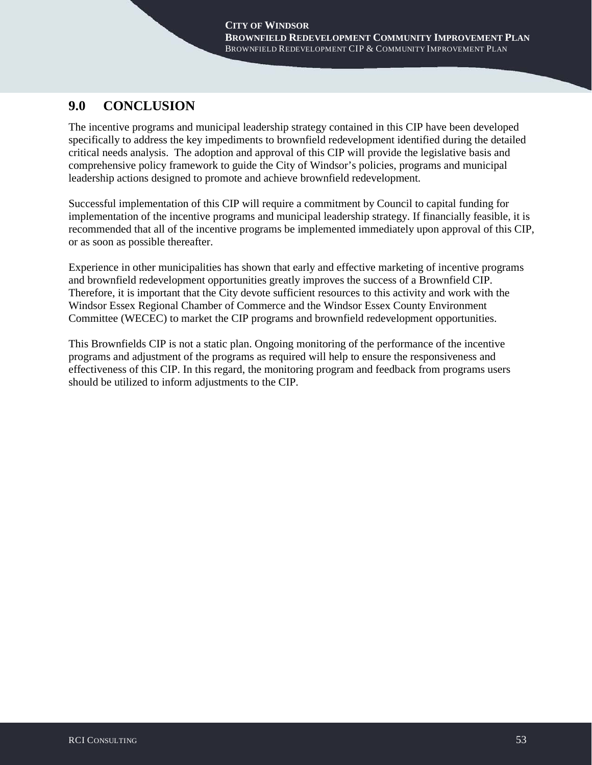# 9.0 CONCLUSION

The incentive programs and municipal leadership strategy contained in this CIP have been developed specifically to address the key impediments to brownfield redevelopment identified during the detailed critical needs analysis. The adoption and approval of this CIP will provide the legislative basis and comprehensive policy framework to guide the City of Windsor's policies, programs and municipal leadership actions designed to promote and achieve brownfield redevelopment.

Successful implementation of this CIP will require a commitment by Council to capital funding for implementation of the incentive programs and municipal leadership strategy. If financially feasible, it is recommended that all of the incentive programs be implemented immediately upon approval of this CIP, or as soon as possible thereafter.

Experience in other municipalities has shown that early and effective marketing of incentive programs and brownfield redevelopment opportunities greatly improves the success of a Brownfield CIP. Therefore, it is important that the City devote sufficient resources to this activity and work with the Windsor Essex Regional Chamber of Commerce and the Windsor Essex County Environment Committee (WECEC) to market the CIP programs and brownfield redevelopment opportunities.

This Brownfields CIP is not a static plan. Ongoing monitoring of the performance of the incentive programs and adjustment of the programs as required will help to ensure the responsiveness and effectiveness of this CIP. In this regard, the monitoring program and feedback from programs users should be utilized to inform adjustments to the CIP.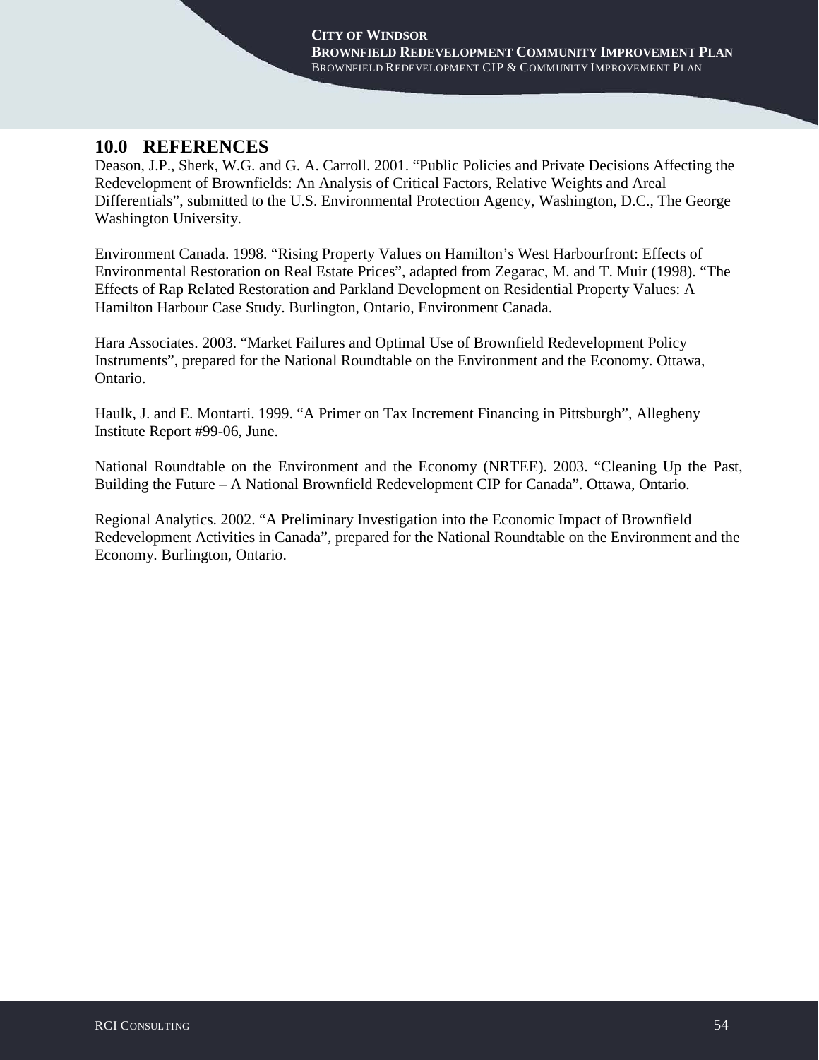# 10.0 REFERENCES

Deason, J.P., Sherk, W.G. and G. A. Carroll. 2001. "Public Policies and Private Decisions Affecting the Redevelopment of Brownfields: An Analysis of Critical Factors, Relative Weights and Areal Differentials", submitted to the U.S. Environmental Protection Agency, Washington, D.C., The George Washington University.

Environment Canada. 1998. "Rising Property Values on Hamilton's West Harbourfront: Effects of Environmental Restoration on Real Estate Prices", adapted from Zegarac, M. and T. Muir (1998). "The Effects of Rap Related Restoration and Parkland Development on Residential Property Values: A Hamilton Harbour Case Study. Burlington, Ontario, Environment Canada.

Hara Associates. 2003. "Market Failures and Optimal Use of Brownfield Redevelopment Policy Instruments", prepared for the National Roundtable on the Environment and the Economy. Ottawa, Ontario.

Haulk, J. and E. Montarti. 1999. "A Primer on Tax Increment Financing in Pittsburgh", Allegheny Institute Report #99-06, June.

National Roundtable on the Environment and the Economy (NRTEE). 2003. "Cleaning Up the Past, Building the Future – A National Brownfield Redevelopment CIP for Canada". Ottawa, Ontario.

Regional Analytics. 2002. "A Preliminary Investigation into the Economic Impact of Brownfield Redevelopment Activities in Canada", prepared for the National Roundtable on the Environment and the Economy. Burlington, Ontario.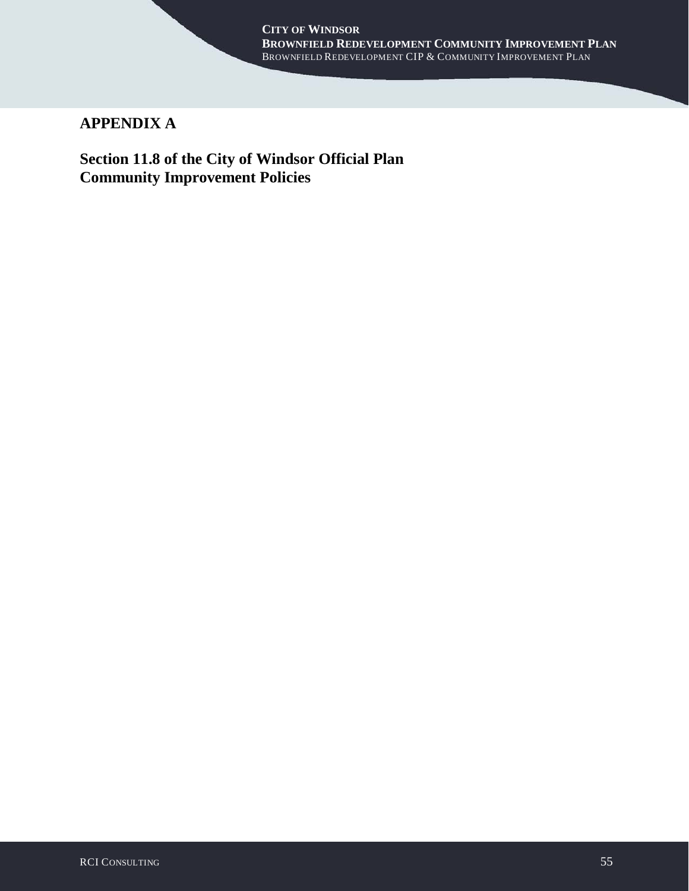# APPENDIX A

## Section 11.8 of the City of Windsor Official Plan Community Improvement Policies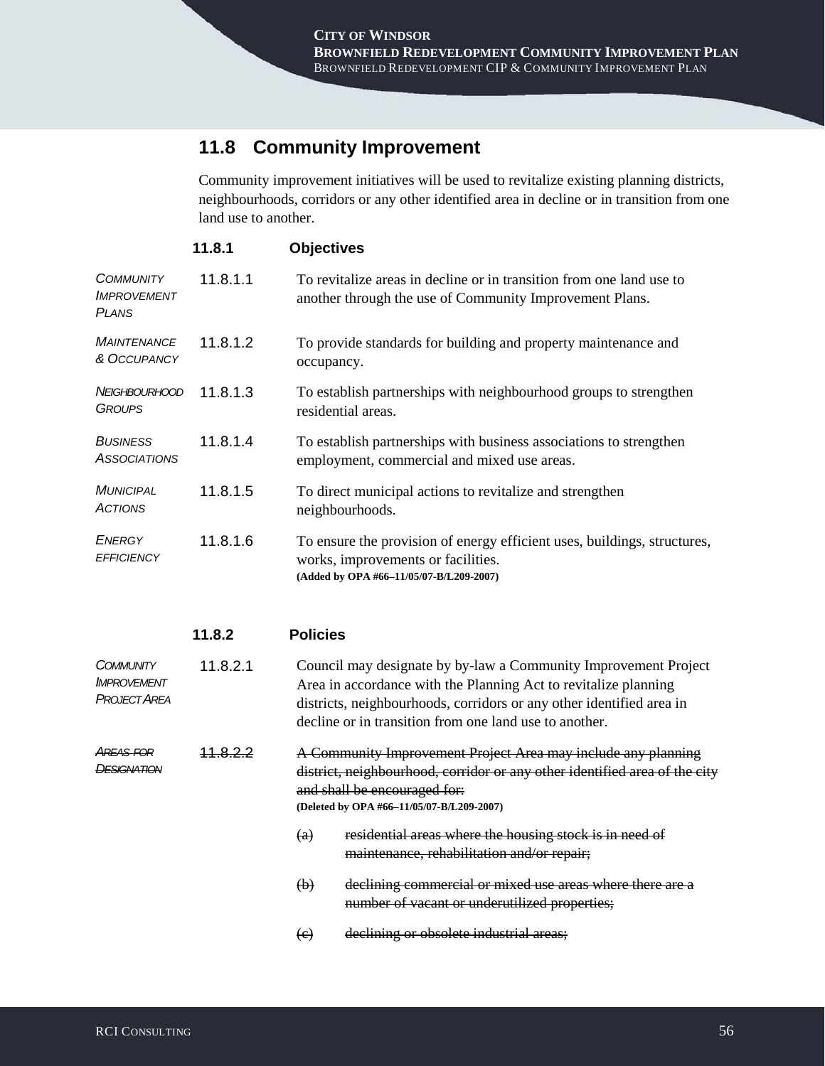## 11.8 Community Improvement

Community improvement initiatives will be used to revitalize existing planning districts, neighbourhoods, corridors or any other identified area in decline or in transition from one land use to another.

### 11.8.1 Objectives

*COMMUNITY IMPROVEMENT PLANS*

11.8.1.1 To revitalize areas in decline or in transition from one land use to another through the use of Community Improvement Plans.

*MAINTENANCE & OCCUPANCY*

11.8.1.2 To provide standards for building and property maintenance and occupancy.

*NEIGHBOURHOOD GROUPS*

11.8.1.3 To establish partnerships with neighbourhood groups to strengthen residential areas.

*BUSINESS ASSOCIATIONS*

11.8.1.4 To establish partnerships with business associations to strengthen employment, commercial and mixed use areas.

*MUNICIPAL ACTIONS*

11.8.1.5 To direct municipal actions to revitalize and strengthen neighbourhoods.

*ENERGY EFFICIENCY*

11.8.1.6 To ensure the provision of energy efficient uses, buildings, structures, works, improvements or facilities.
**(Added by OPA #66–11/05/07-B/L209-2007)**

### 11.8.2 Policies

*COMMUNITY IMPROVEMENT PROJECT AREA*

11.8.2.1 Council may designate by by-law a Community Improvement Project Area in accordance with the Planning Act to revitalize planning districts, neighbourhoods, corridors or any other identified area in decline or in transition from one land use to another.

~~*AREAS FOR DESIGNATION*~~

~~11.8.2.2 A Community Improvement Project Area may include any planning district, neighbourhood, corridor or any other identified area of the city and shall be encouraged for:~~
**(Deleted by OPA #66–11/05/07-B/L209-2007)**

~~(a) residential areas where the housing stock is in need of maintenance, rehabilitation and/or repair;~~

~~(b) declining commercial or mixed use areas where there are a number of vacant or underutilized properties;~~

~~(c) declining or obsolete industrial areas;~~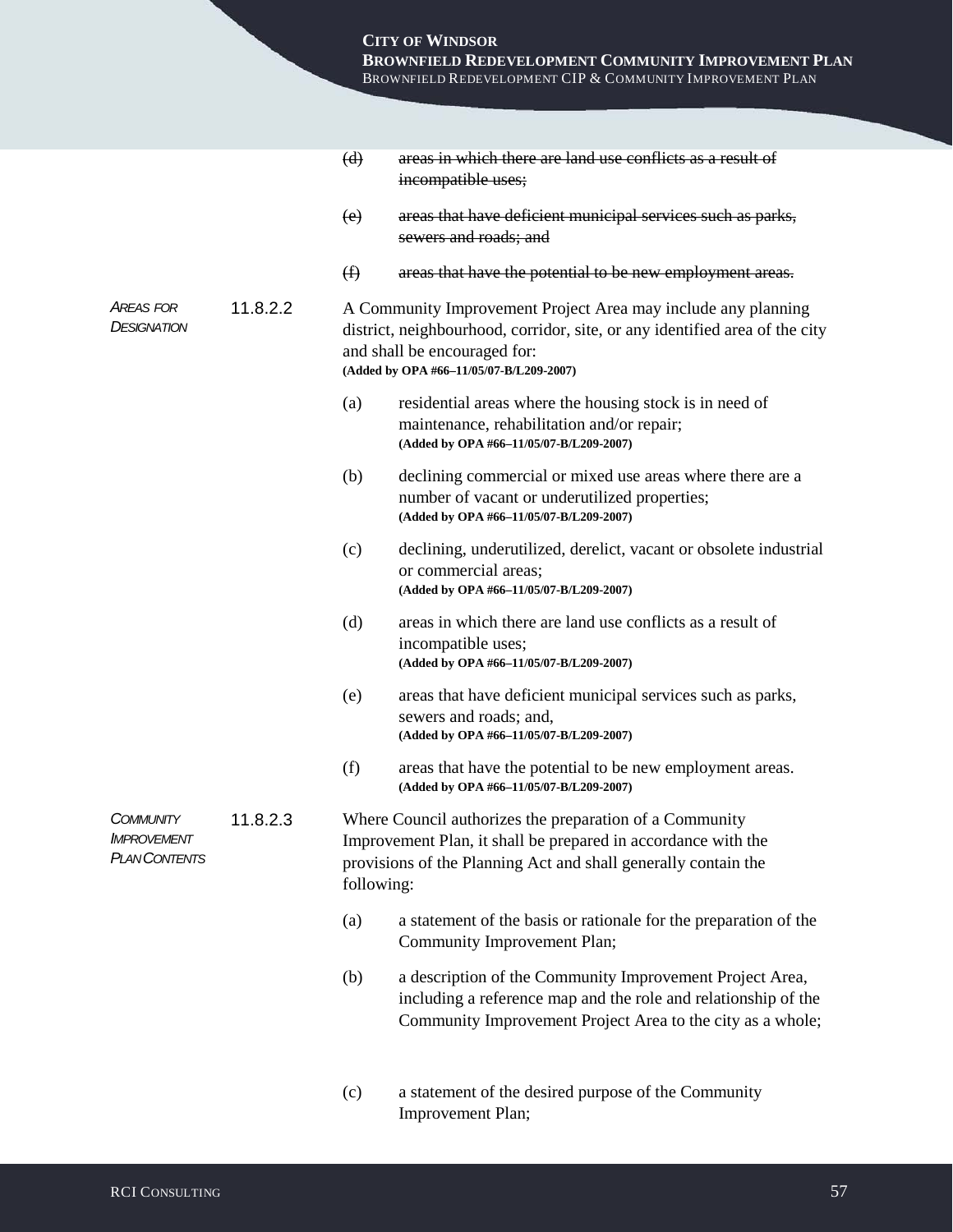(d) ~~areas in which there are land use conflicts as a result of incompatible uses;~~

(e) ~~areas that have deficient municipal services such as parks, sewers and roads; and~~

(f) ~~areas that have the potential to be new employment areas.~~

*AREAS FOR DESIGNATION*

11.8.2.2 A Community Improvement Project Area may include any planning district, neighbourhood, corridor, site, or any identified area of the city and shall be encouraged for:
**(Added by OPA #66–11/05/07-B/L209-2007)**

(a) residential areas where the housing stock is in need of maintenance, rehabilitation and/or repair;
**(Added by OPA #66–11/05/07-B/L209-2007)**

(b) declining commercial or mixed use areas where there are a number of vacant or underutilized properties;
**(Added by OPA #66–11/05/07-B/L209-2007)**

(c) declining, underutilized, derelict, vacant or obsolete industrial or commercial areas;
**(Added by OPA #66–11/05/07-B/L209-2007)**

(d) areas in which there are land use conflicts as a result of incompatible uses;
**(Added by OPA #66–11/05/07-B/L209-2007)**

(e) areas that have deficient municipal services such as parks, sewers and roads; and,
**(Added by OPA #66–11/05/07-B/L209-2007)**

(f) areas that have the potential to be new employment areas.
**(Added by OPA #66–11/05/07-B/L209-2007)**

*COMMUNITY IMPROVEMENT PLAN CONTENTS*

11.8.2.3 Where Council authorizes the preparation of a Community Improvement Plan, it shall be prepared in accordance with the provisions of the Planning Act and shall generally contain the following:

(a) a statement of the basis or rationale for the preparation of the Community Improvement Plan;

(b) a description of the Community Improvement Project Area, including a reference map and the role and relationship of the Community Improvement Project Area to the city as a whole;

(c) a statement of the desired purpose of the Community Improvement Plan;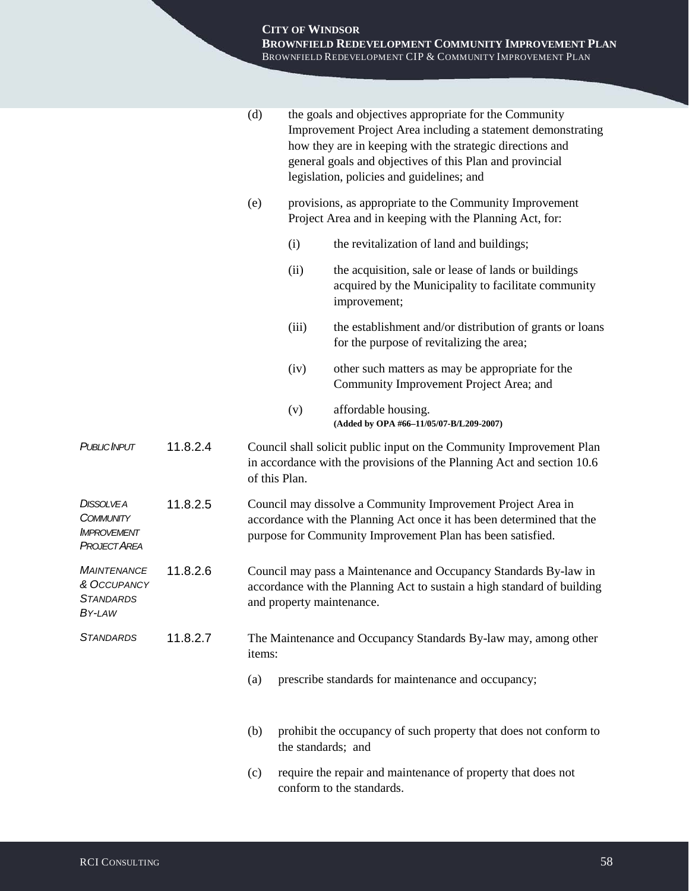(d) the goals and objectives appropriate for the Community Improvement Project Area including a statement demonstrating how they are in keeping with the strategic directions and general goals and objectives of this Plan and provincial legislation, policies and guidelines; and

(e) provisions, as appropriate to the Community Improvement Project Area and in keeping with the Planning Act, for:

  (i) the revitalization of land and buildings;

  (ii) the acquisition, sale or lease of lands or buildings acquired by the Municipality to facilitate community improvement;

  (iii) the establishment and/or distribution of grants or loans for the purpose of revitalizing the area;

  (iv) other such matters as may be appropriate for the Community Improvement Project Area; and

  (v) affordable housing.
  **(Added by OPA #66–11/05/07-B/L209-2007)**

*PUBLIC INPUT*

11.8.2.4 Council shall solicit public input on the Community Improvement Plan in accordance with the provisions of the Planning Act and section 10.6 of this Plan.

*DISSOLVE A COMMUNITY IMPROVEMENT PROJECT AREA*

11.8.2.5 Council may dissolve a Community Improvement Project Area in accordance with the Planning Act once it has been determined that the purpose for Community Improvement Plan has been satisfied.

*MAINTENANCE & OCCUPANCY STANDARDS BY-LAW*

11.8.2.6 Council may pass a Maintenance and Occupancy Standards By-law in accordance with the Planning Act to sustain a high standard of building and property maintenance.

*STANDARDS*

11.8.2.7 The Maintenance and Occupancy Standards By-law may, among other items:

(a) prescribe standards for maintenance and occupancy;

(b) prohibit the occupancy of such property that does not conform to the standards; and

(c) require the repair and maintenance of property that does not conform to the standards.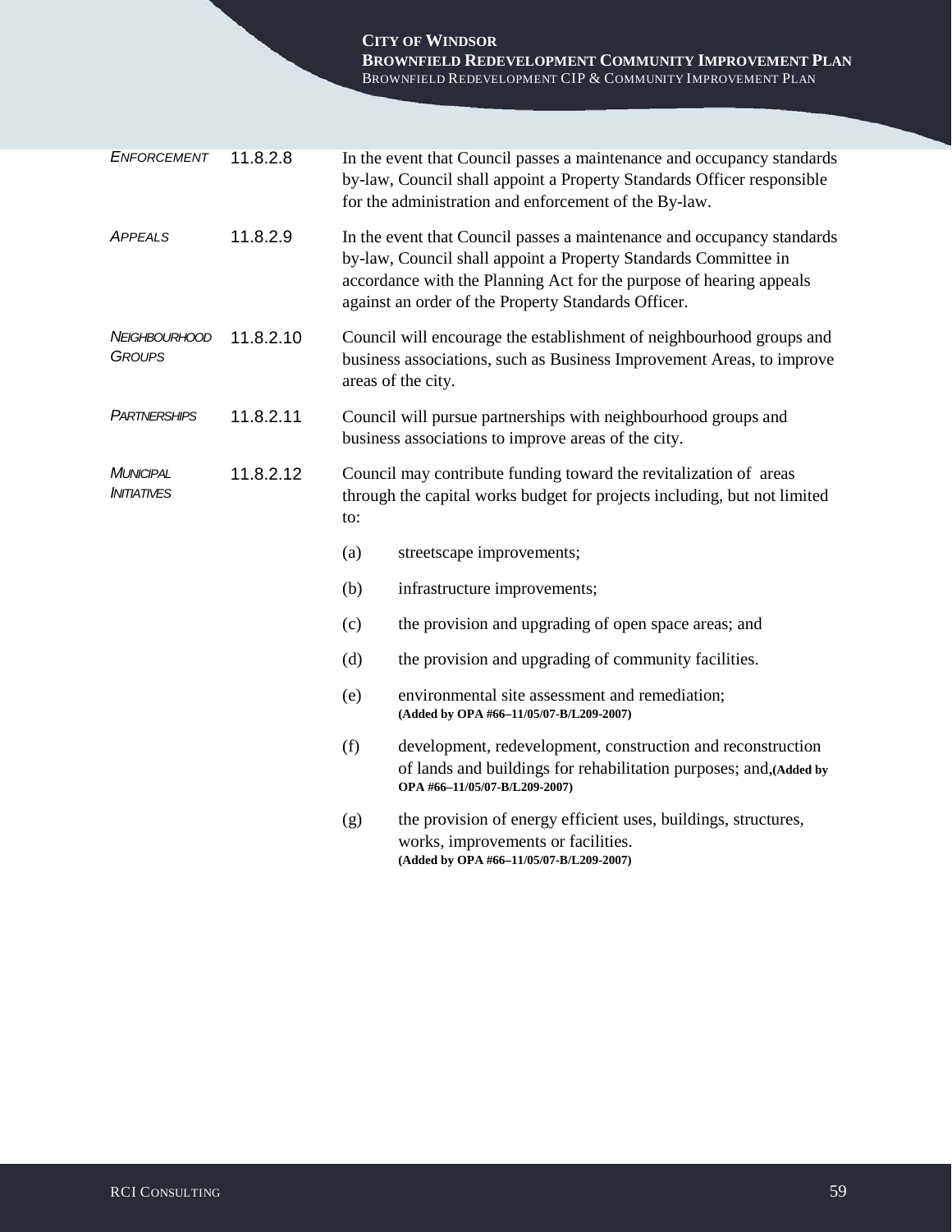*ENFORCEMENT* 11.8.2.8 In the event that Council passes a maintenance and occupancy standards by-law, Council shall appoint a Property Standards Officer responsible for the administration and enforcement of the By-law.

*APPEALS* 11.8.2.9 In the event that Council passes a maintenance and occupancy standards by-law, Council shall appoint a Property Standards Committee in accordance with the Planning Act for the purpose of hearing appeals against an order of the Property Standards Officer.

*NEIGHBOURHOOD GROUPS* 11.8.2.10 Council will encourage the establishment of neighbourhood groups and business associations, such as Business Improvement Areas, to improve areas of the city.

*PARTNERSHIPS* 11.8.2.11 Council will pursue partnerships with neighbourhood groups and business associations to improve areas of the city.

*MUNICIPAL INITIATIVES* 11.8.2.12 Council may contribute funding toward the revitalization of areas through the capital works budget for projects including, but not limited to:

(a) streetscape improvements;

(b) infrastructure improvements;

(c) the provision and upgrading of open space areas; and

(d) the provision and upgrading of community facilities.

(e) environmental site assessment and remediation; **(Added by OPA #66–11/05/07-B/L209-2007)**

(f) development, redevelopment, construction and reconstruction of lands and buildings for rehabilitation purposes; and,**(Added by OPA #66–11/05/07-B/L209-2007)**

(g) the provision of energy efficient uses, buildings, structures, works, improvements or facilities. **(Added by OPA #66–11/05/07-B/L209-2007)**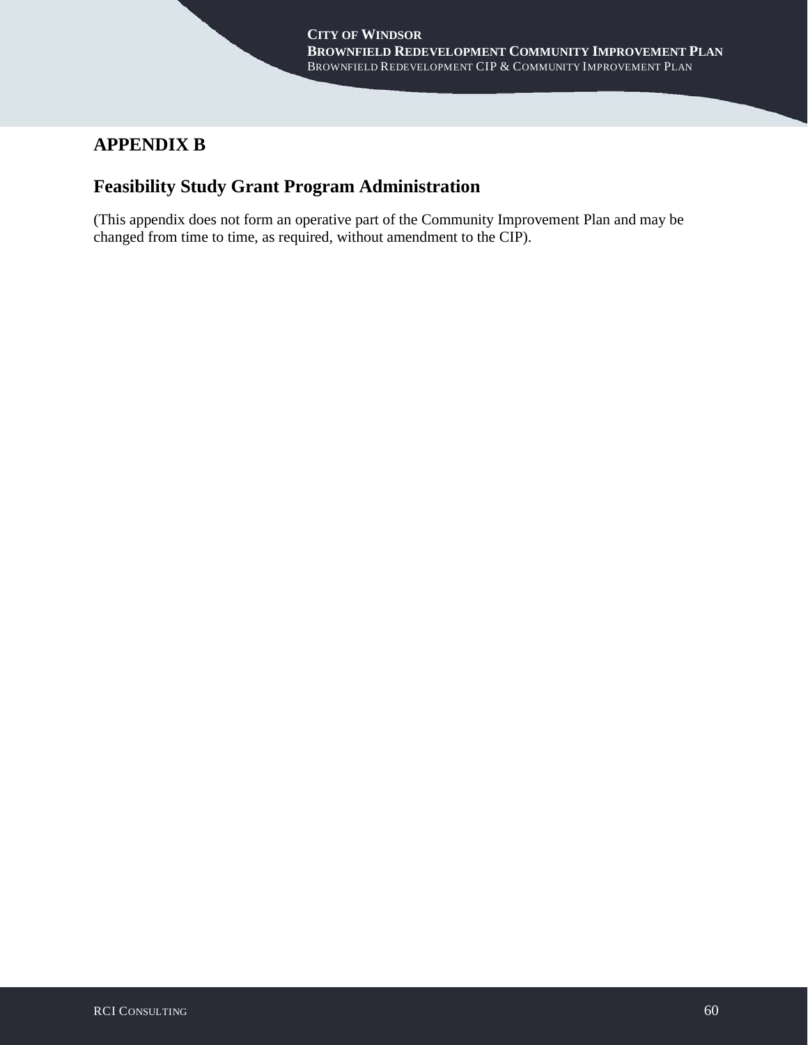# APPENDIX B

## Feasibility Study Grant Program Administration

(This appendix does not form an operative part of the Community Improvement Plan and may be changed from time to time, as required, without amendment to the CIP).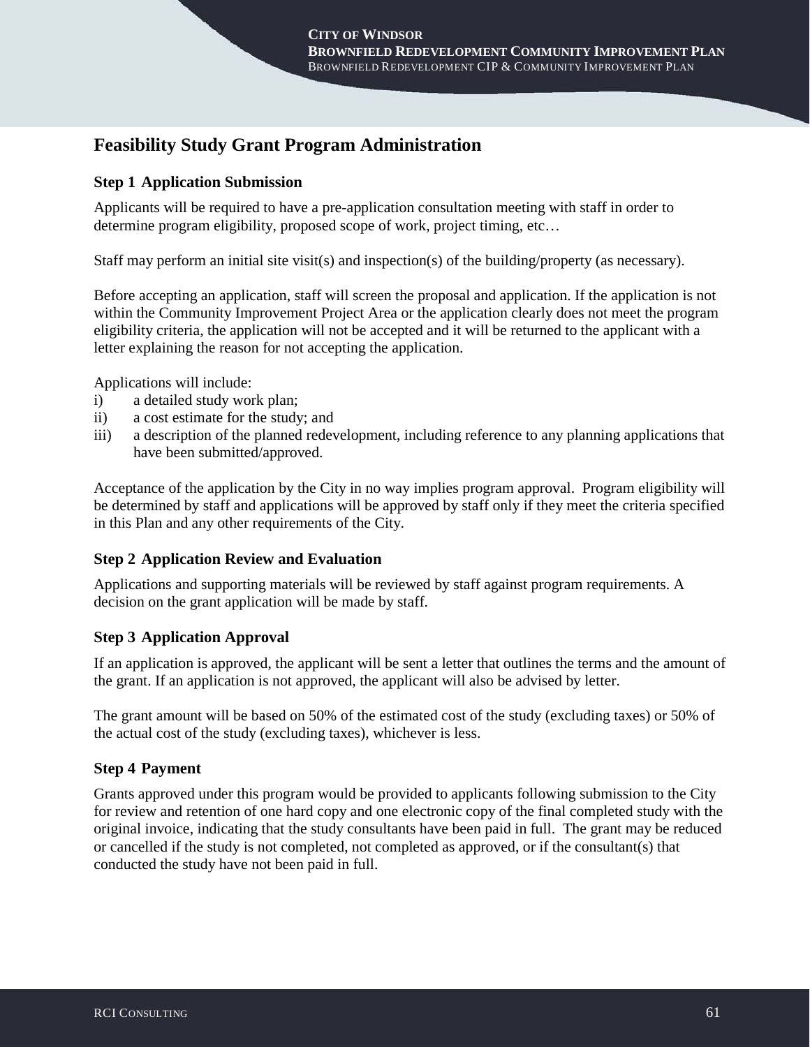## Feasibility Study Grant Program Administration

### Step 1 Application Submission

Applicants will be required to have a pre-application consultation meeting with staff in order to determine program eligibility, proposed scope of work, project timing, etc…

Staff may perform an initial site visit(s) and inspection(s) of the building/property (as necessary).

Before accepting an application, staff will screen the proposal and application. If the application is not within the Community Improvement Project Area or the application clearly does not meet the program eligibility criteria, the application will not be accepted and it will be returned to the applicant with a letter explaining the reason for not accepting the application.

Applications will include:

i) a detailed study work plan;
ii) a cost estimate for the study; and
iii) a description of the planned redevelopment, including reference to any planning applications that have been submitted/approved.

Acceptance of the application by the City in no way implies program approval. Program eligibility will be determined by staff and applications will be approved by staff only if they meet the criteria specified in this Plan and any other requirements of the City.

### Step 2 Application Review and Evaluation

Applications and supporting materials will be reviewed by staff against program requirements. A decision on the grant application will be made by staff.

### Step 3 Application Approval

If an application is approved, the applicant will be sent a letter that outlines the terms and the amount of the grant. If an application is not approved, the applicant will also be advised by letter.

The grant amount will be based on 50% of the estimated cost of the study (excluding taxes) or 50% of the actual cost of the study (excluding taxes), whichever is less.

### Step 4 Payment

Grants approved under this program would be provided to applicants following submission to the City for review and retention of one hard copy and one electronic copy of the final completed study with the original invoice, indicating that the study consultants have been paid in full. The grant may be reduced or cancelled if the study is not completed, not completed as approved, or if the consultant(s) that conducted the study have not been paid in full.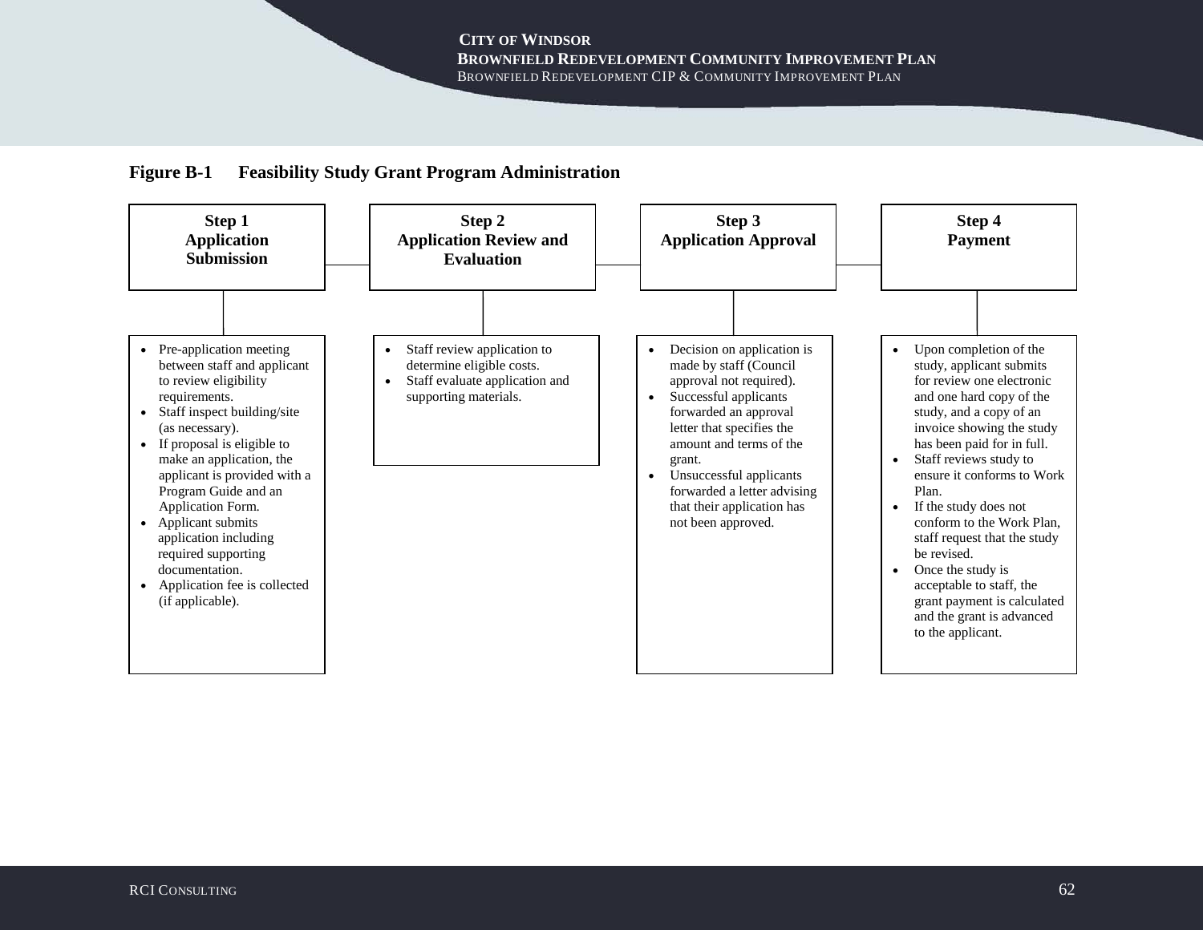**Figure B-1 Feasibility Study Grant Program Administration**

| Step 1 Application Submission | Step 2 Application Review and Evaluation | Step 3 Application Approval | Step 4 Payment |
| --- | --- | --- | --- |
| • Pre-application meeting between staff and applicant to review eligibility requirements.<br>• Staff inspect building/site (as necessary).<br>• If proposal is eligible to make an application, the applicant is provided with a Program Guide and an Application Form.<br>• Applicant submits application including required supporting documentation.<br>• Application fee is collected (if applicable). | • Staff review application to determine eligible costs.<br>• Staff evaluate application and supporting materials. | • Decision on application is made by staff (Council approval not required).<br>• Successful applicants forwarded an approval letter that specifies the amount and terms of the grant.<br>• Unsuccessful applicants forwarded a letter advising that their application has not been approved. | • Upon completion of the study, applicant submits for review one electronic and one hard copy of the study, and a copy of an invoice showing the study has been paid for in full.<br>• Staff reviews study to ensure it conforms to Work Plan.<br>• If the study does not conform to the Work Plan, staff request that the study be revised.<br>• Once the study is acceptable to staff, the grant payment is calculated and the grant is advanced to the applicant. |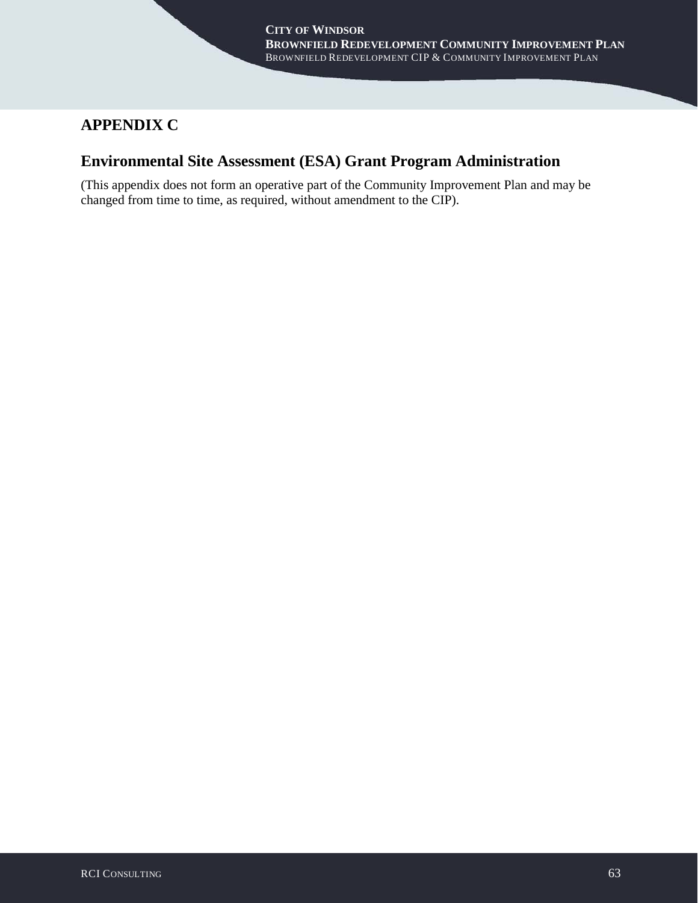# APPENDIX C

## Environmental Site Assessment (ESA) Grant Program Administration

(This appendix does not form an operative part of the Community Improvement Plan and may be changed from time to time, as required, without amendment to the CIP).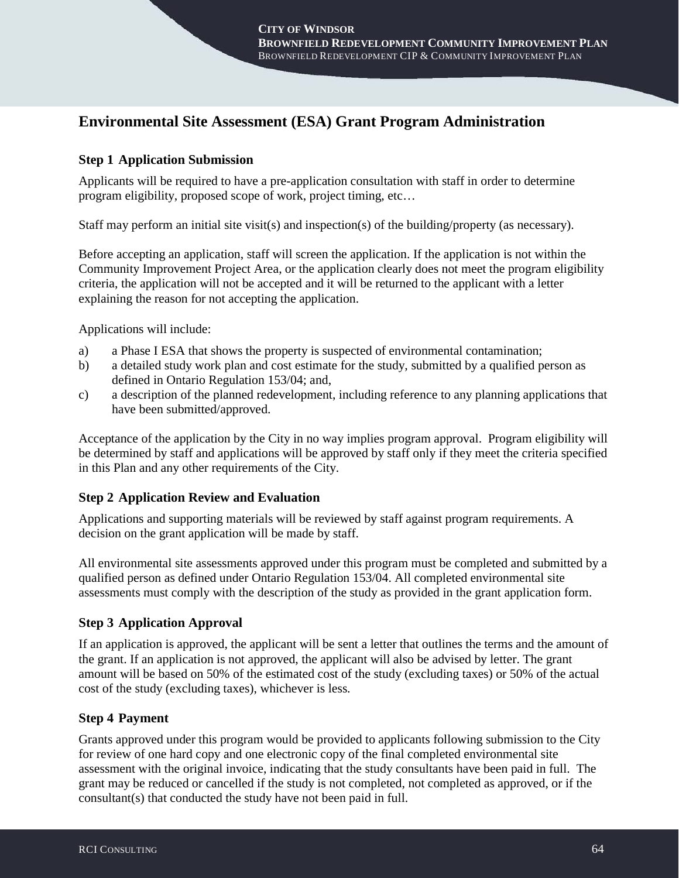## Environmental Site Assessment (ESA) Grant Program Administration

### Step 1 Application Submission

Applicants will be required to have a pre-application consultation with staff in order to determine program eligibility, proposed scope of work, project timing, etc…

Staff may perform an initial site visit(s) and inspection(s) of the building/property (as necessary).

Before accepting an application, staff will screen the application. If the application is not within the Community Improvement Project Area, or the application clearly does not meet the program eligibility criteria, the application will not be accepted and it will be returned to the applicant with a letter explaining the reason for not accepting the application.

Applications will include:

a) a Phase I ESA that shows the property is suspected of environmental contamination;
b) a detailed study work plan and cost estimate for the study, submitted by a qualified person as defined in Ontario Regulation 153/04; and,
c) a description of the planned redevelopment, including reference to any planning applications that have been submitted/approved.

Acceptance of the application by the City in no way implies program approval. Program eligibility will be determined by staff and applications will be approved by staff only if they meet the criteria specified in this Plan and any other requirements of the City.

### Step 2 Application Review and Evaluation

Applications and supporting materials will be reviewed by staff against program requirements. A decision on the grant application will be made by staff.

All environmental site assessments approved under this program must be completed and submitted by a qualified person as defined under Ontario Regulation 153/04. All completed environmental site assessments must comply with the description of the study as provided in the grant application form.

### Step 3 Application Approval

If an application is approved, the applicant will be sent a letter that outlines the terms and the amount of the grant. If an application is not approved, the applicant will also be advised by letter. The grant amount will be based on 50% of the estimated cost of the study (excluding taxes) or 50% of the actual cost of the study (excluding taxes), whichever is less.

### Step 4 Payment

Grants approved under this program would be provided to applicants following submission to the City for review of one hard copy and one electronic copy of the final completed environmental site assessment with the original invoice, indicating that the study consultants have been paid in full. The grant may be reduced or cancelled if the study is not completed, not completed as approved, or if the consultant(s) that conducted the study have not been paid in full.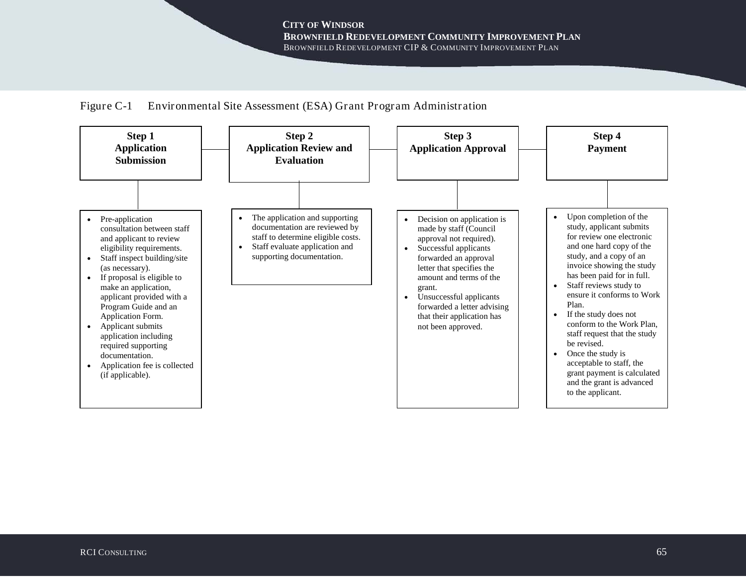Figure C-1 Environmental Site Assessment (ESA) Grant Program Administration

### Step 1 – Application Submission

- Pre-application consultation between staff and applicant to review eligibility requirements.
- Staff inspect building/site (as necessary).
- If proposal is eligible to make an application, applicant provided with a Program Guide and an Application Form.
- Applicant submits application including required supporting documentation.
- Application fee is collected (if applicable).

### Step 2 – Application Review and Evaluation

- The application and supporting documentation are reviewed by staff to determine eligible costs.
- Staff evaluate application and supporting documentation.

### Step 3 – Application Approval

- Decision on application is made by staff (Council approval not required).
- Successful applicants forwarded an approval letter that specifies the amount and terms of the grant.
- Unsuccessful applicants forwarded a letter advising that their application has not been approved.

### Step 4 – Payment

- Upon completion of the study, applicant submits for review one electronic and one hard copy of the study, and a copy of an invoice showing the study has been paid for in full.
- Staff reviews study to ensure it conforms to Work Plan.
- If the study does not conform to the Work Plan, staff request that the study be revised.
- Once the study is acceptable to staff, the grant payment is calculated and the grant is advanced to the applicant.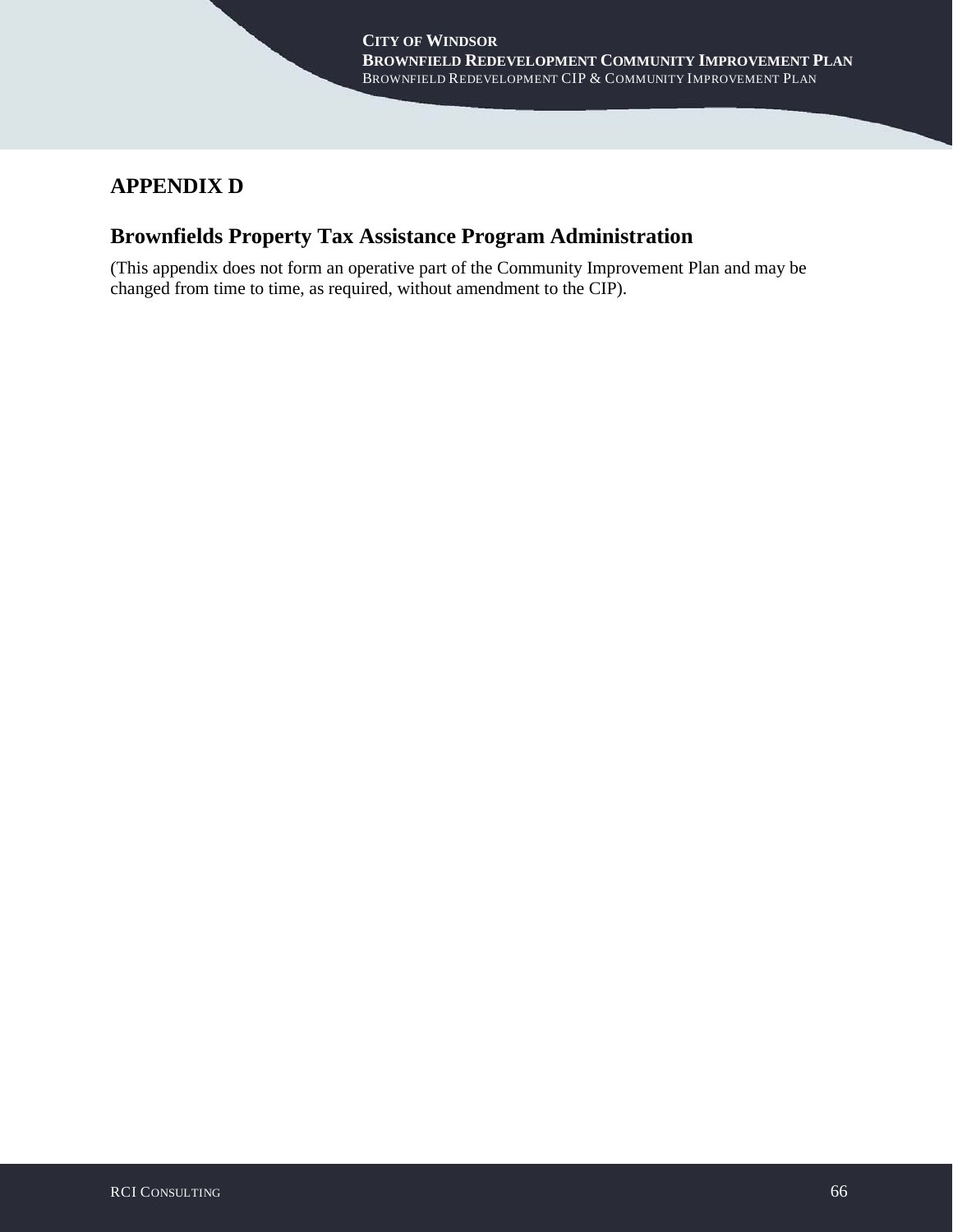# APPENDIX D

## Brownfields Property Tax Assistance Program Administration

(This appendix does not form an operative part of the Community Improvement Plan and may be changed from time to time, as required, without amendment to the CIP).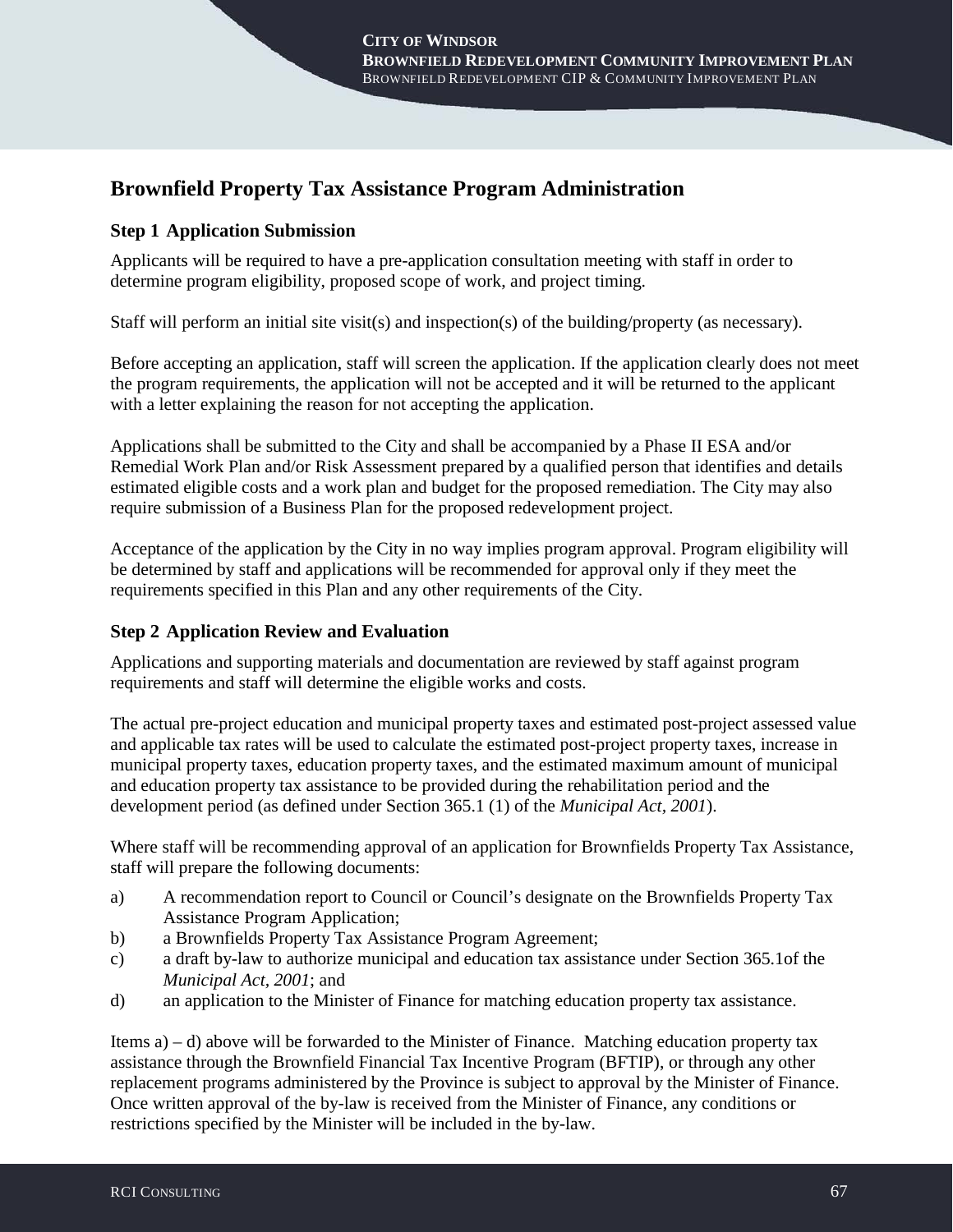## Brownfield Property Tax Assistance Program Administration

### Step 1 Application Submission

Applicants will be required to have a pre-application consultation meeting with staff in order to determine program eligibility, proposed scope of work, and project timing.

Staff will perform an initial site visit(s) and inspection(s) of the building/property (as necessary).

Before accepting an application, staff will screen the application. If the application clearly does not meet the program requirements, the application will not be accepted and it will be returned to the applicant with a letter explaining the reason for not accepting the application.

Applications shall be submitted to the City and shall be accompanied by a Phase II ESA and/or Remedial Work Plan and/or Risk Assessment prepared by a qualified person that identifies and details estimated eligible costs and a work plan and budget for the proposed remediation. The City may also require submission of a Business Plan for the proposed redevelopment project.

Acceptance of the application by the City in no way implies program approval. Program eligibility will be determined by staff and applications will be recommended for approval only if they meet the requirements specified in this Plan and any other requirements of the City.

### Step 2 Application Review and Evaluation

Applications and supporting materials and documentation are reviewed by staff against program requirements and staff will determine the eligible works and costs.

The actual pre-project education and municipal property taxes and estimated post-project assessed value and applicable tax rates will be used to calculate the estimated post-project property taxes, increase in municipal property taxes, education property taxes, and the estimated maximum amount of municipal and education property tax assistance to be provided during the rehabilitation period and the development period (as defined under Section 365.1 (1) of the *Municipal Act, 2001*).

Where staff will be recommending approval of an application for Brownfields Property Tax Assistance, staff will prepare the following documents:

a) A recommendation report to Council or Council's designate on the Brownfields Property Tax Assistance Program Application;
b) a Brownfields Property Tax Assistance Program Agreement;
c) a draft by-law to authorize municipal and education tax assistance under Section 365.1of the *Municipal Act, 2001*; and
d) an application to the Minister of Finance for matching education property tax assistance.

Items a) – d) above will be forwarded to the Minister of Finance. Matching education property tax assistance through the Brownfield Financial Tax Incentive Program (BFTIP), or through any other replacement programs administered by the Province is subject to approval by the Minister of Finance. Once written approval of the by-law is received from the Minister of Finance, any conditions or restrictions specified by the Minister will be included in the by-law.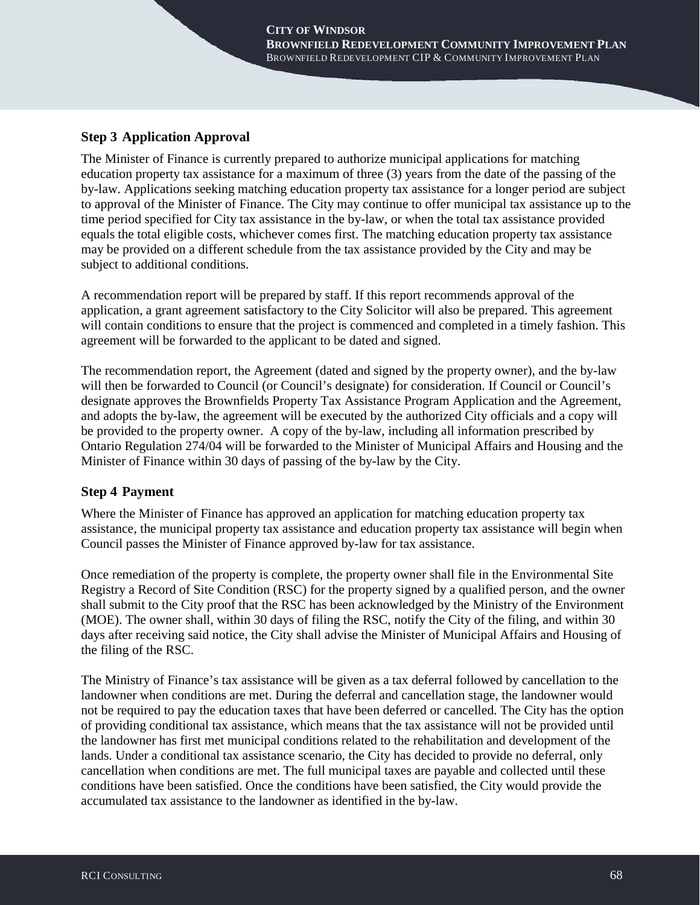### Step 3 Application Approval

The Minister of Finance is currently prepared to authorize municipal applications for matching education property tax assistance for a maximum of three (3) years from the date of the passing of the by-law. Applications seeking matching education property tax assistance for a longer period are subject to approval of the Minister of Finance. The City may continue to offer municipal tax assistance up to the time period specified for City tax assistance in the by-law, or when the total tax assistance provided equals the total eligible costs, whichever comes first. The matching education property tax assistance may be provided on a different schedule from the tax assistance provided by the City and may be subject to additional conditions.

A recommendation report will be prepared by staff. If this report recommends approval of the application, a grant agreement satisfactory to the City Solicitor will also be prepared. This agreement will contain conditions to ensure that the project is commenced and completed in a timely fashion. This agreement will be forwarded to the applicant to be dated and signed.

The recommendation report, the Agreement (dated and signed by the property owner), and the by-law will then be forwarded to Council (or Council's designate) for consideration. If Council or Council's designate approves the Brownfields Property Tax Assistance Program Application and the Agreement, and adopts the by-law, the agreement will be executed by the authorized City officials and a copy will be provided to the property owner. A copy of the by-law, including all information prescribed by Ontario Regulation 274/04 will be forwarded to the Minister of Municipal Affairs and Housing and the Minister of Finance within 30 days of passing of the by-law by the City.

### Step 4 Payment

Where the Minister of Finance has approved an application for matching education property tax assistance, the municipal property tax assistance and education property tax assistance will begin when Council passes the Minister of Finance approved by-law for tax assistance.

Once remediation of the property is complete, the property owner shall file in the Environmental Site Registry a Record of Site Condition (RSC) for the property signed by a qualified person, and the owner shall submit to the City proof that the RSC has been acknowledged by the Ministry of the Environment (MOE). The owner shall, within 30 days of filing the RSC, notify the City of the filing, and within 30 days after receiving said notice, the City shall advise the Minister of Municipal Affairs and Housing of the filing of the RSC.

The Ministry of Finance's tax assistance will be given as a tax deferral followed by cancellation to the landowner when conditions are met. During the deferral and cancellation stage, the landowner would not be required to pay the education taxes that have been deferred or cancelled. The City has the option of providing conditional tax assistance, which means that the tax assistance will not be provided until the landowner has first met municipal conditions related to the rehabilitation and development of the lands. Under a conditional tax assistance scenario, the City has decided to provide no deferral, only cancellation when conditions are met. The full municipal taxes are payable and collected until these conditions have been satisfied. Once the conditions have been satisfied, the City would provide the accumulated tax assistance to the landowner as identified in the by-law.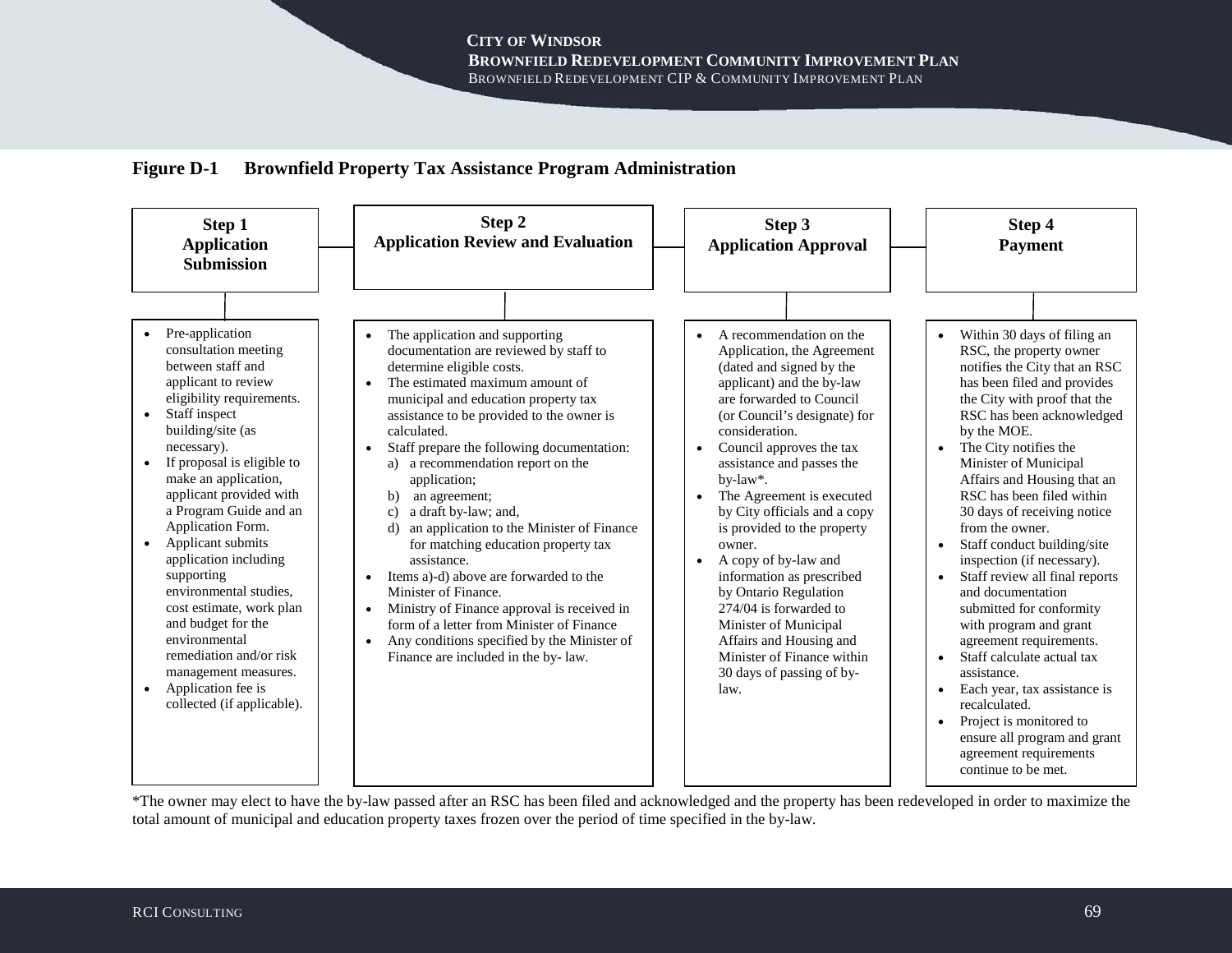**Figure D-1 Brownfield Property Tax Assistance Program Administration**

### Step 1 Application Submission

- Pre-application consultation meeting between staff and applicant to review eligibility requirements.
- Staff inspect building/site (as necessary).
- If proposal is eligible to make an application, applicant provided with a Program Guide and an Application Form.
- Applicant submits application including supporting environmental studies, cost estimate, work plan and budget for the environmental remediation and/or risk management measures.
- Application fee is collected (if applicable).

### Step 2 Application Review and Evaluation

- The application and supporting documentation are reviewed by staff to determine eligible costs.
- The estimated maximum amount of municipal and education property tax assistance to be provided to the owner is calculated.
- Staff prepare the following documentation:
  a) a recommendation report on the application;
  b) an agreement;
  c) a draft by-law; and,
  d) an application to the Minister of Finance for matching education property tax assistance.
- Items a)-d) above are forwarded to the Minister of Finance.
- Ministry of Finance approval is received in form of a letter from Minister of Finance
- Any conditions specified by the Minister of Finance are included in the by- law.

### Step 3 Application Approval

- A recommendation on the Application, the Agreement (dated and signed by the applicant) and the by-law are forwarded to Council (or Council's designate) for consideration.
- Council approves the tax assistance and passes the by-law*.
- The Agreement is executed by City officials and a copy is provided to the property owner.
- A copy of by-law and information as prescribed by Ontario Regulation 274/04 is forwarded to Minister of Municipal Affairs and Housing and Minister of Finance within 30 days of passing of by-law.

### Step 4 Payment

- Within 30 days of filing an RSC, the property owner notifies the City that an RSC has been filed and provides the City with proof that the RSC has been acknowledged by the MOE.
- The City notifies the Minister of Municipal Affairs and Housing that an RSC has been filed within 30 days of receiving notice from the owner.
- Staff conduct building/site inspection (if necessary).
- Staff review all final reports and documentation submitted for conformity with program and grant agreement requirements.
- Staff calculate actual tax assistance.
- Each year, tax assistance is recalculated.
- Project is monitored to ensure all program and grant agreement requirements continue to be met.

*The owner may elect to have the by-law passed after an RSC has been filed and acknowledged and the property has been redeveloped in order to maximize the total amount of municipal and education property taxes frozen over the period of time specified in the by-law.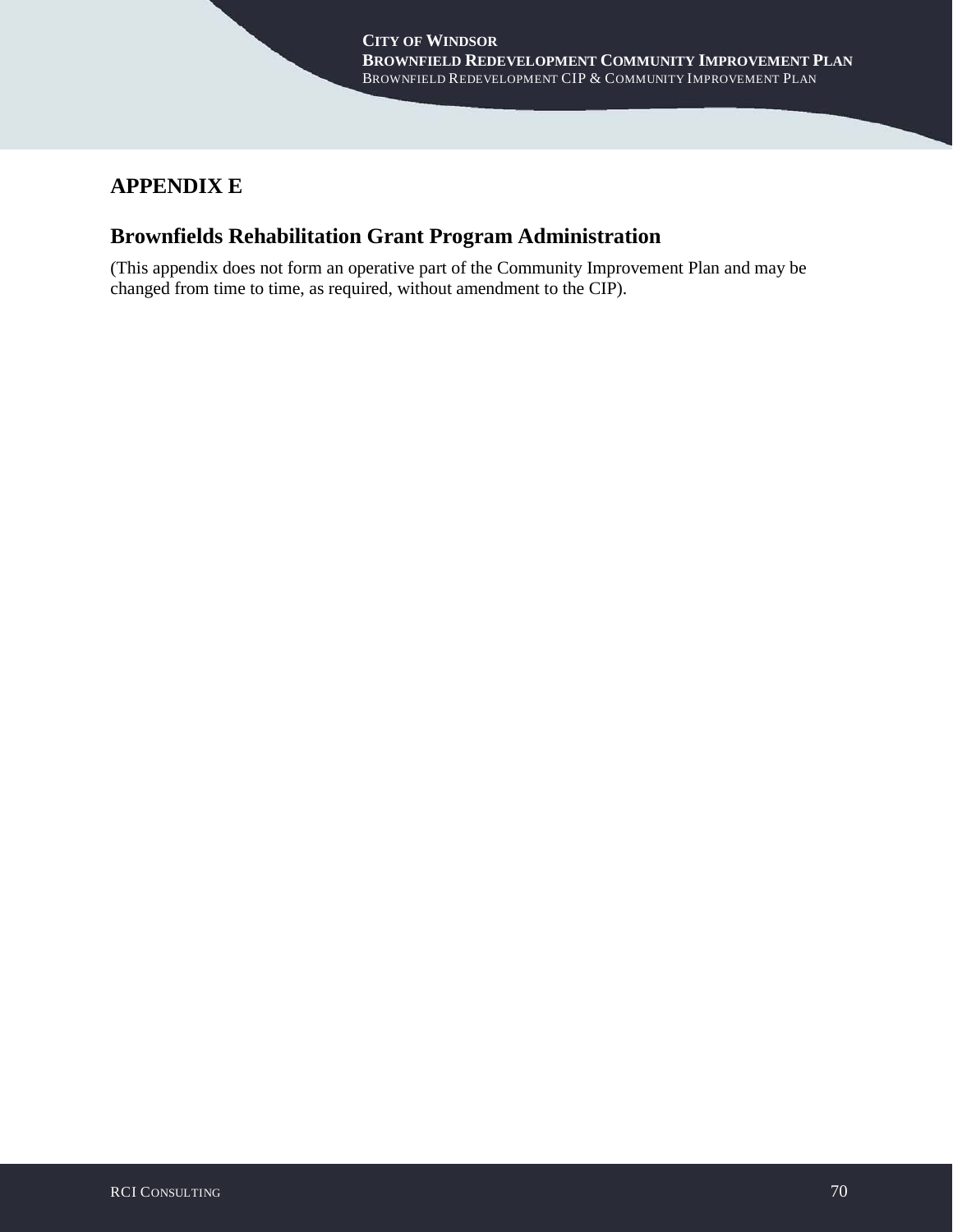# APPENDIX E

## Brownfields Rehabilitation Grant Program Administration

(This appendix does not form an operative part of the Community Improvement Plan and may be changed from time to time, as required, without amendment to the CIP).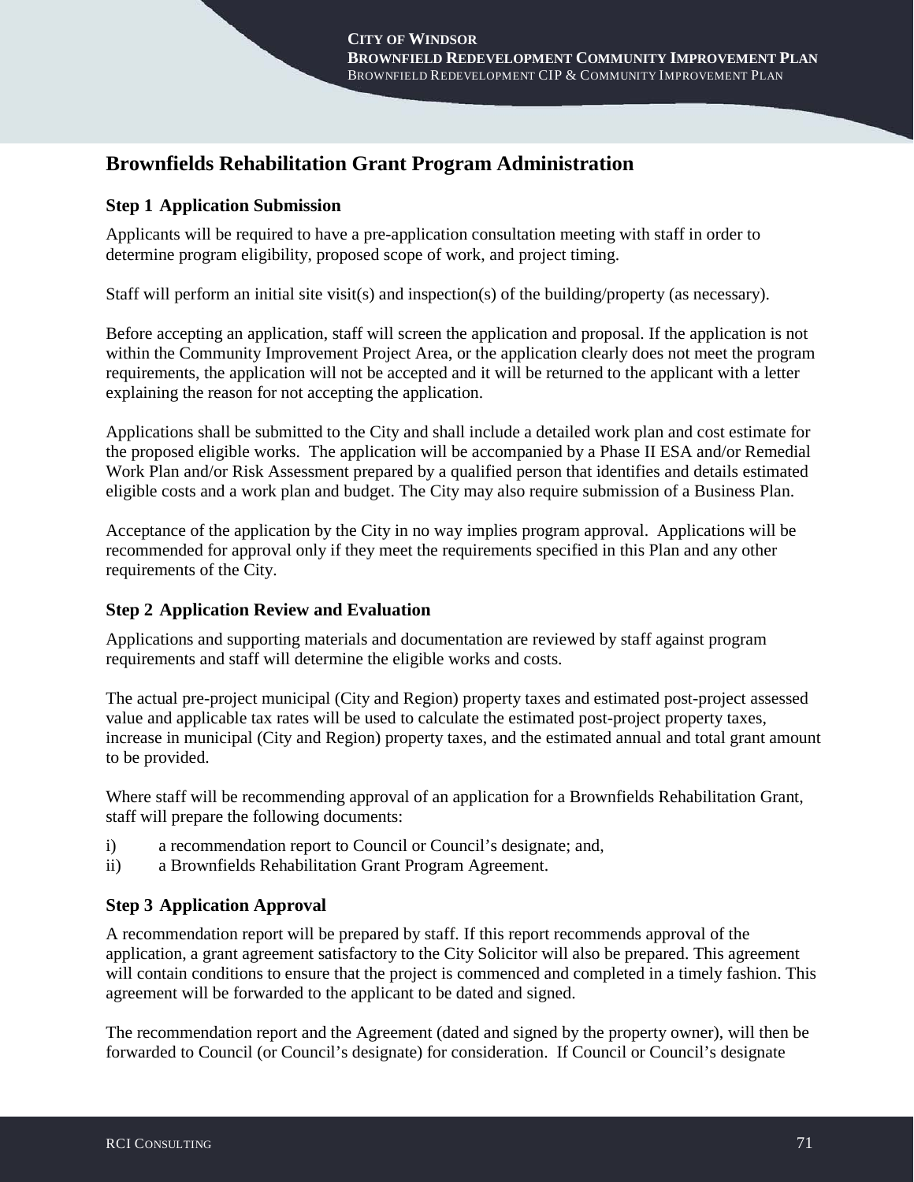## Brownfields Rehabilitation Grant Program Administration

### Step 1 Application Submission

Applicants will be required to have a pre-application consultation meeting with staff in order to determine program eligibility, proposed scope of work, and project timing.

Staff will perform an initial site visit(s) and inspection(s) of the building/property (as necessary).

Before accepting an application, staff will screen the application and proposal. If the application is not within the Community Improvement Project Area, or the application clearly does not meet the program requirements, the application will not be accepted and it will be returned to the applicant with a letter explaining the reason for not accepting the application.

Applications shall be submitted to the City and shall include a detailed work plan and cost estimate for the proposed eligible works. The application will be accompanied by a Phase II ESA and/or Remedial Work Plan and/or Risk Assessment prepared by a qualified person that identifies and details estimated eligible costs and a work plan and budget. The City may also require submission of a Business Plan.

Acceptance of the application by the City in no way implies program approval. Applications will be recommended for approval only if they meet the requirements specified in this Plan and any other requirements of the City.

### Step 2 Application Review and Evaluation

Applications and supporting materials and documentation are reviewed by staff against program requirements and staff will determine the eligible works and costs.

The actual pre-project municipal (City and Region) property taxes and estimated post-project assessed value and applicable tax rates will be used to calculate the estimated post-project property taxes, increase in municipal (City and Region) property taxes, and the estimated annual and total grant amount to be provided.

Where staff will be recommending approval of an application for a Brownfields Rehabilitation Grant, staff will prepare the following documents:

i) a recommendation report to Council or Council's designate; and,
ii) a Brownfields Rehabilitation Grant Program Agreement.

### Step 3 Application Approval

A recommendation report will be prepared by staff. If this report recommends approval of the application, a grant agreement satisfactory to the City Solicitor will also be prepared. This agreement will contain conditions to ensure that the project is commenced and completed in a timely fashion. This agreement will be forwarded to the applicant to be dated and signed.

The recommendation report and the Agreement (dated and signed by the property owner), will then be forwarded to Council (or Council's designate) for consideration. If Council or Council's designate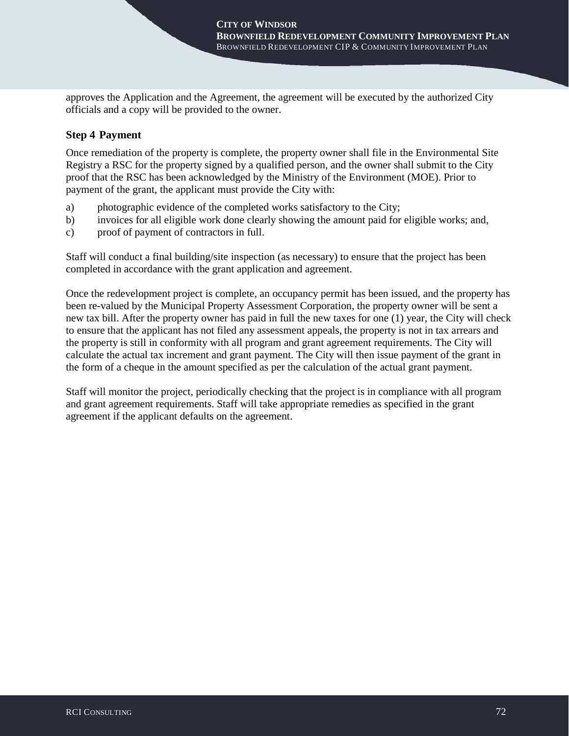approves the Application and the Agreement, the agreement will be executed by the authorized City officials and a copy will be provided to the owner.

### Step 4 Payment

Once remediation of the property is complete, the property owner shall file in the Environmental Site Registry a RSC for the property signed by a qualified person, and the owner shall submit to the City proof that the RSC has been acknowledged by the Ministry of the Environment (MOE). Prior to payment of the grant, the applicant must provide the City with:

a) photographic evidence of the completed works satisfactory to the City;
b) invoices for all eligible work done clearly showing the amount paid for eligible works; and,
c) proof of payment of contractors in full.

Staff will conduct a final building/site inspection (as necessary) to ensure that the project has been completed in accordance with the grant application and agreement.

Once the redevelopment project is complete, an occupancy permit has been issued, and the property has been re-valued by the Municipal Property Assessment Corporation, the property owner will be sent a new tax bill. After the property owner has paid in full the new taxes for one (1) year, the City will check to ensure that the applicant has not filed any assessment appeals, the property is not in tax arrears and the property is still in conformity with all program and grant agreement requirements. The City will calculate the actual tax increment and grant payment. The City will then issue payment of the grant in the form of a cheque in the amount specified as per the calculation of the actual grant payment.

Staff will monitor the project, periodically checking that the project is in compliance with all program and grant agreement requirements. Staff will take appropriate remedies as specified in the grant agreement if the applicant defaults on the agreement.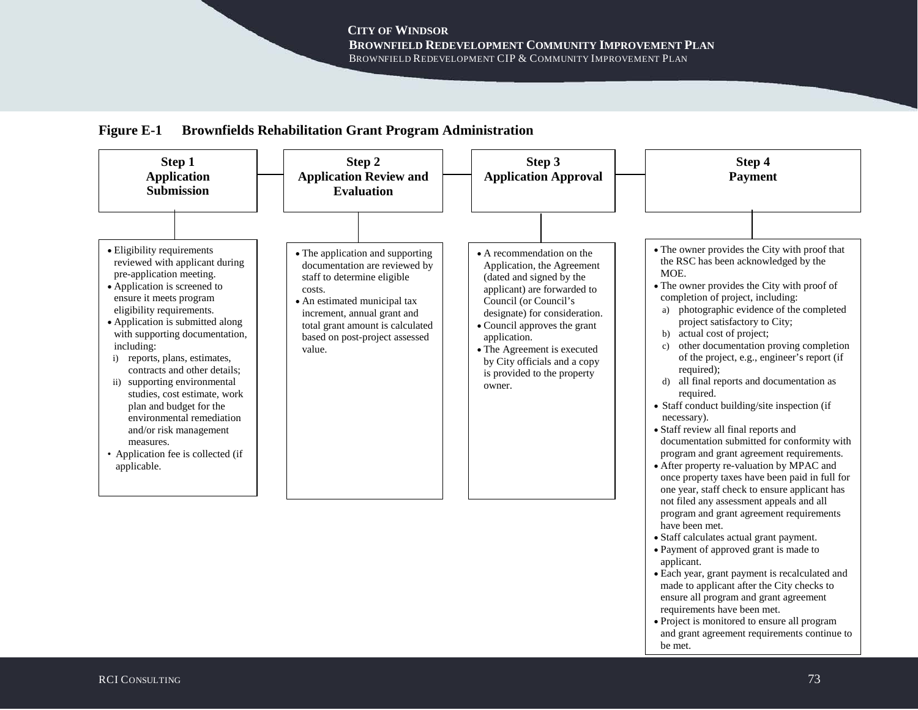**Figure E-1 Brownfields Rehabilitation Grant Program Administration**

### Step 1 Application Submission

- Eligibility requirements reviewed with applicant during pre-application meeting.
- Application is screened to ensure it meets program eligibility requirements.
- Application is submitted along with supporting documentation, including:
  - i) reports, plans, estimates, contracts and other details;
  - ii) supporting environmental studies, cost estimate, work plan and budget for the environmental remediation and/or risk management measures.
- Application fee is collected (if applicable.

### Step 2 Application Review and Evaluation

- The application and supporting documentation are reviewed by staff to determine eligible costs.
- An estimated municipal tax increment, annual grant and total grant amount is calculated based on post-project assessed value.

### Step 3 Application Approval

- A recommendation on the Application, the Agreement (dated and signed by the applicant) are forwarded to Council (or Council's designate) for consideration.
- Council approves the grant application.
- The Agreement is executed by City officials and a copy is provided to the property owner.

### Step 4 Payment

- The owner provides the City with proof that the RSC has been acknowledged by the MOE.
- The owner provides the City with proof of completion of project, including:
  - a) photographic evidence of the completed project satisfactory to City;
  - b) actual cost of project;
  - c) other documentation proving completion of the project, e.g., engineer's report (if required);
  - d) all final reports and documentation as required.
- Staff conduct building/site inspection (if necessary).
- Staff review all final reports and documentation submitted for conformity with program and grant agreement requirements.
- After property re-valuation by MPAC and once property taxes have been paid in full for one year, staff check to ensure applicant has not filed any assessment appeals and all program and grant agreement requirements have been met.
- Staff calculates actual grant payment.
- Payment of approved grant is made to applicant.
- Each year, grant payment is recalculated and made to applicant after the City checks to ensure all program and grant agreement requirements have been met.
- Project is monitored to ensure all program and grant agreement requirements continue to be met.